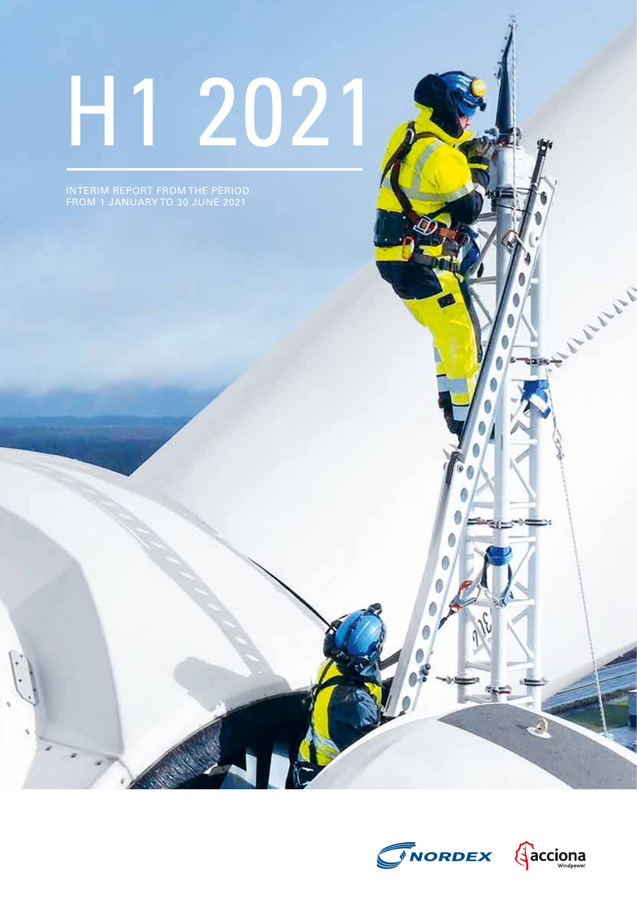# H1 2021

INTERIM REPORT FROM THE PERIOD FROM 1 JANUARY TO 30 JUNE 2021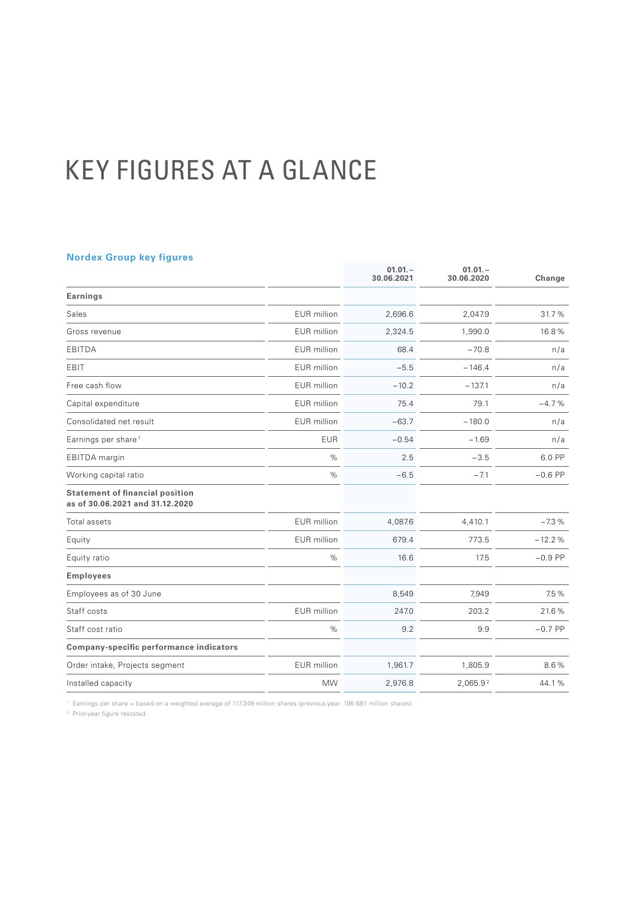# KEY FIGURES AT A GLANCE

## Nordex Group key figures

| | | 01.01.– 30.06.2021 | 01.01.– 30.06.2020 | Change |
|---|---|---|---|---|
| **Earnings** | | | | |
| Sales | EUR million | 2,696.6 | 2,047.9 | 31.7 % |
| Gross revenue | EUR million | 2,324.5 | 1,990.0 | 16.8 % |
| EBITDA | EUR million | 68.4 | −70.8 | n/a |
| EBIT | EUR million | −5.5 | −146.4 | n/a |
| Free cash flow | EUR million | −10.2 | −137.1 | n/a |
| Capital expenditure | EUR million | 75.4 | 79.1 | −4.7 % |
| Consolidated net result | EUR million | −63.7 | −180.0 | n/a |
| Earnings per share[1] | EUR | −0.54 | −1.69 | n/a |
| EBITDA margin | % | 2.5 | −3.5 | 6.0 PP |
| Working capital ratio | % | −6.5 | −7.1 | −0.6 PP |
| **Statement of financial position as of 30.06.2021 and 31.12.2020** | | | | |
| Total assets | EUR million | 4,087.6 | 4,410.1 | −7.3 % |
| Equity | EUR million | 679.4 | 773.5 | −12.2 % |
| Equity ratio | % | 16.6 | 17.5 | −0.9 PP |
| **Employees** | | | | |
| Employees as of 30 June | | 8,549 | 7,949 | 7.5 % |
| Staff costs | EUR million | 247.0 | 203.2 | 21.6 % |
| Staff cost ratio | % | 9.2 | 9.9 | −0.7 PP |
| **Company-specific performance indicators** | | | | |
| Order intake, Projects segment | EUR million | 1,961.7 | 1,805.9 | 8.6 % |
| Installed capacity | MW | 2,976.8 | 2,065.9[2] | 44.1 % |

[1] Earnings per share = based on a weighted average of 117.349 million shares (previous year: 106.681 million shares)

[2] Prior-year figure restated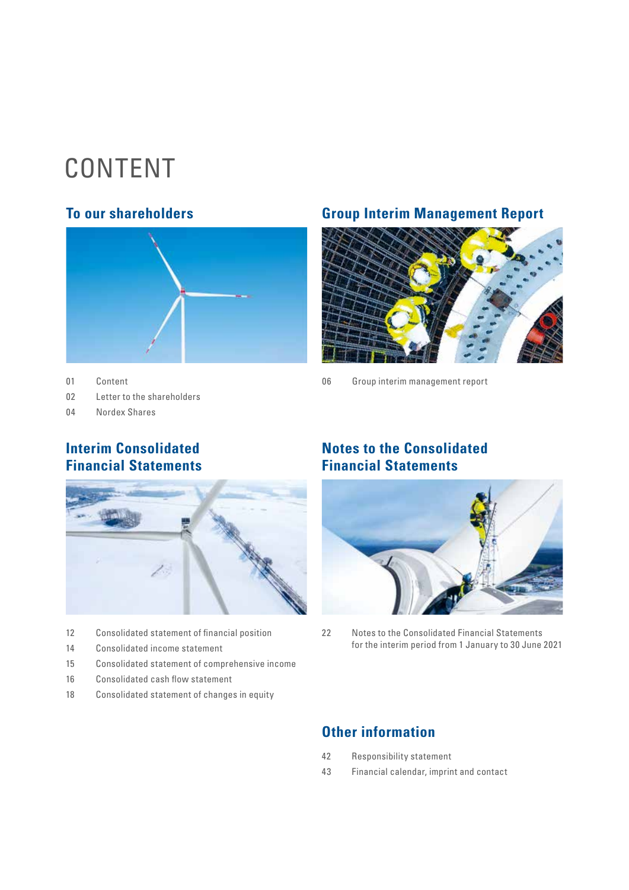# CONTENT

## To our shareholders

01 Content

02 Letter to the shareholders

04 Nordex Shares

## Group Interim Management Report

06 Group interim management report

## Interim Consolidated Financial Statements

12 Consolidated statement of financial position

14 Consolidated income statement

15 Consolidated statement of comprehensive income

16 Consolidated cash flow statement

18 Consolidated statement of changes in equity

## Notes to the Consolidated Financial Statements

22 Notes to the Consolidated Financial Statements for the interim period from 1 January to 30 June 2021

## Other information

42 Responsibility statement

43 Financial calendar, imprint and contact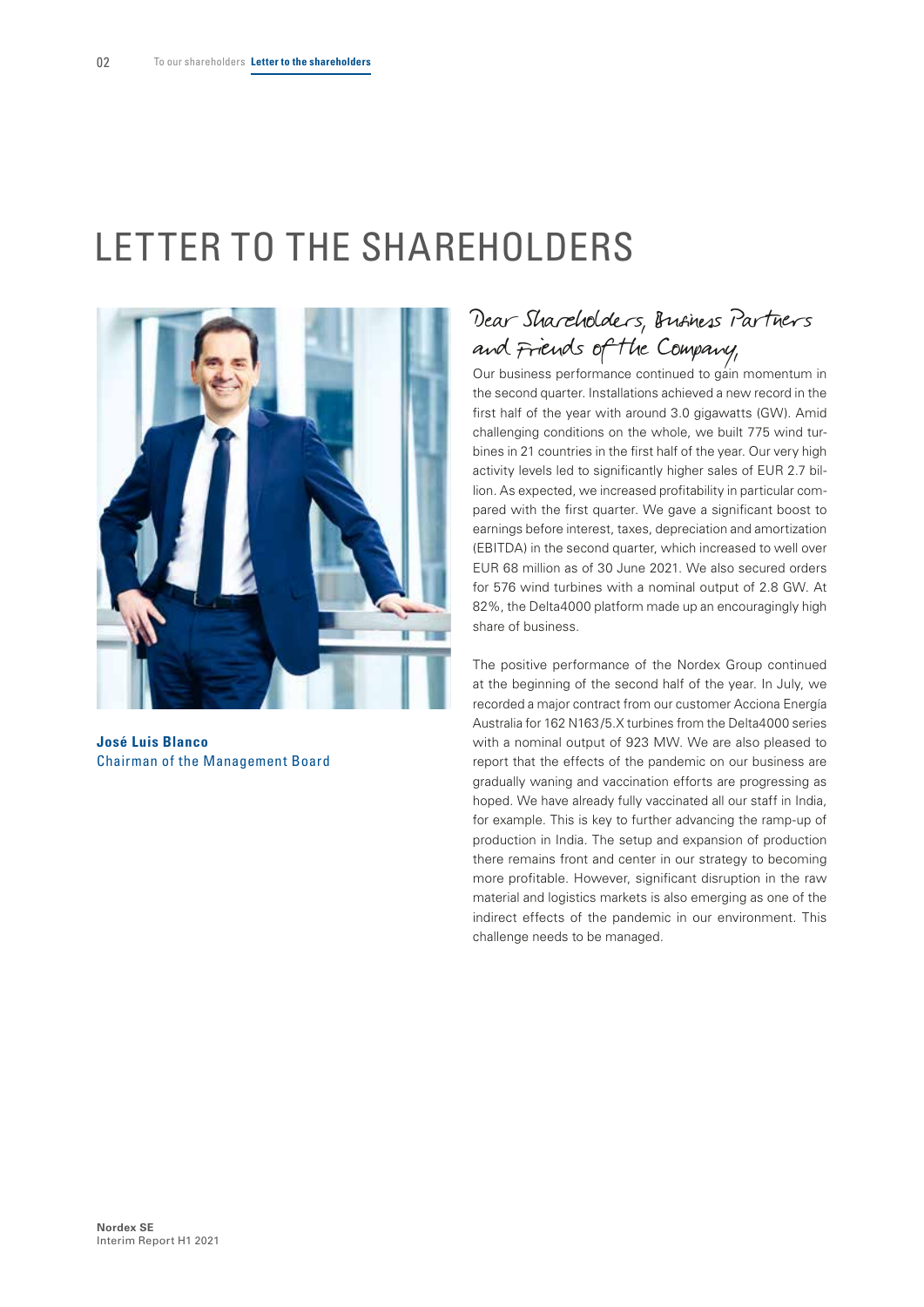# LETTER TO THE SHAREHOLDERS

**José Luis Blanco**
Chairman of the Management Board

*Dear Shareholders, Business Partners and Friends of the Company,*

Our business performance continued to gain momentum in the second quarter. Installations achieved a new record in the first half of the year with around 3.0 gigawatts (GW). Amid challenging conditions on the whole, we built 775 wind turbines in 21 countries in the first half of the year. Our very high activity levels led to significantly higher sales of EUR 2.7 billion. As expected, we increased profitability in particular compared with the first quarter. We gave a significant boost to earnings before interest, taxes, depreciation and amortization (EBITDA) in the second quarter, which increased to well over EUR 68 million as of 30 June 2021. We also secured orders for 576 wind turbines with a nominal output of 2.8 GW. At 82%, the Delta4000 platform made up an encouragingly high share of business.

The positive performance of the Nordex Group continued at the beginning of the second half of the year. In July, we recorded a major contract from our customer Acciona Energía Australia for 162 N163/5.X turbines from the Delta4000 series with a nominal output of 923 MW. We are also pleased to report that the effects of the pandemic on our business are gradually waning and vaccination efforts are progressing as hoped. We have already fully vaccinated all our staff in India, for example. This is key to further advancing the ramp-up of production in India. The setup and expansion of production there remains front and center in our strategy to becoming more profitable. However, significant disruption in the raw material and logistics markets is also emerging as one of the indirect effects of the pandemic in our environment. This challenge needs to be managed.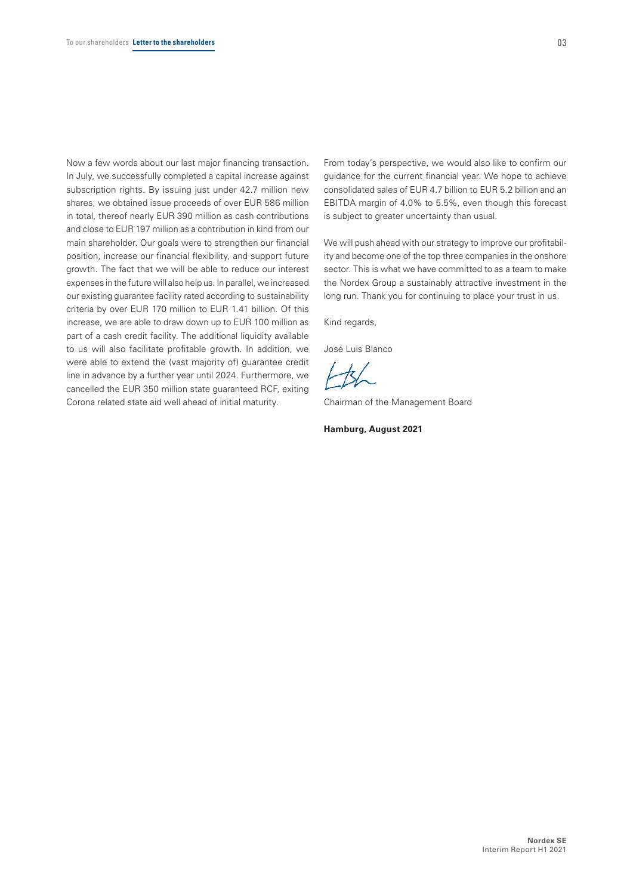Now a few words about our last major financing transaction. In July, we successfully completed a capital increase against subscription rights. By issuing just under 42.7 million new shares, we obtained issue proceeds of over EUR 586 million in total, thereof nearly EUR 390 million as cash contributions and close to EUR 197 million as a contribution in kind from our main shareholder. Our goals were to strengthen our financial position, increase our financial flexibility, and support future growth. The fact that we will be able to reduce our interest expenses in the future will also help us. In parallel, we increased our existing guarantee facility rated according to sustainability criteria by over EUR 170 million to EUR 1.41 billion. Of this increase, we are able to draw down up to EUR 100 million as part of a cash credit facility. The additional liquidity available to us will also facilitate profitable growth. In addition, we were able to extend the (vast majority of) guarantee credit line in advance by a further year until 2024. Furthermore, we cancelled the EUR 350 million state guaranteed RCF, exiting Corona related state aid well ahead of initial maturity.

From today's perspective, we would also like to confirm our guidance for the current financial year. We hope to achieve consolidated sales of EUR 4.7 billion to EUR 5.2 billion and an EBITDA margin of 4.0% to 5.5%, even though this forecast is subject to greater uncertainty than usual.

We will push ahead with our strategy to improve our profitability and become one of the top three companies in the onshore sector. This is what we have committed to as a team to make the Nordex Group a sustainably attractive investment in the long run. Thank you for continuing to place your trust in us.

Kind regards,

José Luis Blanco

Chairman of the Management Board

**Hamburg, August 2021**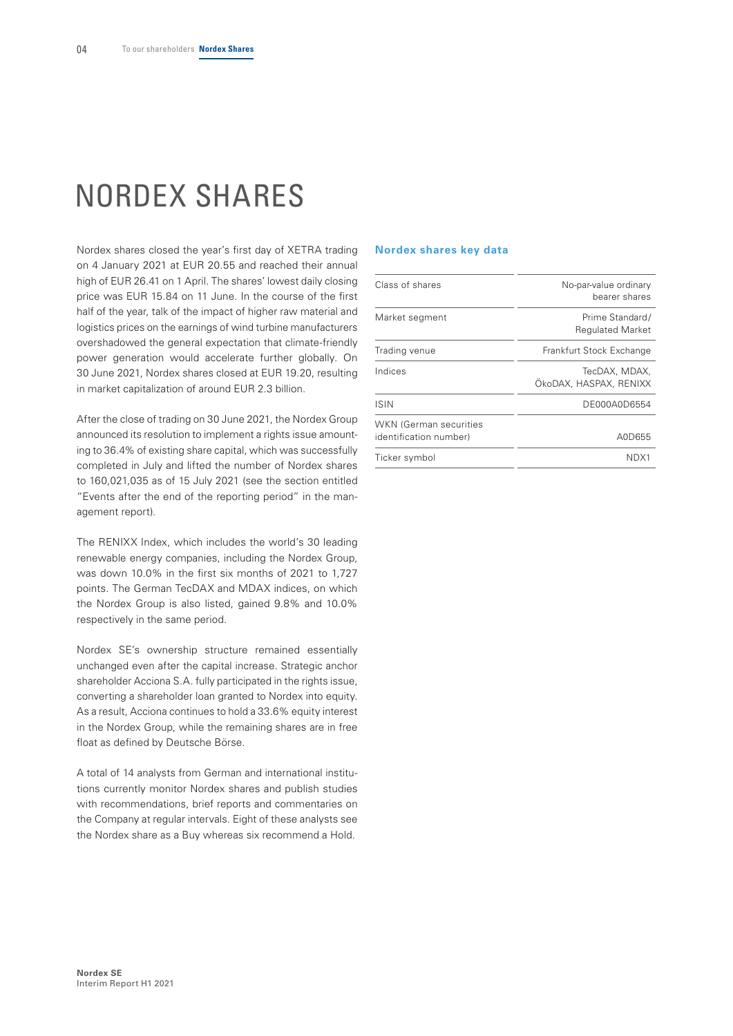# NORDEX SHARES

Nordex shares closed the year's first day of XETRA trading on 4 January 2021 at EUR 20.55 and reached their annual high of EUR 26.41 on 1 April. The shares' lowest daily closing price was EUR 15.84 on 11 June. In the course of the first half of the year, talk of the impact of higher raw material and logistics prices on the earnings of wind turbine manufacturers overshadowed the general expectation that climate-friendly power generation would accelerate further globally. On 30 June 2021, Nordex shares closed at EUR 19.20, resulting in market capitalization of around EUR 2.3 billion.

After the close of trading on 30 June 2021, the Nordex Group announced its resolution to implement a rights issue amounting to 36.4% of existing share capital, which was successfully completed in July and lifted the number of Nordex shares to 160,021,035 as of 15 July 2021 (see the section entitled "Events after the end of the reporting period" in the management report).

The RENIXX Index, which includes the world's 30 leading renewable energy companies, including the Nordex Group, was down 10.0% in the first six months of 2021 to 1,727 points. The German TecDAX and MDAX indices, on which the Nordex Group is also listed, gained 9.8% and 10.0% respectively in the same period.

Nordex SE's ownership structure remained essentially unchanged even after the capital increase. Strategic anchor shareholder Acciona S.A. fully participated in the rights issue, converting a shareholder loan granted to Nordex into equity. As a result, Acciona continues to hold a 33.6% equity interest in the Nordex Group, while the remaining shares are in free float as defined by Deutsche Börse.

A total of 14 analysts from German and international institutions currently monitor Nordex shares and publish studies with recommendations, brief reports and commentaries on the Company at regular intervals. Eight of these analysts see the Nordex share as a Buy whereas six recommend a Hold.

**Nordex shares key data**

| | |
|---|---|
| Class of shares | No-par-value ordinary bearer shares |
| Market segment | Prime Standard/ Regulated Market |
| Trading venue | Frankfurt Stock Exchange |
| Indices | TecDAX, MDAX, ÖkoDAX, HASPAX, RENIXX |
| ISIN | DE000A0D6554 |
| WKN (German securities identification number) | A0D655 |
| Ticker symbol | NDX1 |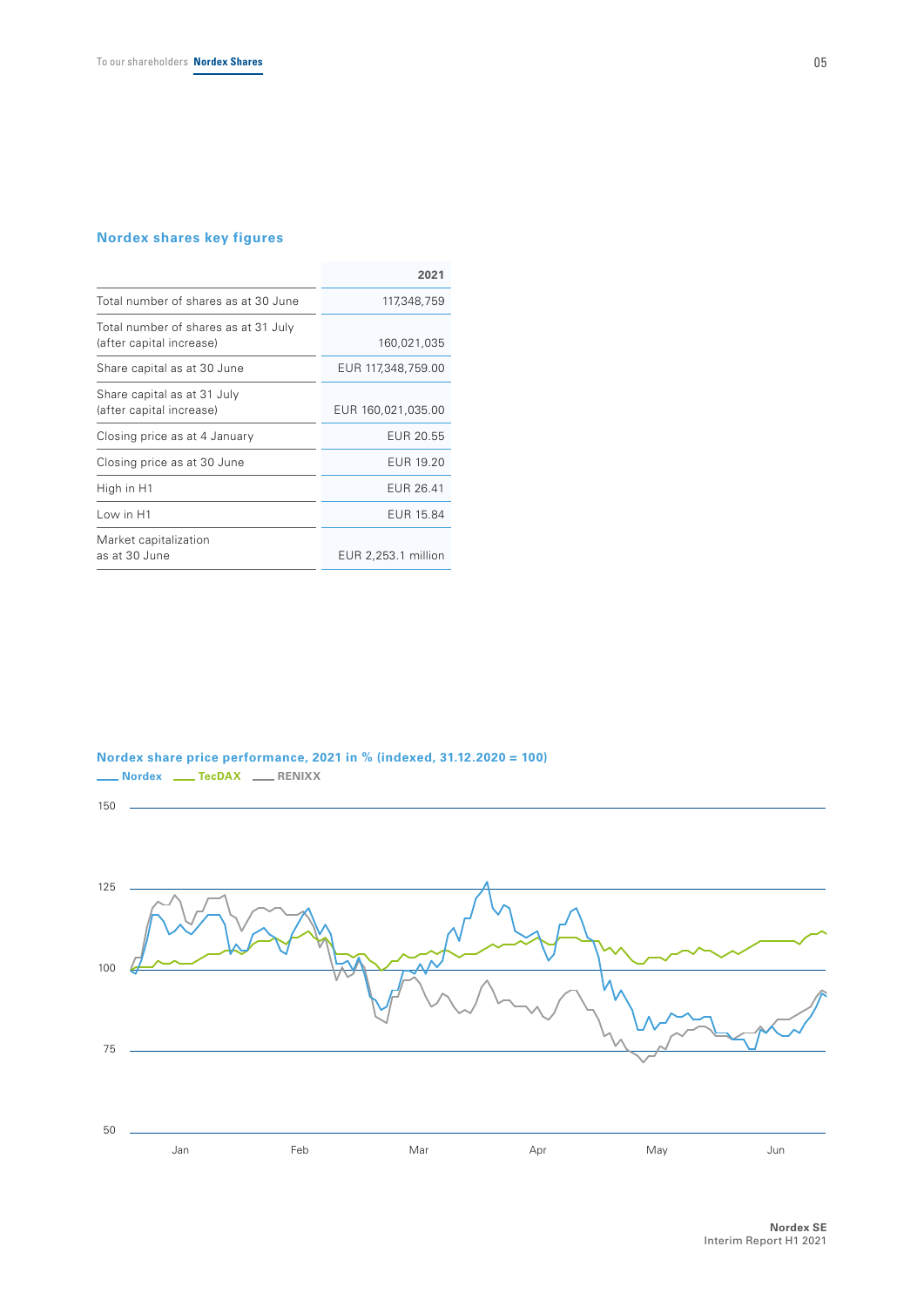## Nordex shares key figures

| | 2021 |
|---|---|
| Total number of shares as at 30 June | 117,348,759 |
| Total number of shares as at 31 July (after capital increase) | 160,021,035 |
| Share capital as at 30 June | EUR 117,348,759.00 |
| Share capital as at 31 July (after capital increase) | EUR 160,021,035.00 |
| Closing price as at 4 January | EUR 20.55 |
| Closing price as at 30 June | EUR 19.20 |
| High in H1 | EUR 26.41 |
| Low in H1 | EUR 15.84 |
| Market capitalization as at 30 June | EUR 2,253.1 million |

## Nordex share price performance, 2021 in % (indexed, 31.12.2020 = 100)

Nordex TecDAX RENIXX

150
125
100
75
50

Jan Feb Mar Apr May Jun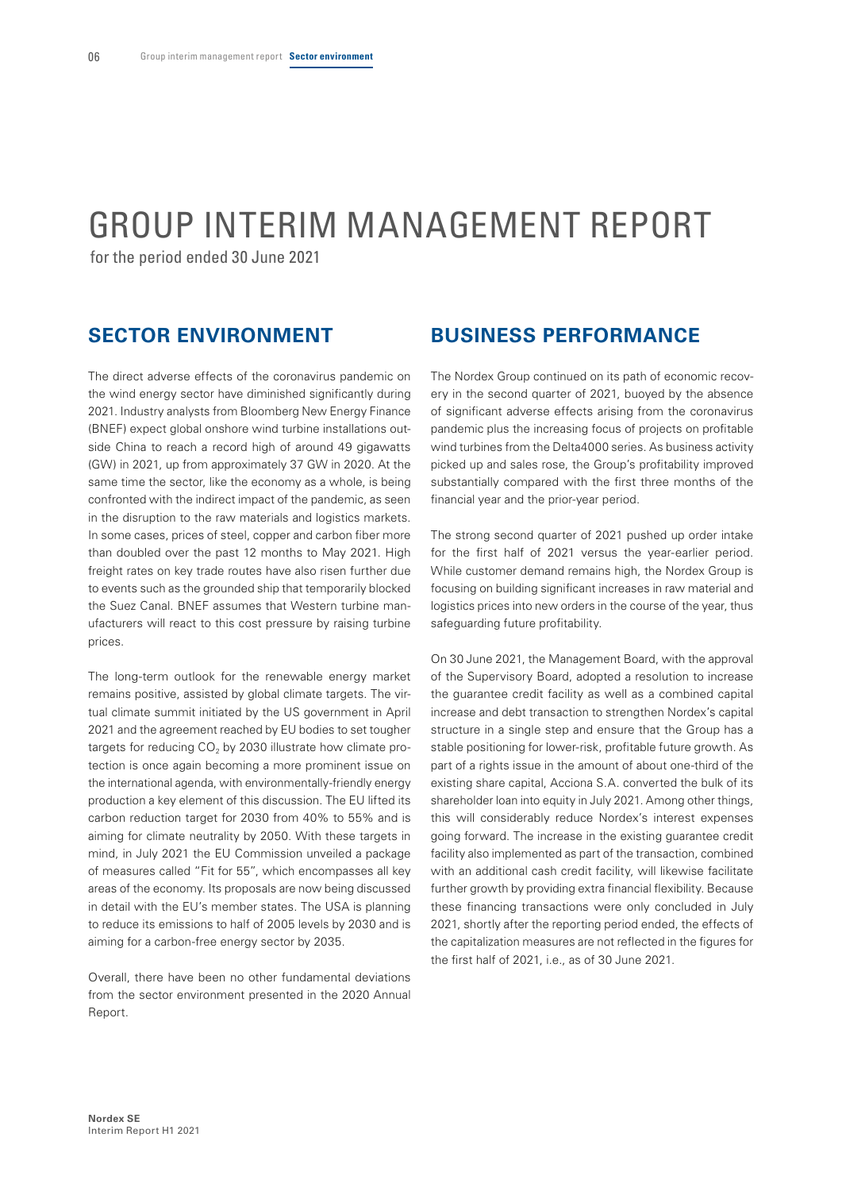# GROUP INTERIM MANAGEMENT REPORT

for the period ended 30 June 2021

## SECTOR ENVIRONMENT

The direct adverse effects of the coronavirus pandemic on the wind energy sector have diminished significantly during 2021. Industry analysts from Bloomberg New Energy Finance (BNEF) expect global onshore wind turbine installations outside China to reach a record high of around 49 gigawatts (GW) in 2021, up from approximately 37 GW in 2020. At the same time the sector, like the economy as a whole, is being confronted with the indirect impact of the pandemic, as seen in the disruption to the raw materials and logistics markets. In some cases, prices of steel, copper and carbon fiber more than doubled over the past 12 months to May 2021. High freight rates on key trade routes have also risen further due to events such as the grounded ship that temporarily blocked the Suez Canal. BNEF assumes that Western turbine manufacturers will react to this cost pressure by raising turbine prices.

The long-term outlook for the renewable energy market remains positive, assisted by global climate targets. The virtual climate summit initiated by the US government in April 2021 and the agreement reached by EU bodies to set tougher targets for reducing $CO_2$ by 2030 illustrate how climate protection is once again becoming a more prominent issue on the international agenda, with environmentally-friendly energy production a key element of this discussion. The EU lifted its carbon reduction target for 2030 from 40% to 55% and is aiming for climate neutrality by 2050. With these targets in mind, in July 2021 the EU Commission unveiled a package of measures called "Fit for 55", which encompasses all key areas of the economy. Its proposals are now being discussed in detail with the EU's member states. The USA is planning to reduce its emissions to half of 2005 levels by 2030 and is aiming for a carbon-free energy sector by 2035.

Overall, there have been no other fundamental deviations from the sector environment presented in the 2020 Annual Report.

## BUSINESS PERFORMANCE

The Nordex Group continued on its path of economic recovery in the second quarter of 2021, buoyed by the absence of significant adverse effects arising from the coronavirus pandemic plus the increasing focus of projects on profitable wind turbines from the Delta4000 series. As business activity picked up and sales rose, the Group's profitability improved substantially compared with the first three months of the financial year and the prior-year period.

The strong second quarter of 2021 pushed up order intake for the first half of 2021 versus the year-earlier period. While customer demand remains high, the Nordex Group is focusing on building significant increases in raw material and logistics prices into new orders in the course of the year, thus safeguarding future profitability.

On 30 June 2021, the Management Board, with the approval of the Supervisory Board, adopted a resolution to increase the guarantee credit facility as well as a combined capital increase and debt transaction to strengthen Nordex's capital structure in a single step and ensure that the Group has a stable positioning for lower-risk, profitable future growth. As part of a rights issue in the amount of about one-third of the existing share capital, Acciona S.A. converted the bulk of its shareholder loan into equity in July 2021. Among other things, this will considerably reduce Nordex's interest expenses going forward. The increase in the existing guarantee credit facility also implemented as part of the transaction, combined with an additional cash credit facility, will likewise facilitate further growth by providing extra financial flexibility. Because these financing transactions were only concluded in July 2021, shortly after the reporting period ended, the effects of the capitalization measures are not reflected in the figures for the first half of 2021, i.e., as of 30 June 2021.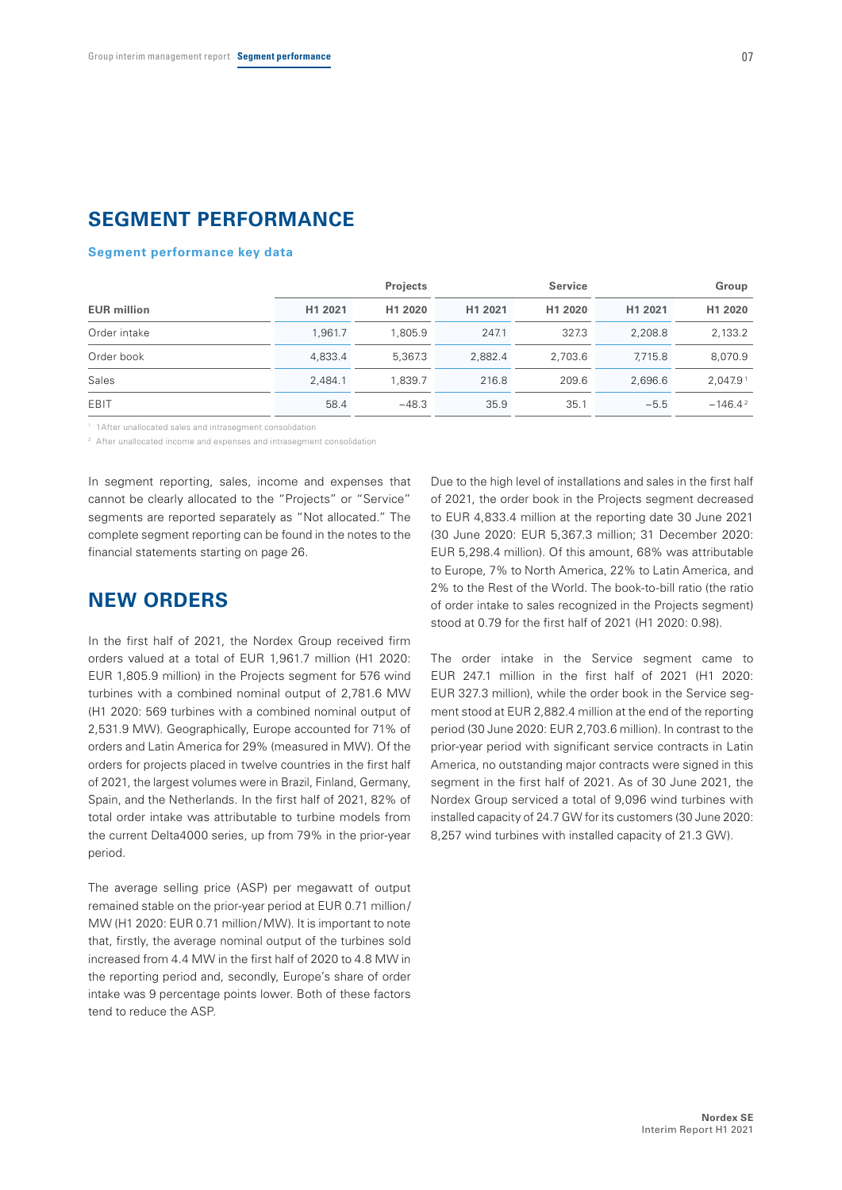# SEGMENT PERFORMANCE

### Segment performance key data

| | Projects | | Service | | Group | |
|---|---|---|---|---|---|---|
| EUR million | H1 2021 | H1 2020 | H1 2021 | H1 2020 | H1 2021 | H1 2020 |
| Order intake | 1,961.7 | 1,805.9 | 247.1 | 327.3 | 2,208.8 | 2,133.2 |
| Order book | 4,833.4 | 5,367.3 | 2,882.4 | 2,703.6 | 7,715.8 | 8,070.9 |
| Sales | 2,484.1 | 1,839.7 | 216.8 | 209.6 | 2,696.6 | 2,047.9 [1] |
| EBIT | 58.4 | −48.3 | 35.9 | 35.1 | −5.5 | −146.4 [2] |

[1] 1After unallocated sales and intrasegment consolidation

[2] After unallocated income and expenses and intrasegment consolidation

In segment reporting, sales, income and expenses that cannot be clearly allocated to the "Projects" or "Service" segments are reported separately as "Not allocated." The complete segment reporting can be found in the notes to the financial statements starting on page 26.

# NEW ORDERS

In the first half of 2021, the Nordex Group received firm orders valued at a total of EUR 1,961.7 million (H1 2020: EUR 1,805.9 million) in the Projects segment for 576 wind turbines with a combined nominal output of 2,781.6 MW (H1 2020: 569 turbines with a combined nominal output of 2,531.9 MW). Geographically, Europe accounted for 71% of orders and Latin America for 29% (measured in MW). Of the orders for projects placed in twelve countries in the first half of 2021, the largest volumes were in Brazil, Finland, Germany, Spain, and the Netherlands. In the first half of 2021, 82% of total order intake was attributable to turbine models from the current Delta4000 series, up from 79% in the prior-year period.

The average selling price (ASP) per megawatt of output remained stable on the prior-year period at EUR 0.71 million/MW (H1 2020: EUR 0.71 million/MW). It is important to note that, firstly, the average nominal output of the turbines sold increased from 4.4 MW in the first half of 2020 to 4.8 MW in the reporting period and, secondly, Europe's share of order intake was 9 percentage points lower. Both of these factors tend to reduce the ASP.

Due to the high level of installations and sales in the first half of 2021, the order book in the Projects segment decreased to EUR 4,833.4 million at the reporting date 30 June 2021 (30 June 2020: EUR 5,367.3 million; 31 December 2020: EUR 5,298.4 million). Of this amount, 68% was attributable to Europe, 7% to North America, 22% to Latin America, and 2% to the Rest of the World. The book-to-bill ratio (the ratio of order intake to sales recognized in the Projects segment) stood at 0.79 for the first half of 2021 (H1 2020: 0.98).

The order intake in the Service segment came to EUR 247.1 million in the first half of 2021 (H1 2020: EUR 327.3 million), while the order book in the Service segment stood at EUR 2,882.4 million at the end of the reporting period (30 June 2020: EUR 2,703.6 million). In contrast to the prior-year period with significant service contracts in Latin America, no outstanding major contracts were signed in this segment in the first half of 2021. As of 30 June 2021, the Nordex Group serviced a total of 9,096 wind turbines with installed capacity of 24.7 GW for its customers (30 June 2020: 8,257 wind turbines with installed capacity of 21.3 GW).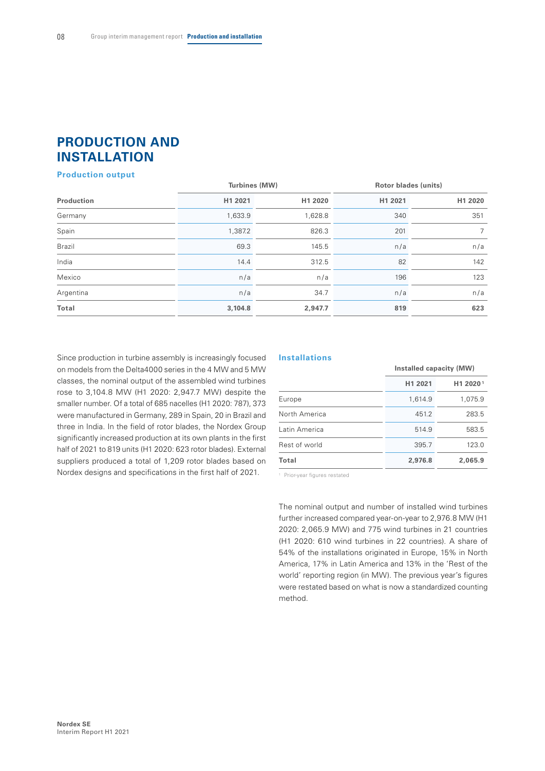# PRODUCTION AND INSTALLATION

### Production output

| | Turbines (MW) | | Rotor blades (units) | |
|---|---|---|---|---|
| **Production** | **H1 2021** | **H1 2020** | **H1 2021** | **H1 2020** |
| Germany | 1,633.9 | 1,628.8 | 340 | 351 |
| Spain | 1,387.2 | 826.3 | 201 | 7 |
| Brazil | 69.3 | 145.5 | n/a | n/a |
| India | 14.4 | 312.5 | 82 | 142 |
| Mexico | n/a | n/a | 196 | 123 |
| Argentina | n/a | 34.7 | n/a | n/a |
| **Total** | **3,104.8** | **2,947.7** | **819** | **623** |

Since production in turbine assembly is increasingly focused on models from the Delta4000 series in the 4 MW and 5 MW classes, the nominal output of the assembled wind turbines rose to 3,104.8 MW (H1 2020: 2,947.7 MW) despite the smaller number. Of a total of 685 nacelles (H1 2020: 787), 373 were manufactured in Germany, 289 in Spain, 20 in Brazil and three in India. In the field of rotor blades, the Nordex Group significantly increased production at its own plants in the first half of 2021 to 819 units (H1 2020: 623 rotor blades). External suppliers produced a total of 1,209 rotor blades based on Nordex designs and specifications in the first half of 2021.

### Installations

| | Installed capacity (MW) | |
|---|---|---|
| | **H1 2021** | **H1 2020** [1] |
| Europe | 1,614.9 | 1,075.9 |
| North America | 451.2 | 283.5 |
| Latin America | 514.9 | 583.5 |
| Rest of world | 395.7 | 123.0 |
| **Total** | **2,976.8** | **2,065.9** |

[1] Prior-year figures restated

The nominal output and number of installed wind turbines further increased compared year-on-year to 2,976.8 MW (H1 2020: 2,065.9 MW) and 775 wind turbines in 21 countries (H1 2020: 610 wind turbines in 22 countries). A share of 54% of the installations originated in Europe, 15% in North America, 17% in Latin America and 13% in the 'Rest of the world' reporting region (in MW). The previous year's figures were restated based on what is now a standardized counting method.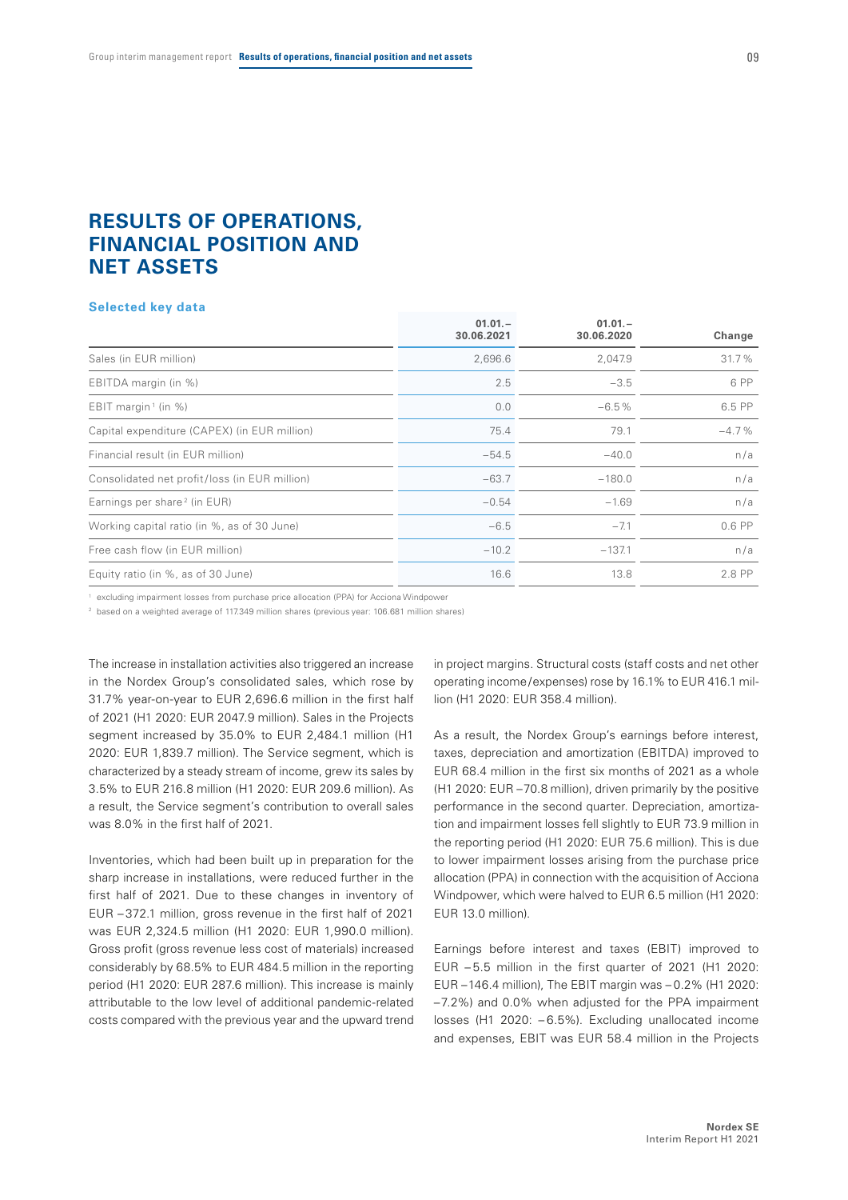# RESULTS OF OPERATIONS, FINANCIAL POSITION AND NET ASSETS

### Selected key data

| | 01.01.–30.06.2021 | 01.01.–30.06.2020 | Change |
|---|---|---|---|
| Sales (in EUR million) | 2,696.6 | 2,047.9 | 31.7% |
| EBITDA margin (in %) | 2.5 | −3.5 | 6 PP |
| EBIT margin[1] (in %) | 0.0 | −6.5% | 6.5 PP |
| Capital expenditure (CAPEX) (in EUR million) | 75.4 | 79.1 | −4.7% |
| Financial result (in EUR million) | −54.5 | −40.0 | n/a |
| Consolidated net profit/loss (in EUR million) | −63.7 | −180.0 | n/a |
| Earnings per share[2] (in EUR) | −0.54 | −1.69 | n/a |
| Working capital ratio (in %, as of 30 June) | −6.5 | −7.1 | 0.6 PP |
| Free cash flow (in EUR million) | −10.2 | −137.1 | n/a |
| Equity ratio (in %, as of 30 June) | 16.6 | 13.8 | 2.8 PP |

[1] excluding impairment losses from purchase price allocation (PPA) for Acciona Windpower

[2] based on a weighted average of 117.349 million shares (previous year: 106.681 million shares)

The increase in installation activities also triggered an increase in the Nordex Group's consolidated sales, which rose by 31.7% year-on-year to EUR 2,696.6 million in the first half of 2021 (H1 2020: EUR 2047.9 million). Sales in the Projects segment increased by 35.0% to EUR 2,484.1 million (H1 2020: EUR 1,839.7 million). The Service segment, which is characterized by a steady stream of income, grew its sales by 3.5% to EUR 216.8 million (H1 2020: EUR 209.6 million). As a result, the Service segment's contribution to overall sales was 8.0% in the first half of 2021.

Inventories, which had been built up in preparation for the sharp increase in installations, were reduced further in the first half of 2021. Due to these changes in inventory of EUR −372.1 million, gross revenue in the first half of 2021 was EUR 2,324.5 million (H1 2020: EUR 1,990.0 million). Gross profit (gross revenue less cost of materials) increased considerably by 68.5% to EUR 484.5 million in the reporting period (H1 2020: EUR 287.6 million). This increase is mainly attributable to the low level of additional pandemic-related costs compared with the previous year and the upward trend in project margins. Structural costs (staff costs and net other operating income/expenses) rose by 16.1% to EUR 416.1 million (H1 2020: EUR 358.4 million).

As a result, the Nordex Group's earnings before interest, taxes, depreciation and amortization (EBITDA) improved to EUR 68.4 million in the first six months of 2021 as a whole (H1 2020: EUR −70.8 million), driven primarily by the positive performance in the second quarter. Depreciation, amortization and impairment losses fell slightly to EUR 73.9 million in the reporting period (H1 2020: EUR 75.6 million). This is due to lower impairment losses arising from the purchase price allocation (PPA) in connection with the acquisition of Acciona Windpower, which were halved to EUR 6.5 million (H1 2020: EUR 13.0 million).

Earnings before interest and taxes (EBIT) improved to EUR −5.5 million in the first quarter of 2021 (H1 2020: EUR −146.4 million), The EBIT margin was −0.2% (H1 2020: −7.2%) and 0.0% when adjusted for the PPA impairment losses (H1 2020: −6.5%). Excluding unallocated income and expenses, EBIT was EUR 58.4 million in the Projects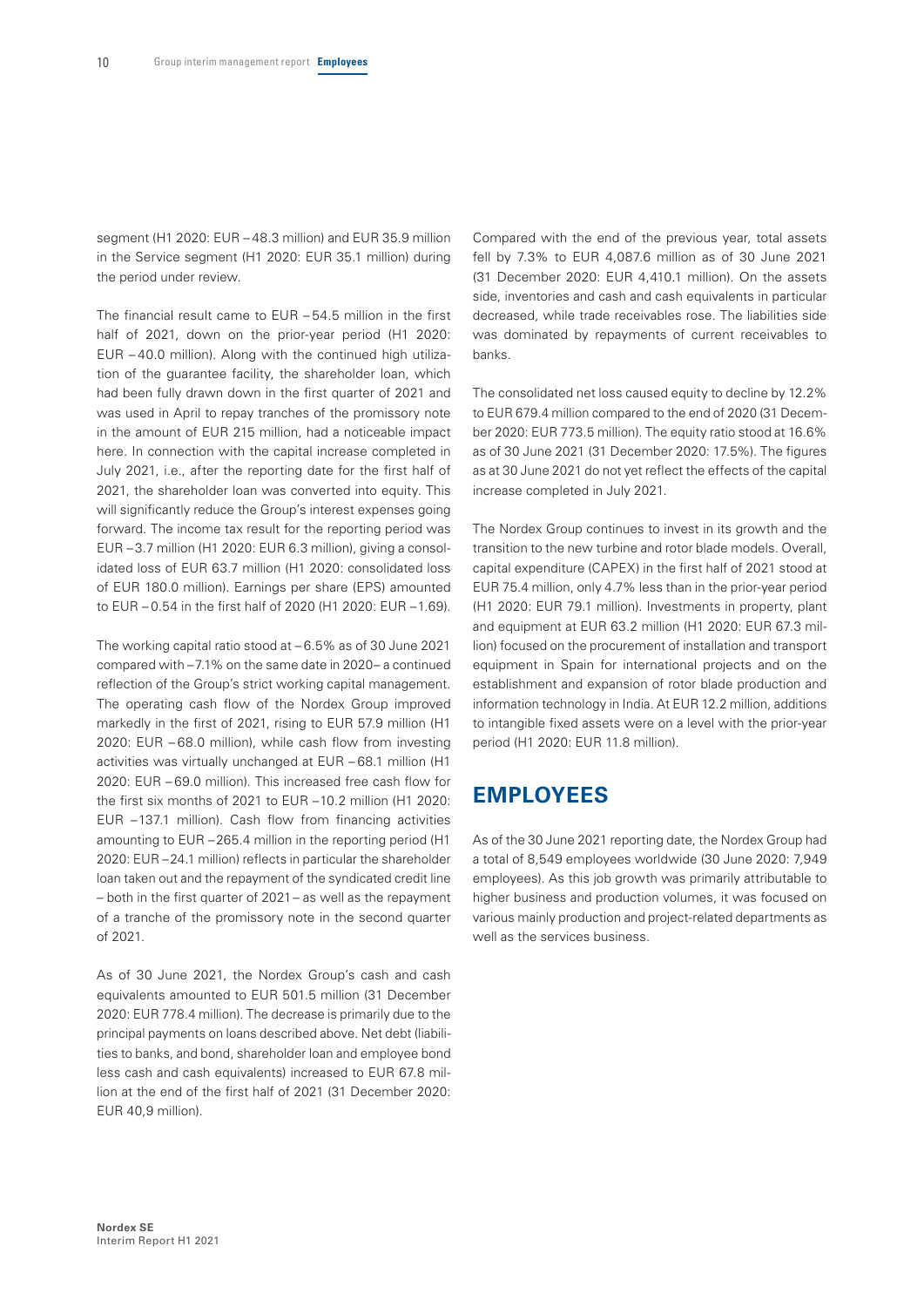segment (H1 2020: EUR –48.3 million) and EUR 35.9 million in the Service segment (H1 2020: EUR 35.1 million) during the period under review.

The financial result came to EUR –54.5 million in the first half of 2021, down on the prior-year period (H1 2020: EUR –40.0 million). Along with the continued high utilization of the guarantee facility, the shareholder loan, which had been fully drawn down in the first quarter of 2021 and was used in April to repay tranches of the promissory note in the amount of EUR 215 million, had a noticeable impact here. In connection with the capital increase completed in July 2021, i.e., after the reporting date for the first half of 2021, the shareholder loan was converted into equity. This will significantly reduce the Group's interest expenses going forward. The income tax result for the reporting period was EUR –3.7 million (H1 2020: EUR 6.3 million), giving a consolidated loss of EUR 63.7 million (H1 2020: consolidated loss of EUR 180.0 million). Earnings per share (EPS) amounted to EUR –0.54 in the first half of 2020 (H1 2020: EUR –1.69).

The working capital ratio stood at –6.5% as of 30 June 2021 compared with –7.1% on the same date in 2020 – a continued reflection of the Group's strict working capital management. The operating cash flow of the Nordex Group improved markedly in the first of 2021, rising to EUR 57.9 million (H1 2020: EUR –68.0 million), while cash flow from investing activities was virtually unchanged at EUR –68.1 million (H1 2020: EUR –69.0 million). This increased free cash flow for the first six months of 2021 to EUR –10.2 million (H1 2020: EUR –137.1 million). Cash flow from financing activities amounting to EUR –265.4 million in the reporting period (H1 2020: EUR –24.1 million) reflects in particular the shareholder loan taken out and the repayment of the syndicated credit line – both in the first quarter of 2021 – as well as the repayment of a tranche of the promissory note in the second quarter of 2021.

As of 30 June 2021, the Nordex Group's cash and cash equivalents amounted to EUR 501.5 million (31 December 2020: EUR 778.4 million). The decrease is primarily due to the principal payments on loans described above. Net debt (liabilities to banks, and bond, shareholder loan and employee bond less cash and cash equivalents) increased to EUR 67.8 million at the end of the first half of 2021 (31 December 2020: EUR 40,9 million).

Compared with the end of the previous year, total assets fell by 7.3% to EUR 4,087.6 million as of 30 June 2021 (31 December 2020: EUR 4,410.1 million). On the assets side, inventories and cash and cash equivalents in particular decreased, while trade receivables rose. The liabilities side was dominated by repayments of current receivables to banks.

The consolidated net loss caused equity to decline by 12.2% to EUR 679.4 million compared to the end of 2020 (31 December 2020: EUR 773.5 million). The equity ratio stood at 16.6% as of 30 June 2021 (31 December 2020: 17.5%). The figures as at 30 June 2021 do not yet reflect the effects of the capital increase completed in July 2021.

The Nordex Group continues to invest in its growth and the transition to the new turbine and rotor blade models. Overall, capital expenditure (CAPEX) in the first half of 2021 stood at EUR 75.4 million, only 4.7% less than in the prior-year period (H1 2020: EUR 79.1 million). Investments in property, plant and equipment at EUR 63.2 million (H1 2020: EUR 67.3 million) focused on the procurement of installation and transport equipment in Spain for international projects and on the establishment and expansion of rotor blade production and information technology in India. At EUR 12.2 million, additions to intangible fixed assets were on a level with the prior-year period (H1 2020: EUR 11.8 million).

## EMPLOYEES

As of the 30 June 2021 reporting date, the Nordex Group had a total of 8,549 employees worldwide (30 June 2020: 7,949 employees). As this job growth was primarily attributable to higher business and production volumes, it was focused on various mainly production and project-related departments as well as the services business.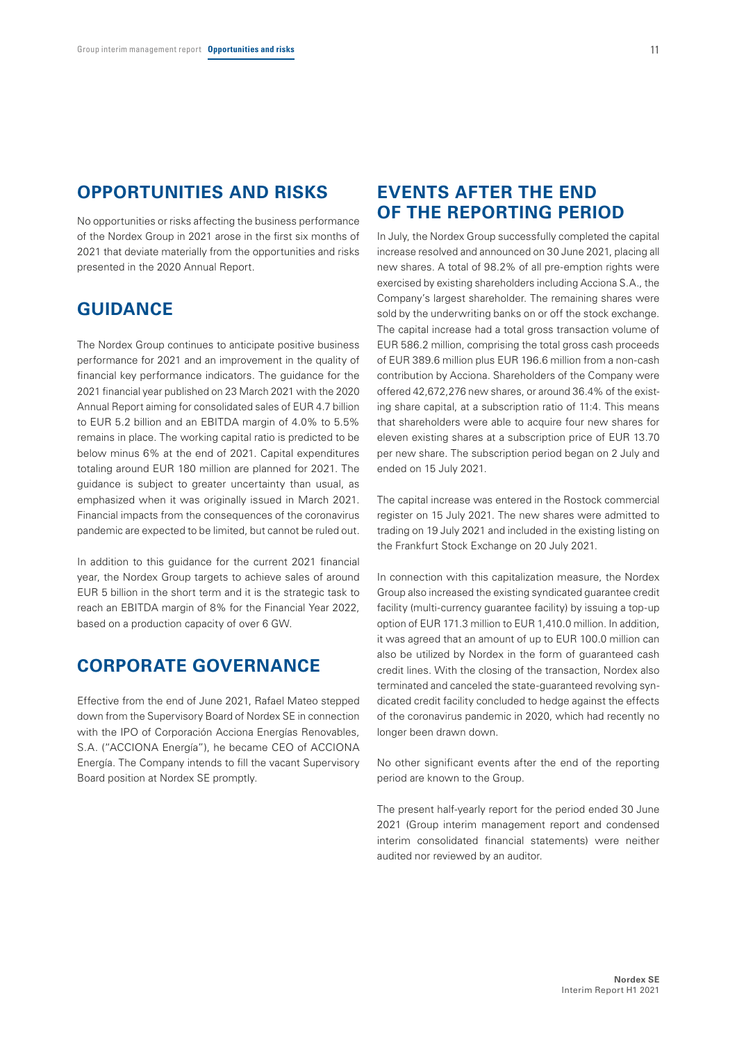## OPPORTUNITIES AND RISKS

No opportunities or risks affecting the business performance of the Nordex Group in 2021 arose in the first six months of 2021 that deviate materially from the opportunities and risks presented in the 2020 Annual Report.

## GUIDANCE

The Nordex Group continues to anticipate positive business performance for 2021 and an improvement in the quality of financial key performance indicators. The guidance for the 2021 financial year published on 23 March 2021 with the 2020 Annual Report aiming for consolidated sales of EUR 4.7 billion to EUR 5.2 billion and an EBITDA margin of 4.0% to 5.5% remains in place. The working capital ratio is predicted to be below minus 6% at the end of 2021. Capital expenditures totaling around EUR 180 million are planned for 2021. The guidance is subject to greater uncertainty than usual, as emphasized when it was originally issued in March 2021. Financial impacts from the consequences of the coronavirus pandemic are expected to be limited, but cannot be ruled out.

In addition to this guidance for the current 2021 financial year, the Nordex Group targets to achieve sales of around EUR 5 billion in the short term and it is the strategic task to reach an EBITDA margin of 8% for the Financial Year 2022, based on a production capacity of over 6 GW.

## CORPORATE GOVERNANCE

Effective from the end of June 2021, Rafael Mateo stepped down from the Supervisory Board of Nordex SE in connection with the IPO of Corporación Acciona Energías Renovables, S.A. ("ACCIONA Energía"), he became CEO of ACCIONA Energía. The Company intends to fill the vacant Supervisory Board position at Nordex SE promptly.

## EVENTS AFTER THE END OF THE REPORTING PERIOD

In July, the Nordex Group successfully completed the capital increase resolved and announced on 30 June 2021, placing all new shares. A total of 98.2% of all pre-emption rights were exercised by existing shareholders including Acciona S.A., the Company's largest shareholder. The remaining shares were sold by the underwriting banks on or off the stock exchange. The capital increase had a total gross transaction volume of EUR 586.2 million, comprising the total gross cash proceeds of EUR 389.6 million plus EUR 196.6 million from a non-cash contribution by Acciona. Shareholders of the Company were offered 42,672,276 new shares, or around 36.4% of the existing share capital, at a subscription ratio of 11:4. This means that shareholders were able to acquire four new shares for eleven existing shares at a subscription price of EUR 13.70 per new share. The subscription period began on 2 July and ended on 15 July 2021.

The capital increase was entered in the Rostock commercial register on 15 July 2021. The new shares were admitted to trading on 19 July 2021 and included in the existing listing on the Frankfurt Stock Exchange on 20 July 2021.

In connection with this capitalization measure, the Nordex Group also increased the existing syndicated guarantee credit facility (multi-currency guarantee facility) by issuing a top-up option of EUR 171.3 million to EUR 1,410.0 million. In addition, it was agreed that an amount of up to EUR 100.0 million can also be utilized by Nordex in the form of guaranteed cash credit lines. With the closing of the transaction, Nordex also terminated and canceled the state-guaranteed revolving syndicated credit facility concluded to hedge against the effects of the coronavirus pandemic in 2020, which had recently no longer been drawn down.

No other significant events after the end of the reporting period are known to the Group.

The present half-yearly report for the period ended 30 June 2021 (Group interim management report and condensed interim consolidated financial statements) were neither audited nor reviewed by an auditor.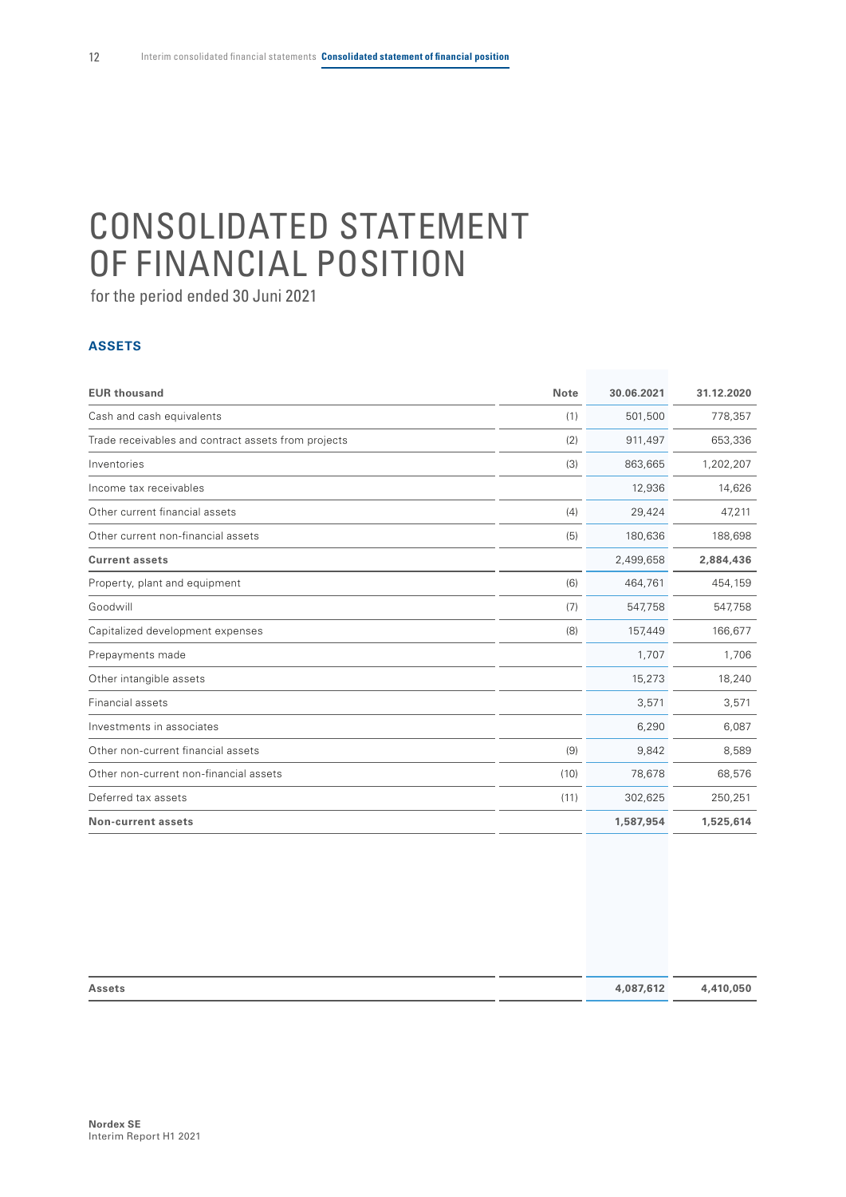# CONSOLIDATED STATEMENT OF FINANCIAL POSITION

for the period ended 30 Juni 2021

### ASSETS

| EUR thousand | Note | 30.06.2021 | 31.12.2020 |
|---|---|---|---|
| Cash and cash equivalents | (1) | 501,500 | 778,357 |
| Trade receivables and contract assets from projects | (2) | 911,497 | 653,336 |
| Inventories | (3) | 863,665 | 1,202,207 |
| Income tax receivables | | 12,936 | 14,626 |
| Other current financial assets | (4) | 29,424 | 47,211 |
| Other current non-financial assets | (5) | 180,636 | 188,698 |
| **Current assets** | | 2,499,658 | **2,884,436** |
| Property, plant and equipment | (6) | 464,761 | 454,159 |
| Goodwill | (7) | 547,758 | 547,758 |
| Capitalized development expenses | (8) | 157,449 | 166,677 |
| Prepayments made | | 1,707 | 1,706 |
| Other intangible assets | | 15,273 | 18,240 |
| Financial assets | | 3,571 | 3,571 |
| Investments in associates | | 6,290 | 6,087 |
| Other non-current financial assets | (9) | 9,842 | 8,589 |
| Other non-current non-financial assets | (10) | 78,678 | 68,576 |
| Deferred tax assets | (11) | 302,625 | 250,251 |
| **Non-current assets** | | **1,587,954** | **1,525,614** |
| **Assets** | | **4,087,612** | **4,410,050** |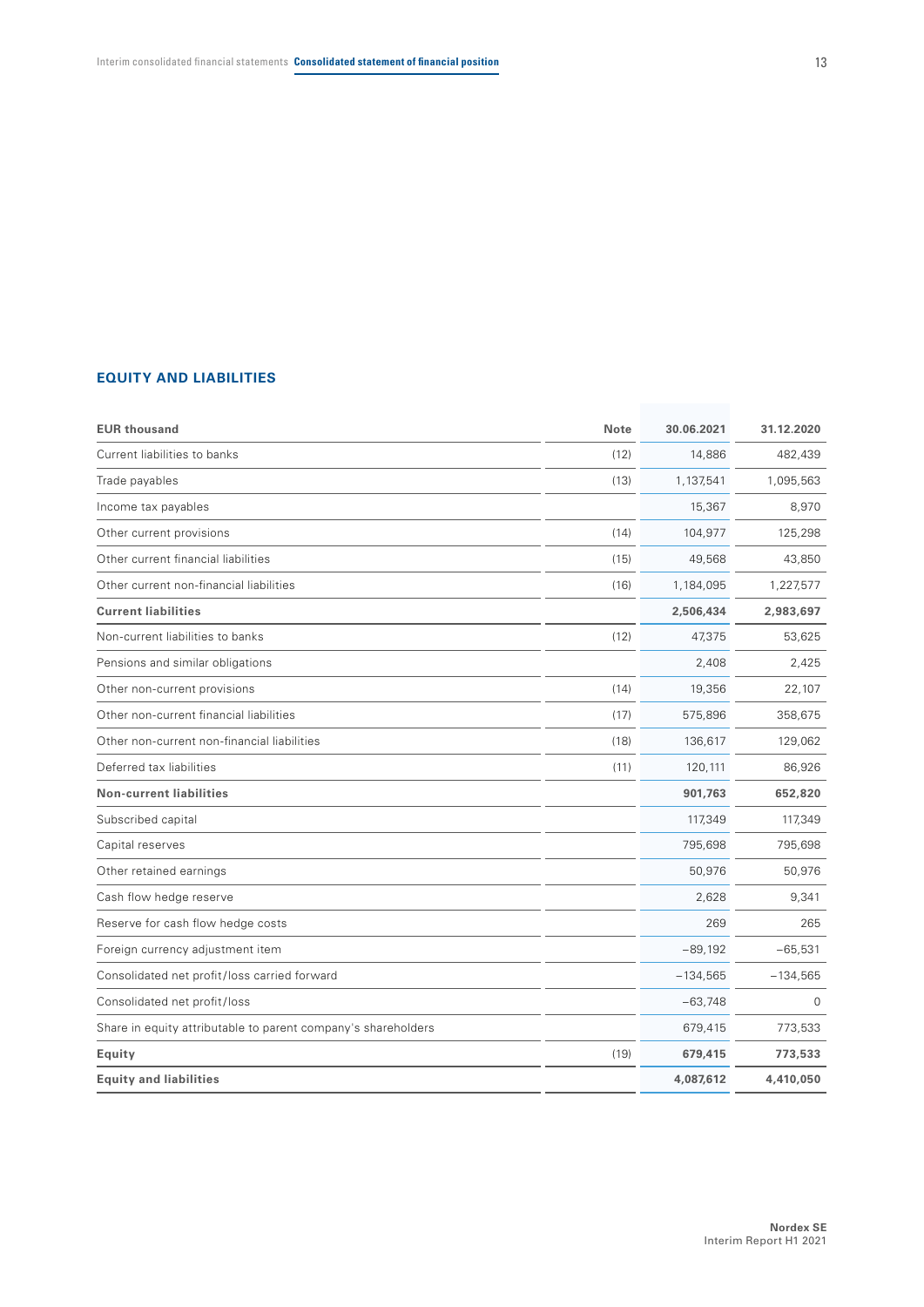## EQUITY AND LIABILITIES

| EUR thousand | Note | 30.06.2021 | 31.12.2020 |
|---|---|---|---|
| Current liabilities to banks | (12) | 14,886 | 482,439 |
| Trade payables | (13) | 1,137,541 | 1,095,563 |
| Income tax payables | | 15,367 | 8,970 |
| Other current provisions | (14) | 104,977 | 125,298 |
| Other current financial liabilities | (15) | 49,568 | 43,850 |
| Other current non-financial liabilities | (16) | 1,184,095 | 1,227,577 |
| **Current liabilities** | | **2,506,434** | **2,983,697** |
| Non-current liabilities to banks | (12) | 47,375 | 53,625 |
| Pensions and similar obligations | | 2,408 | 2,425 |
| Other non-current provisions | (14) | 19,356 | 22,107 |
| Other non-current financial liabilities | (17) | 575,896 | 358,675 |
| Other non-current non-financial liabilities | (18) | 136,617 | 129,062 |
| Deferred tax liabilities | (11) | 120,111 | 86,926 |
| **Non-current liabilities** | | **901,763** | **652,820** |
| Subscribed capital | | 117,349 | 117,349 |
| Capital reserves | | 795,698 | 795,698 |
| Other retained earnings | | 50,976 | 50,976 |
| Cash flow hedge reserve | | 2,628 | 9,341 |
| Reserve for cash flow hedge costs | | 269 | 265 |
| Foreign currency adjustment item | | −89,192 | −65,531 |
| Consolidated net profit/loss carried forward | | −134,565 | −134,565 |
| Consolidated net profit/loss | | −63,748 | 0 |
| Share in equity attributable to parent company's shareholders | | 679,415 | 773,533 |
| **Equity** | (19) | **679,415** | **773,533** |
| **Equity and liabilities** | | **4,087,612** | **4,410,050** |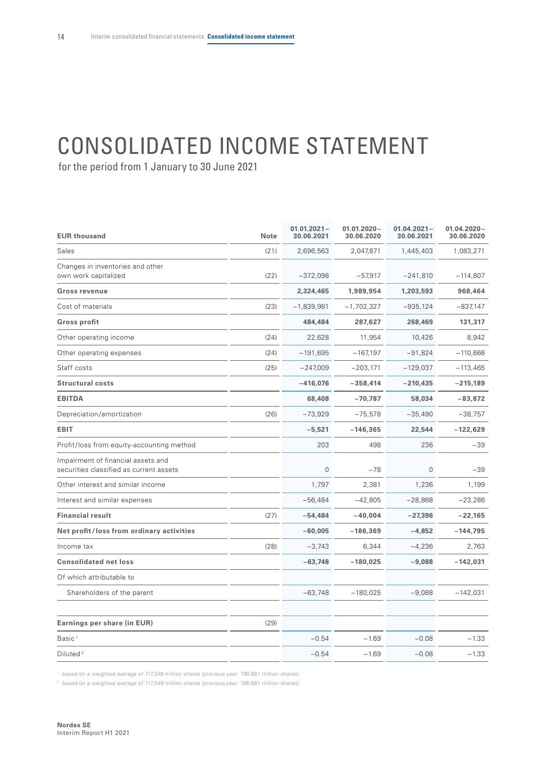# CONSOLIDATED INCOME STATEMENT

for the period from 1 January to 30 June 2021

| EUR thousand | Note | 01.01.2021 – 30.06.2021 | 01.01.2020 – 30.06.2020 | 01.04.2021 – 30.06.2021 | 01.04.2020 – 30.06.2020 |
|---|---|---|---|---|---|
| Sales | (21) | 2,696,563 | 2,047,871 | 1,445,403 | 1,083,271 |
| Changes in inventories and other own work capitalized | (22) | −372,098 | −57,917 | −241,810 | −114,807 |
| **Gross revenue** | | **2,324,465** | **1,989,954** | **1,203,593** | **968,464** |
| Cost of materials | (23) | −1,839,981 | −1,702,327 | −935,124 | −837,147 |
| **Gross profit** | | **484,484** | **287,627** | **268,469** | **131,317** |
| Other operating income | (24) | 22,628 | 11,954 | 10,426 | 8,942 |
| Other operating expenses | (24) | −191,695 | −167,197 | −91,824 | −110,666 |
| Staff costs | (25) | −247,009 | −203,171 | −129,037 | −113,465 |
| **Structural costs** | | **−416,076** | **−358,414** | **−210,435** | **−215,189** |
| **EBITDA** | | **68,408** | **−70,787** | **58,034** | **−83,872** |
| Depreciation/amortization | (26) | −73,929 | −75,578 | −35,490 | −38,757 |
| **EBIT** | | **−5,521** | **−146,365** | **22,544** | **−122,629** |
| Profit/loss from equity-accounting method | | 203 | 498 | 236 | −39 |
| Impairment of financial assets and securities classified as current assets | | 0 | −78 | 0 | −39 |
| Other interest and similar income | | 1,797 | 2,381 | 1,236 | 1,199 |
| Interest and similar expenses | | −56,484 | −42,805 | −28,868 | −23,286 |
| **Financial result** | (27) | **−54,484** | **−40,004** | **−27,396** | **−22,165** |
| **Net profit/loss from ordinary activities** | | **−60,005** | **−186,369** | **−4,852** | **−144,795** |
| Income tax | (28) | −3,743 | 6,344 | −4,236 | 2,763 |
| **Consolidated net loss** | | **−63,748** | **−180,025** | **−9,088** | **−142,031** |
| Of which attributable to | | | | | |
| Shareholders of the parent | | −63,748 | −180,025 | −9,088 | −142,031 |
| | | | | | |
| **Earnings per share (in EUR)** | (29) | | | | |
| Basic[1] | | −0.54 | −1.69 | −0.08 | −1.33 |
| Diluted[2] | | −0.54 | −1.69 | −0.08 | −1.33 |

[1] based on a weighted average of 117.349 million shares (previous year: 106.681 million shares)

[2] based on a weighted average of 117.349 million shares (previous year: 106.681 million shares)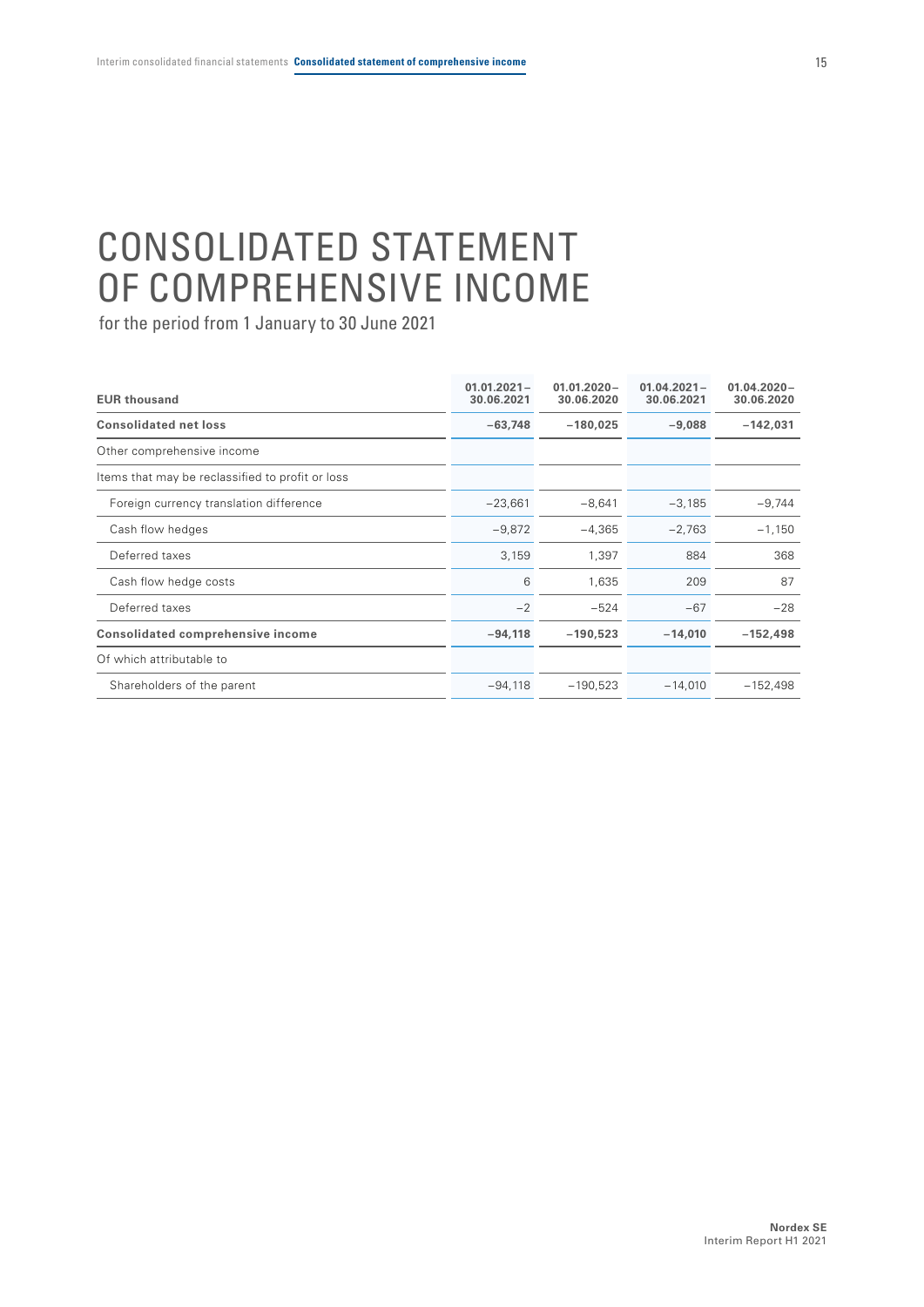# CONSOLIDATED STATEMENT OF COMPREHENSIVE INCOME

for the period from 1 January to 30 June 2021

| EUR thousand | 01.01.2021–30.06.2021 | 01.01.2020–30.06.2020 | 01.04.2021–30.06.2021 | 01.04.2020–30.06.2020 |
|---|---|---|---|---|
| **Consolidated net loss** | **−63,748** | **−180,025** | **−9,088** | **−142,031** |
| Other comprehensive income | | | | |
| Items that may be reclassified to profit or loss | | | | |
| Foreign currency translation difference | −23,661 | −8,641 | −3,185 | −9,744 |
| Cash flow hedges | −9,872 | −4,365 | −2,763 | −1,150 |
| Deferred taxes | 3,159 | 1,397 | 884 | 368 |
| Cash flow hedge costs | 6 | 1,635 | 209 | 87 |
| Deferred taxes | −2 | −524 | −67 | −28 |
| **Consolidated comprehensive income** | **−94,118** | **−190,523** | **−14,010** | **−152,498** |
| Of which attributable to | | | | |
| Shareholders of the parent | −94,118 | −190,523 | −14,010 | −152,498 |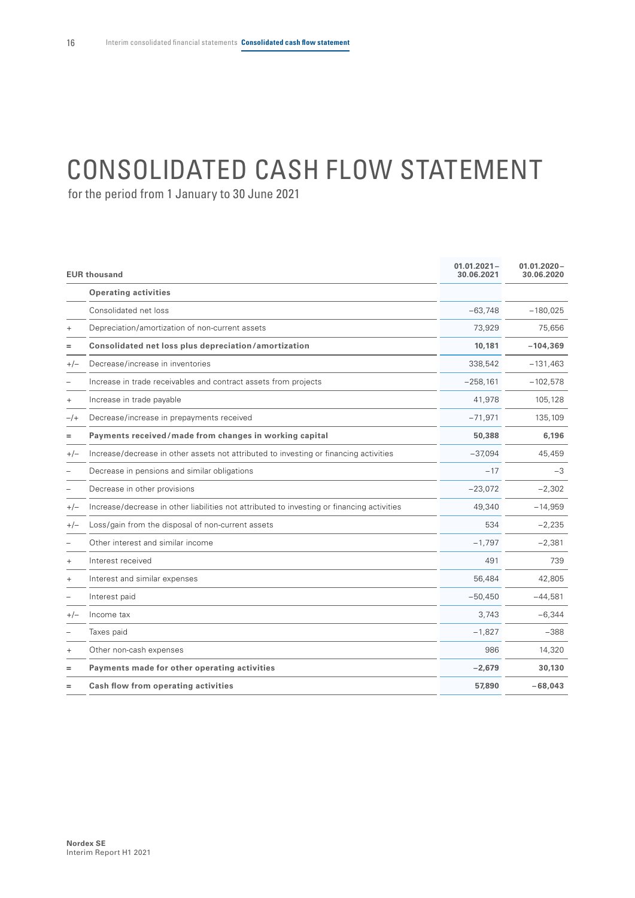# CONSOLIDATED CASH FLOW STATEMENT

for the period from 1 January to 30 June 2021

| | EUR thousand | 01.01.2021–30.06.2021 | 01.01.2020–30.06.2020 |
|---|---|---|---|
| | **Operating activities** | | |
| | Consolidated net loss | −63,748 | −180,025 |
| + | Depreciation/amortization of non-current assets | 73,929 | 75,656 |
| = | **Consolidated net loss plus depreciation/amortization** | **10,181** | **−104,369** |
| +/− | Decrease/increase in inventories | 338,542 | −131,463 |
| − | Increase in trade receivables and contract assets from projects | −258,161 | −102,578 |
| + | Increase in trade payable | 41,978 | 105,128 |
| −/+ | Decrease/increase in prepayments received | −71,971 | 135,109 |
| = | **Payments received/made from changes in working capital** | **50,388** | **6,196** |
| +/− | Increase/decrease in other assets not attributed to investing or financing activities | −37,094 | 45,459 |
| − | Decrease in pensions and similar obligations | −17 | −3 |
| − | Decrease in other provisions | −23,072 | −2,302 |
| +/− | Increase/decrease in other liabilities not attributed to investing or financing activities | 49,340 | −14,959 |
| +/− | Loss/gain from the disposal of non-current assets | 534 | −2,235 |
| − | Other interest and similar income | −1,797 | −2,381 |
| + | Interest received | 491 | 739 |
| + | Interest and similar expenses | 56,484 | 42,805 |
| − | Interest paid | −50,450 | −44,581 |
| +/− | Income tax | 3,743 | −6,344 |
| − | Taxes paid | −1,827 | −388 |
| + | Other non-cash expenses | 986 | 14,320 |
| = | **Payments made for other operating activities** | **−2,679** | **30,130** |
| = | **Cash flow from operating activities** | **57,890** | **−68,043** |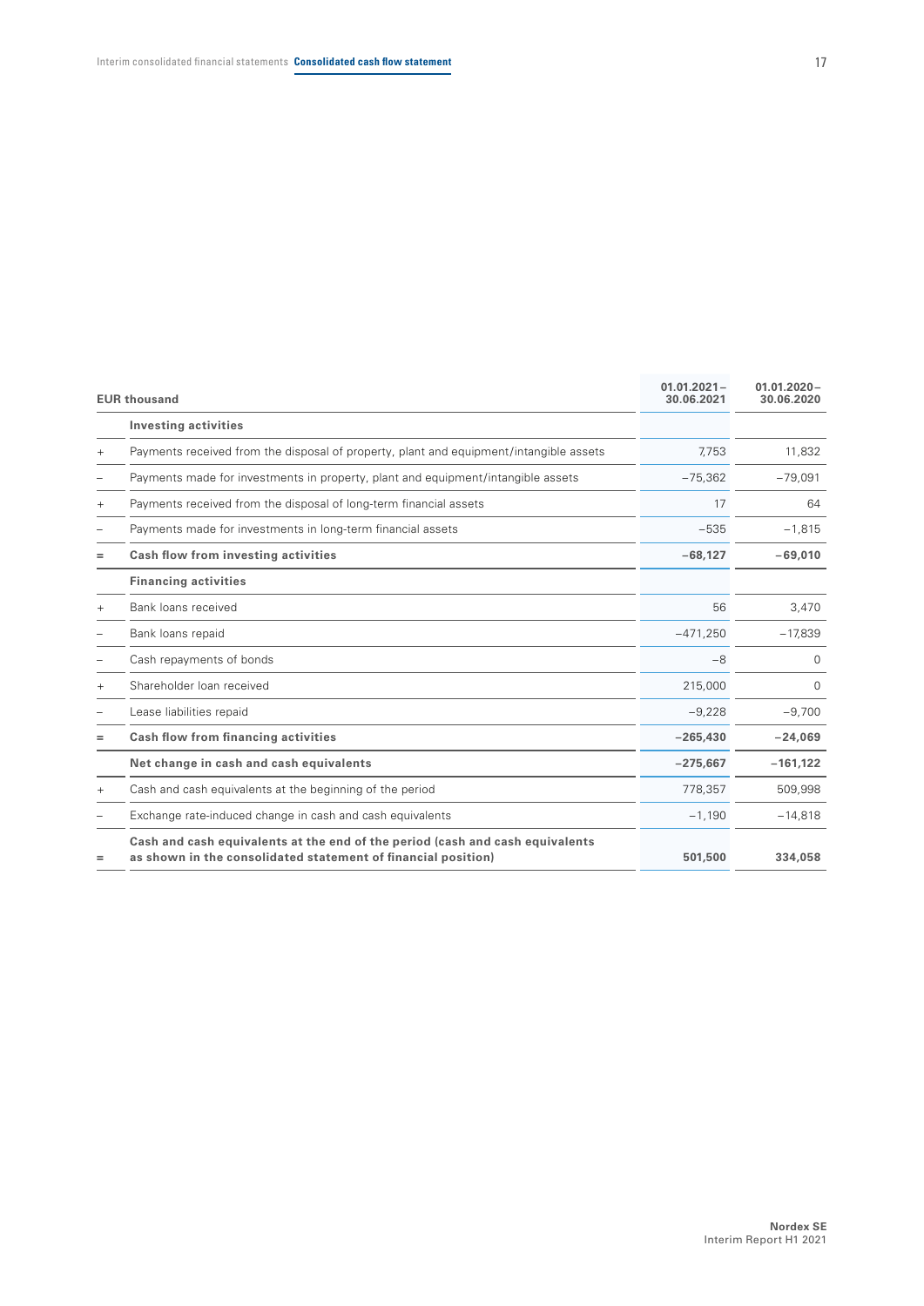| | EUR thousand | 01.01.2021 – 30.06.2021 | 01.01.2020 – 30.06.2020 |
|---|---|---|---|
| | **Investing activities** | | |
| + | Payments received from the disposal of property, plant and equipment/intangible assets | 7,753 | 11,832 |
| – | Payments made for investments in property, plant and equipment/intangible assets | −75,362 | −79,091 |
| + | Payments received from the disposal of long-term financial assets | 17 | 64 |
| – | Payments made for investments in long-term financial assets | −535 | −1,815 |
| = | **Cash flow from investing activities** | **−68,127** | **−69,010** |
| | **Financing activities** | | |
| + | Bank loans received | 56 | 3,470 |
| – | Bank loans repaid | −471,250 | −17,839 |
| – | Cash repayments of bonds | −8 | 0 |
| + | Shareholder loan received | 215,000 | 0 |
| – | Lease liabilities repaid | −9,228 | −9,700 |
| = | **Cash flow from financing activities** | **−265,430** | **−24,069** |
| | **Net change in cash and cash equivalents** | **−275,667** | **−161,122** |
| + | Cash and cash equivalents at the beginning of the period | 778,357 | 509,998 |
| – | Exchange rate-induced change in cash and cash equivalents | −1,190 | −14,818 |
| = | **Cash and cash equivalents at the end of the period (cash and cash equivalents as shown in the consolidated statement of financial position)** | **501,500** | **334,058** |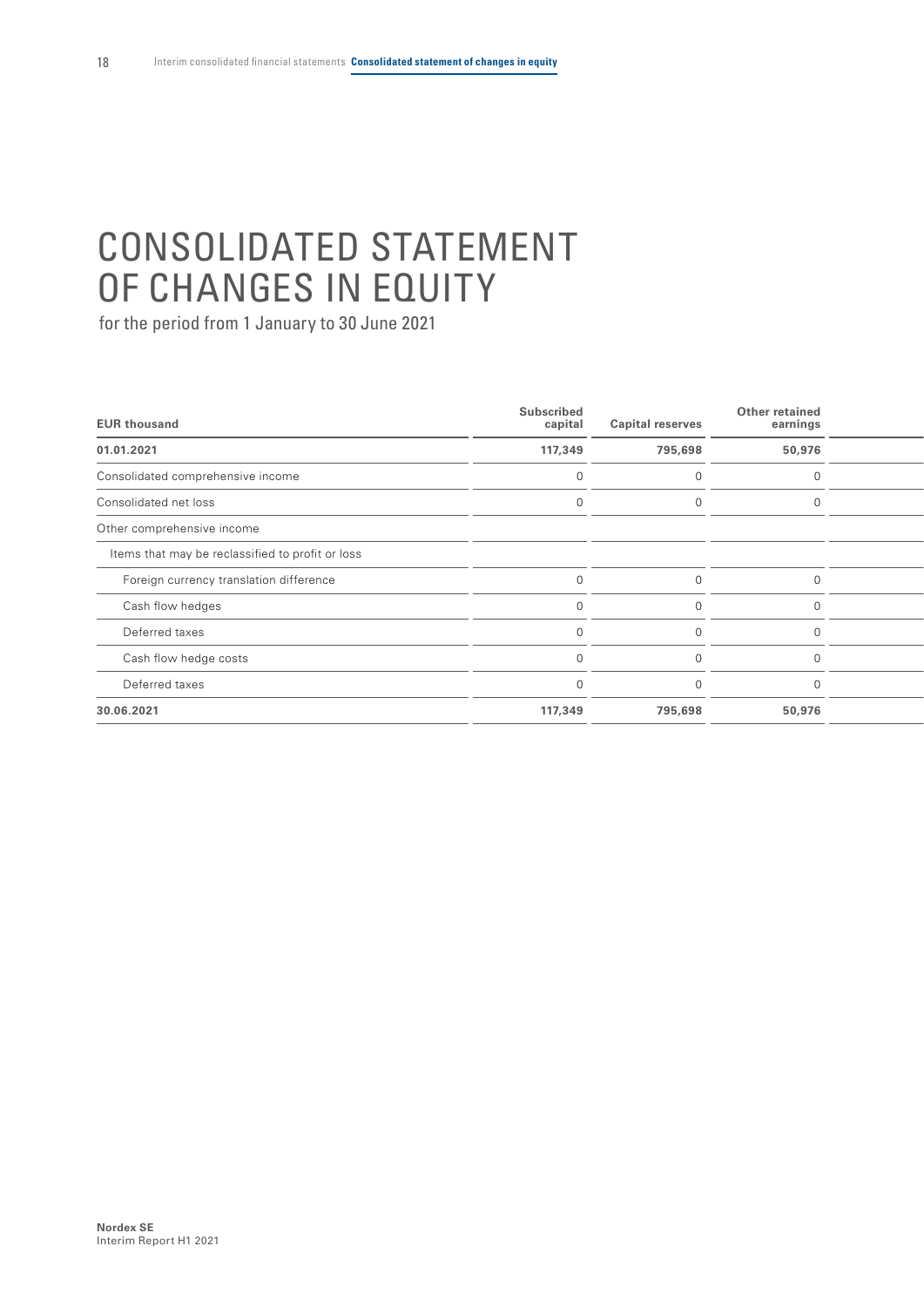# CONSOLIDATED STATEMENT OF CHANGES IN EQUITY

for the period from 1 January to 30 June 2021

| EUR thousand | Subscribed capital | Capital reserves | Other retained earnings |
|---|---|---|---|
| **01.01.2021** | **117,349** | **795,698** | **50,976** |
| Consolidated comprehensive income | 0 | 0 | 0 |
| Consolidated net loss | 0 | 0 | 0 |
| Other comprehensive income | | | |
| Items that may be reclassified to profit or loss | | | |
| Foreign currency translation difference | 0 | 0 | 0 |
| Cash flow hedges | 0 | 0 | 0 |
| Deferred taxes | 0 | 0 | 0 |
| Cash flow hedge costs | 0 | 0 | 0 |
| Deferred taxes | 0 | 0 | 0 |
| **30.06.2021** | **117,349** | **795,698** | **50,976** |

**Nordex SE**
Interim Report H1 2021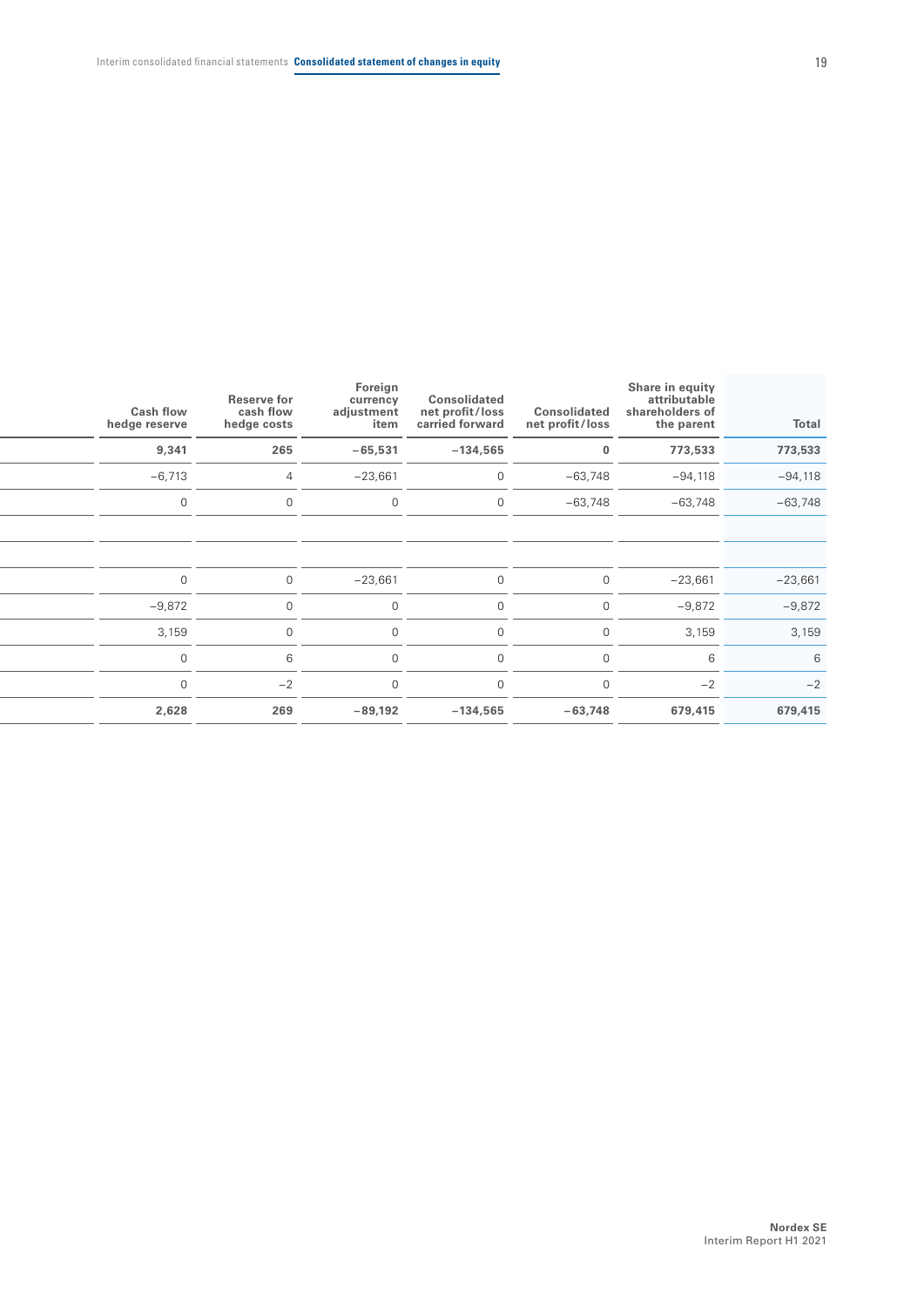| Cash flow hedge reserve | Reserve for cash flow hedge costs | Foreign currency adjustment item | Consolidated net profit/loss carried forward | Consolidated net profit/loss | Share in equity attributable shareholders of the parent | Total |
|---|---|---|---|---|---|---|
| **9,341** | **265** | **−65,531** | **−134,565** | **0** | **773,533** | **773,533** |
| −6,713 | 4 | −23,661 | 0 | −63,748 | −94,118 | −94,118 |
| 0 | 0 | 0 | 0 | −63,748 | −63,748 | −63,748 |
| | | | | | | |
| | | | | | | |
| 0 | 0 | −23,661 | 0 | 0 | −23,661 | −23,661 |
| −9,872 | 0 | 0 | 0 | 0 | −9,872 | −9,872 |
| 3,159 | 0 | 0 | 0 | 0 | 3,159 | 3,159 |
| 0 | 6 | 0 | 0 | 0 | 6 | 6 |
| 0 | −2 | 0 | 0 | 0 | −2 | −2 |
| **2,628** | **269** | **−89,192** | **−134,565** | **−63,748** | **679,415** | **679,415** |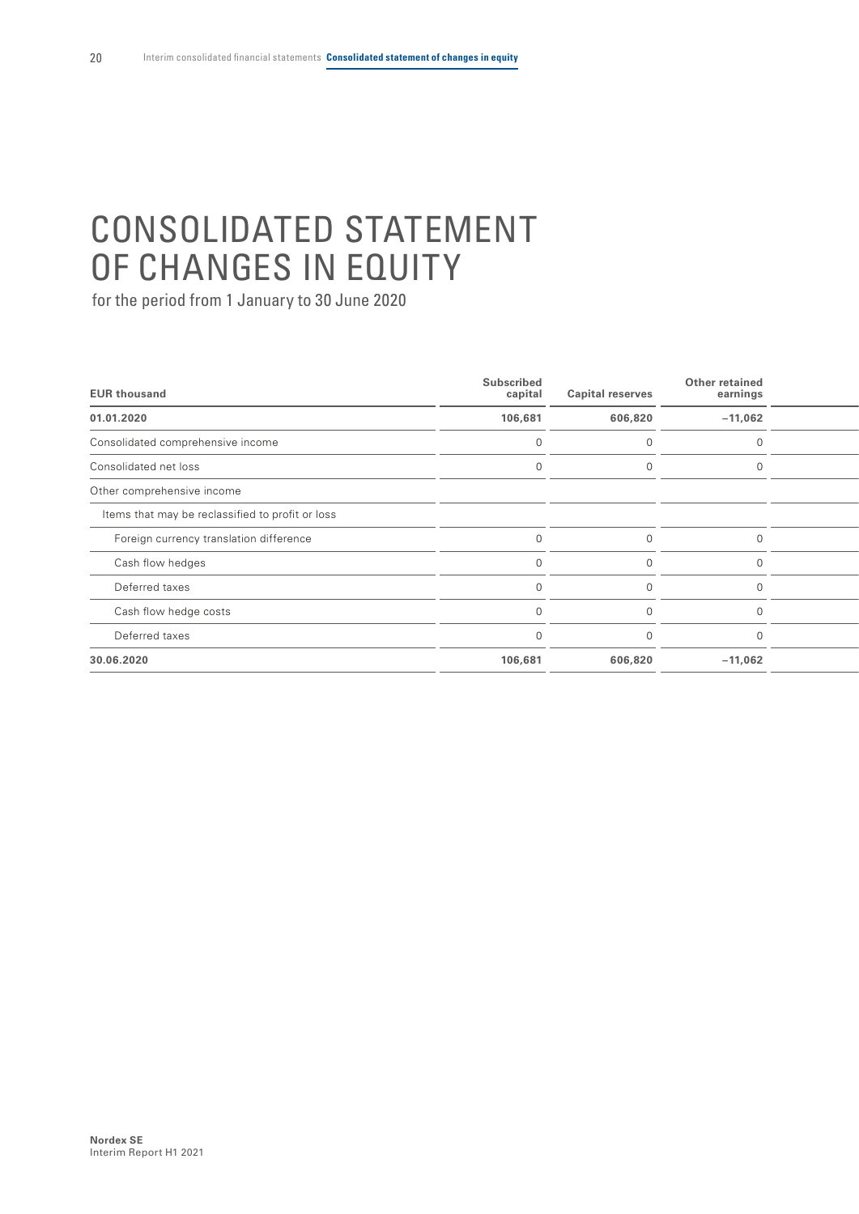# CONSOLIDATED STATEMENT OF CHANGES IN EQUITY

for the period from 1 January to 30 June 2020

| EUR thousand | Subscribed capital | Capital reserves | Other retained earnings |
|---|---|---|---|
| **01.01.2020** | **106,681** | **606,820** | **−11,062** |
| Consolidated comprehensive income | 0 | 0 | 0 |
| Consolidated net loss | 0 | 0 | 0 |
| Other comprehensive income | | | |
| Items that may be reclassified to profit or loss | | | |
| Foreign currency translation difference | 0 | 0 | 0 |
| Cash flow hedges | 0 | 0 | 0 |
| Deferred taxes | 0 | 0 | 0 |
| Cash flow hedge costs | 0 | 0 | 0 |
| Deferred taxes | 0 | 0 | 0 |
| **30.06.2020** | **106,681** | **606,820** | **−11,062** |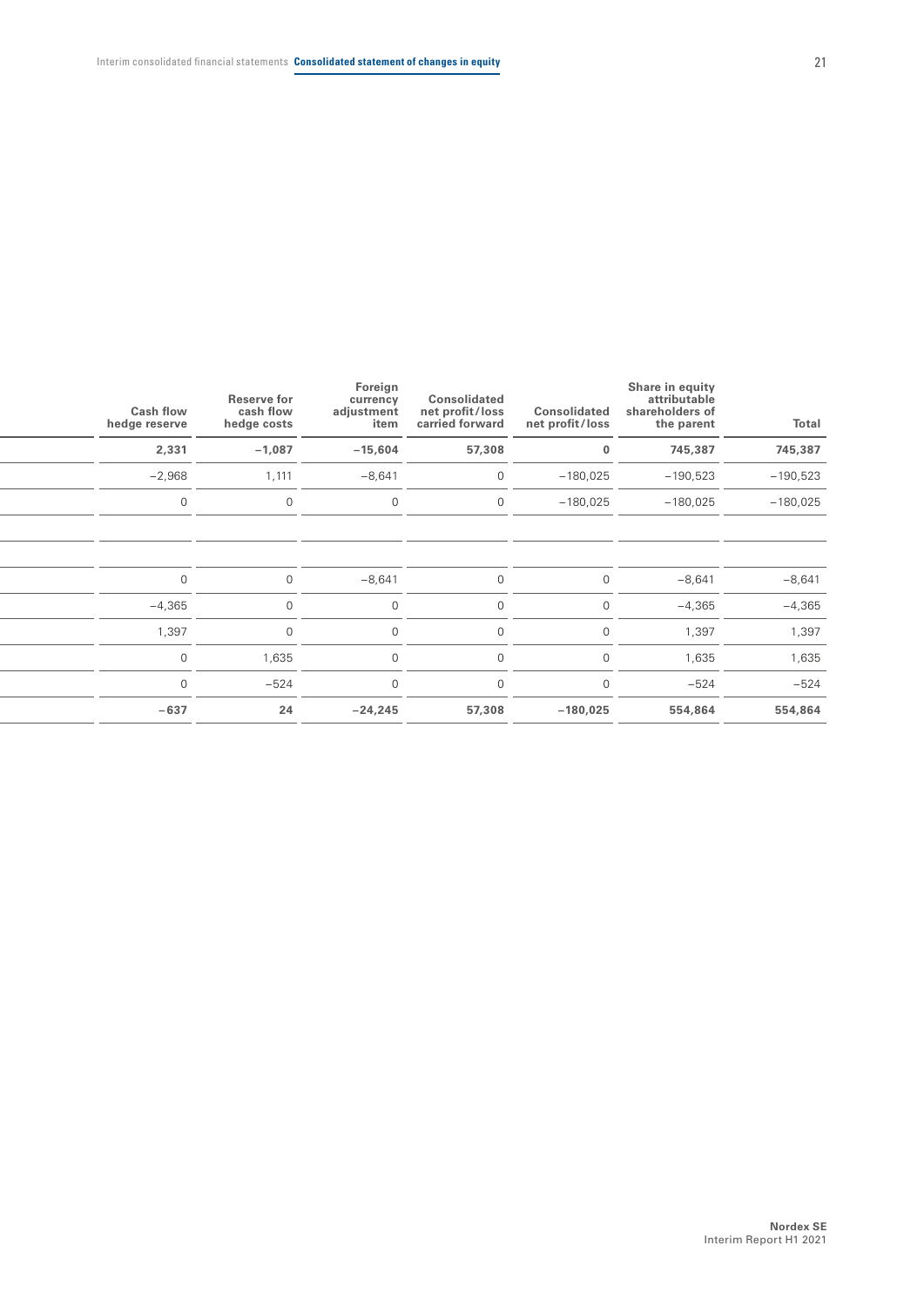| | Cash flow hedge reserve | Reserve for cash flow hedge costs | Foreign currency adjustment item | Consolidated net profit/loss carried forward | Consolidated net profit/loss | Share in equity attributable shareholders of the parent | Total |
|---|---|---|---|---|---|---|---|
| | **2,331** | **−1,087** | **−15,604** | **57,308** | **0** | **745,387** | **745,387** |
| | −2,968 | 1,111 | −8,641 | 0 | −180,025 | −190,523 | −190,523 |
| | 0 | 0 | 0 | 0 | −180,025 | −180,025 | −180,025 |
| | | | | | | | |
| | | | | | | | |
| | 0 | 0 | −8,641 | 0 | 0 | −8,641 | −8,641 |
| | −4,365 | 0 | 0 | 0 | 0 | −4,365 | −4,365 |
| | 1,397 | 0 | 0 | 0 | 0 | 1,397 | 1,397 |
| | 0 | 1,635 | 0 | 0 | 0 | 1,635 | 1,635 |
| | 0 | −524 | 0 | 0 | 0 | −524 | −524 |
| | **−637** | **24** | **−24,245** | **57,308** | **−180,025** | **554,864** | **554,864** |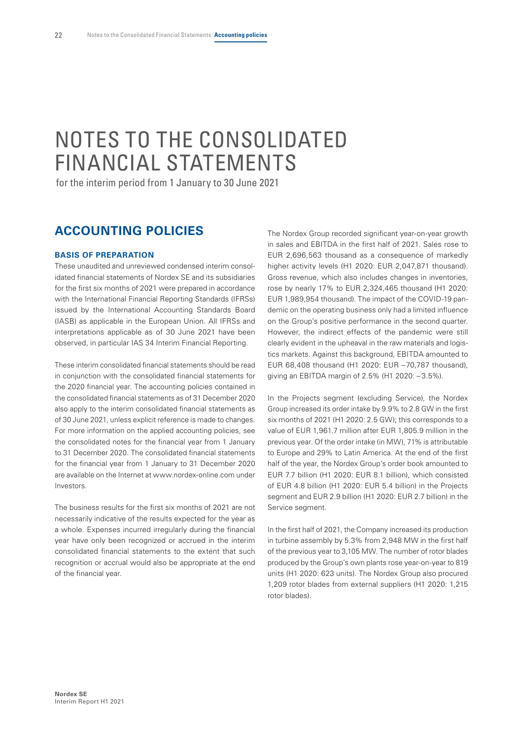# NOTES TO THE CONSOLIDATED FINANCIAL STATEMENTS

for the interim period from 1 January to 30 June 2021

## ACCOUNTING POLICIES

### BASIS OF PREPARATION

These unaudited and unreviewed condensed interim consolidated financial statements of Nordex SE and its subsidiaries for the first six months of 2021 were prepared in accordance with the International Financial Reporting Standards (IFRSs) issued by the International Accounting Standards Board (IASB) as applicable in the European Union. All IFRSs and interpretations applicable as of 30 June 2021 have been observed, in particular IAS 34 Interim Financial Reporting.

These interim consolidated financial statements should be read in conjunction with the consolidated financial statements for the 2020 financial year. The accounting policies contained in the consolidated financial statements as of 31 December 2020 also apply to the interim consolidated financial statements as of 30 June 2021, unless explicit reference is made to changes. For more information on the applied accounting policies, see the consolidated notes for the financial year from 1 January to 31 December 2020. The consolidated financial statements for the financial year from 1 January to 31 December 2020 are available on the Internet at www.nordex-online.com under Investors.

The business results for the first six months of 2021 are not necessarily indicative of the results expected for the year as a whole. Expenses incurred irregularly during the financial year have only been recognized or accrued in the interim consolidated financial statements to the extent that such recognition or accrual would also be appropriate at the end of the financial year.

The Nordex Group recorded significant year-on-year growth in sales and EBITDA in the first half of 2021. Sales rose to EUR 2,696,563 thousand as a consequence of markedly higher activity levels (H1 2020: EUR 2,047,871 thousand). Gross revenue, which also includes changes in inventories, rose by nearly 17% to EUR 2,324,465 thousand (H1 2020: EUR 1,989,954 thousand). The impact of the COVID-19 pandemic on the operating business only had a limited influence on the Group's positive performance in the second quarter. However, the indirect effects of the pandemic were still clearly evident in the upheaval in the raw materials and logistics markets. Against this background, EBITDA amounted to EUR 68,408 thousand (H1 2020: EUR –70,787 thousand), giving an EBITDA margin of 2.5% (H1 2020: –3.5%).

In the Projects segment (excluding Service), the Nordex Group increased its order intake by 9.9% to 2.8 GW in the first six months of 2021 (H1 2020: 2.5 GW); this corresponds to a value of EUR 1,961.7 million after EUR 1,805.9 million in the previous year. Of the order intake (in MW), 71% is attributable to Europe and 29% to Latin America. At the end of the first half of the year, the Nordex Group's order book amounted to EUR 7.7 billion (H1 2020: EUR 8.1 billion), which consisted of EUR 4.8 billion (H1 2020: EUR 5.4 billion) in the Projects segment and EUR 2.9 billion (H1 2020: EUR 2.7 billion) in the Service segment.

In the first half of 2021, the Company increased its production in turbine assembly by 5.3% from 2,948 MW in the first half of the previous year to 3,105 MW. The number of rotor blades produced by the Group's own plants rose year-on-year to 819 units (H1 2020: 623 units). The Nordex Group also procured 1,209 rotor blades from external suppliers (H1 2020: 1,215 rotor blades).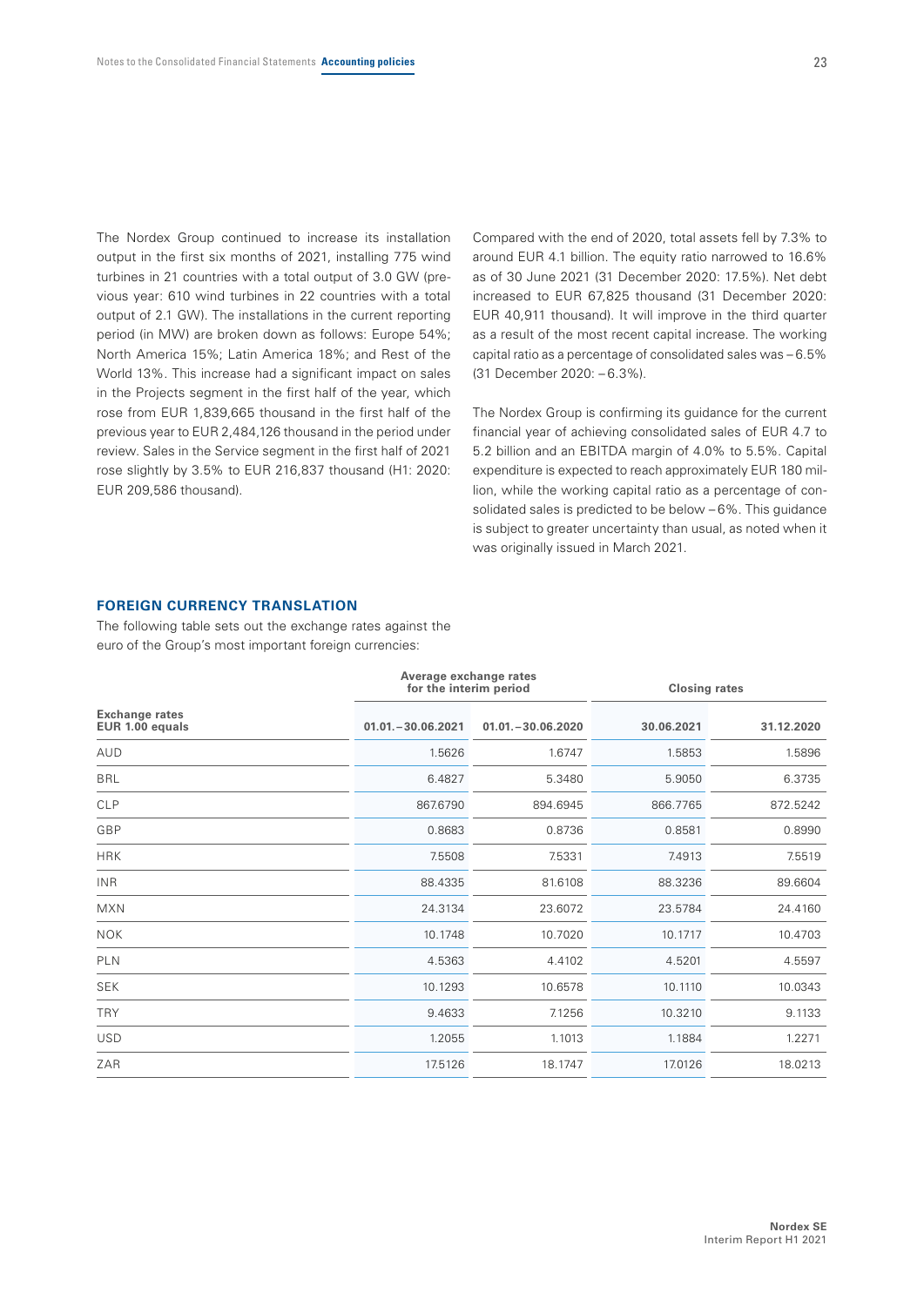The Nordex Group continued to increase its installation output in the first six months of 2021, installing 775 wind turbines in 21 countries with a total output of 3.0 GW (previous year: 610 wind turbines in 22 countries with a total output of 2.1 GW). The installations in the current reporting period (in MW) are broken down as follows: Europe 54%; North America 15%; Latin America 18%; and Rest of the World 13%. This increase had a significant impact on sales in the Projects segment in the first half of the year, which rose from EUR 1,839,665 thousand in the first half of the previous year to EUR 2,484,126 thousand in the period under review. Sales in the Service segment in the first half of 2021 rose slightly by 3.5% to EUR 216,837 thousand (H1: 2020: EUR 209,586 thousand).

Compared with the end of 2020, total assets fell by 7.3% to around EUR 4.1 billion. The equity ratio narrowed to 16.6% as of 30 June 2021 (31 December 2020: 17.5%). Net debt increased to EUR 67,825 thousand (31 December 2020: EUR 40,911 thousand). It will improve in the third quarter as a result of the most recent capital increase. The working capital ratio as a percentage of consolidated sales was –6.5% (31 December 2020: –6.3%).

The Nordex Group is confirming its guidance for the current financial year of achieving consolidated sales of EUR 4.7 to 5.2 billion and an EBITDA margin of 4.0% to 5.5%. Capital expenditure is expected to reach approximately EUR 180 million, while the working capital ratio as a percentage of consolidated sales is predicted to be below –6%. This guidance is subject to greater uncertainty than usual, as noted when it was originally issued in March 2021.

### FOREIGN CURRENCY TRANSLATION

The following table sets out the exchange rates against the euro of the Group's most important foreign currencies:

| Exchange rates EUR 1.00 equals | Average exchange rates for the interim period | | Closing rates | |
|---|---|---|---|---|
| | 01.01.–30.06.2021 | 01.01.–30.06.2020 | 30.06.2021 | 31.12.2020 |
| AUD | 1.5626 | 1.6747 | 1.5853 | 1.5896 |
| BRL | 6.4827 | 5.3480 | 5.9050 | 6.3735 |
| CLP | 867.6790 | 894.6945 | 866.7765 | 872.5242 |
| GBP | 0.8683 | 0.8736 | 0.8581 | 0.8990 |
| HRK | 7.5508 | 7.5331 | 7.4913 | 7.5519 |
| INR | 88.4335 | 81.6108 | 88.3236 | 89.6604 |
| MXN | 24.3134 | 23.6072 | 23.5784 | 24.4160 |
| NOK | 10.1748 | 10.7020 | 10.1717 | 10.4703 |
| PLN | 4.5363 | 4.4102 | 4.5201 | 4.5597 |
| SEK | 10.1293 | 10.6578 | 10.1110 | 10.0343 |
| TRY | 9.4633 | 7.1256 | 10.3210 | 9.1133 |
| USD | 1.2055 | 1.1013 | 1.1884 | 1.2271 |
| ZAR | 17.5126 | 18.1747 | 17.0126 | 18.0213 |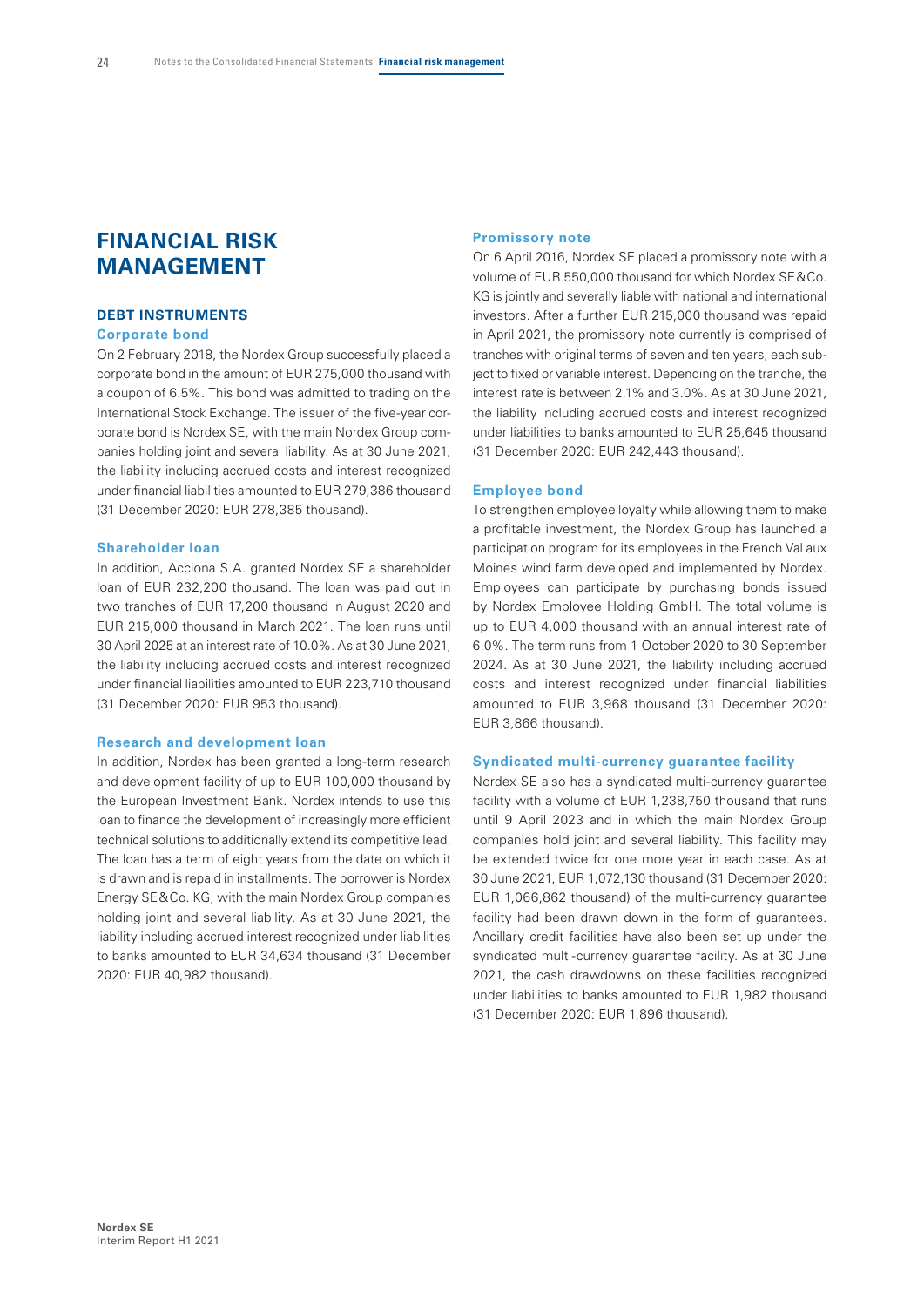# FINANCIAL RISK MANAGEMENT

## DEBT INSTRUMENTS

### Corporate bond

On 2 February 2018, the Nordex Group successfully placed a corporate bond in the amount of EUR 275,000 thousand with a coupon of 6.5%. This bond was admitted to trading on the International Stock Exchange. The issuer of the five-year corporate bond is Nordex SE, with the main Nordex Group companies holding joint and several liability. As at 30 June 2021, the liability including accrued costs and interest recognized under financial liabilities amounted to EUR 279,386 thousand (31 December 2020: EUR 278,385 thousand).

### Shareholder loan

In addition, Acciona S.A. granted Nordex SE a shareholder loan of EUR 232,200 thousand. The loan was paid out in two tranches of EUR 17,200 thousand in August 2020 and EUR 215,000 thousand in March 2021. The loan runs until 30 April 2025 at an interest rate of 10.0%. As at 30 June 2021, the liability including accrued costs and interest recognized under financial liabilities amounted to EUR 223,710 thousand (31 December 2020: EUR 953 thousand).

### Research and development loan

In addition, Nordex has been granted a long-term research and development facility of up to EUR 100,000 thousand by the European Investment Bank. Nordex intends to use this loan to finance the development of increasingly more efficient technical solutions to additionally extend its competitive lead. The loan has a term of eight years from the date on which it is drawn and is repaid in installments. The borrower is Nordex Energy SE&Co. KG, with the main Nordex Group companies holding joint and several liability. As at 30 June 2021, the liability including accrued interest recognized under liabilities to banks amounted to EUR 34,634 thousand (31 December 2020: EUR 40,982 thousand).

### Promissory note

On 6 April 2016, Nordex SE placed a promissory note with a volume of EUR 550,000 thousand for which Nordex SE&Co. KG is jointly and severally liable with national and international investors. After a further EUR 215,000 thousand was repaid in April 2021, the promissory note currently is comprised of tranches with original terms of seven and ten years, each subject to fixed or variable interest. Depending on the tranche, the interest rate is between 2.1% and 3.0%. As at 30 June 2021, the liability including accrued costs and interest recognized under liabilities to banks amounted to EUR 25,645 thousand (31 December 2020: EUR 242,443 thousand).

### Employee bond

To strengthen employee loyalty while allowing them to make a profitable investment, the Nordex Group has launched a participation program for its employees in the French Val aux Moines wind farm developed and implemented by Nordex. Employees can participate by purchasing bonds issued by Nordex Employee Holding GmbH. The total volume is up to EUR 4,000 thousand with an annual interest rate of 6.0%. The term runs from 1 October 2020 to 30 September 2024. As at 30 June 2021, the liability including accrued costs and interest recognized under financial liabilities amounted to EUR 3,968 thousand (31 December 2020: EUR 3,866 thousand).

### Syndicated multi-currency guarantee facility

Nordex SE also has a syndicated multi-currency guarantee facility with a volume of EUR 1,238,750 thousand that runs until 9 April 2023 and in which the main Nordex Group companies hold joint and several liability. This facility may be extended twice for one more year in each case. As at 30 June 2021, EUR 1,072,130 thousand (31 December 2020: EUR 1,066,862 thousand) of the multi-currency guarantee facility had been drawn down in the form of guarantees. Ancillary credit facilities have also been set up under the syndicated multi-currency guarantee facility. As at 30 June 2021, the cash drawdowns on these facilities recognized under liabilities to banks amounted to EUR 1,982 thousand (31 December 2020: EUR 1,896 thousand).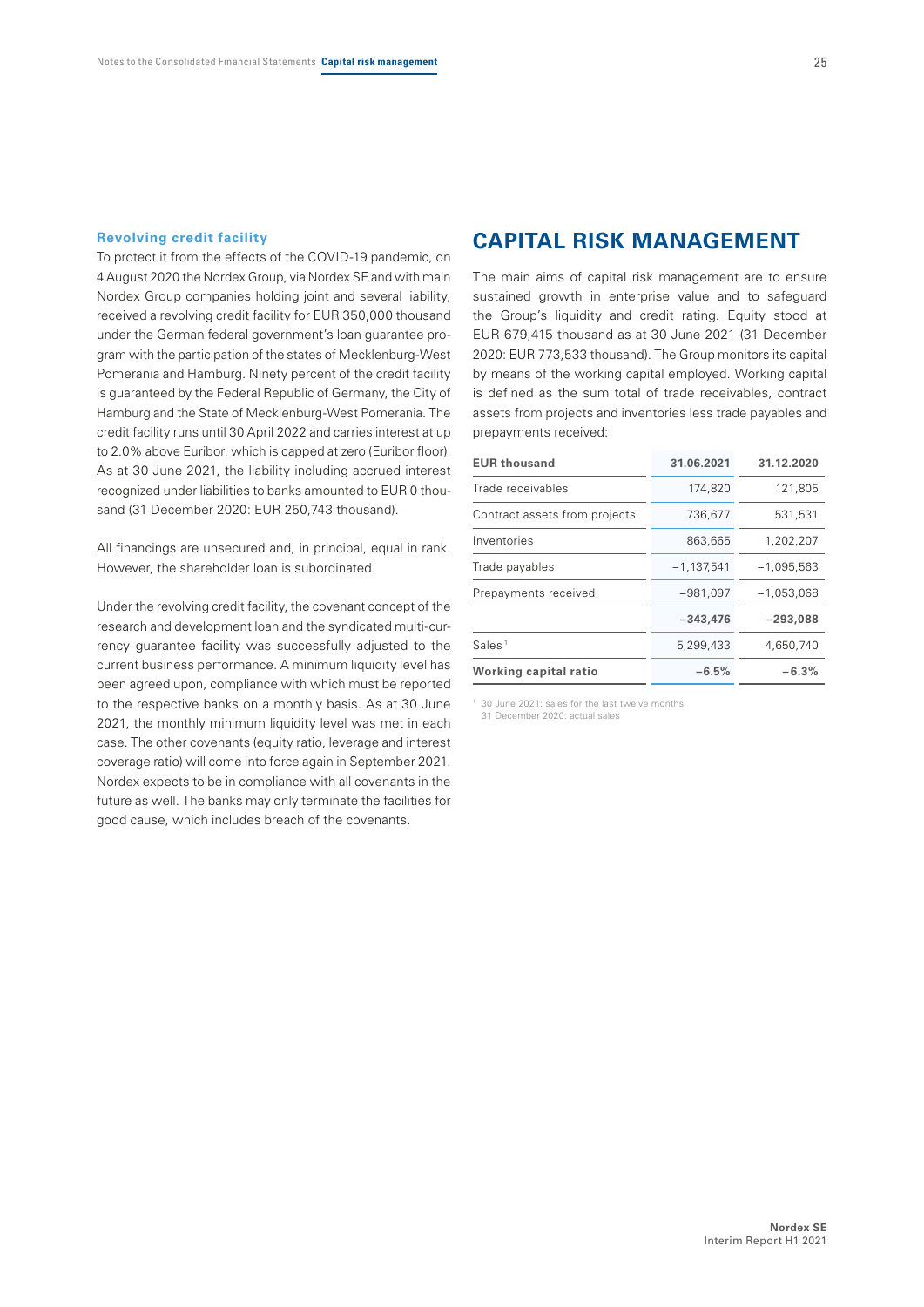### Revolving credit facility

To protect it from the effects of the COVID-19 pandemic, on 4 August 2020 the Nordex Group, via Nordex SE and with main Nordex Group companies holding joint and several liability, received a revolving credit facility for EUR 350,000 thousand under the German federal government's loan guarantee program with the participation of the states of Mecklenburg-West Pomerania and Hamburg. Ninety percent of the credit facility is guaranteed by the Federal Republic of Germany, the City of Hamburg and the State of Mecklenburg-West Pomerania. The credit facility runs until 30 April 2022 and carries interest at up to 2.0% above Euribor, which is capped at zero (Euribor floor). As at 30 June 2021, the liability including accrued interest recognized under liabilities to banks amounted to EUR 0 thousand (31 December 2020: EUR 250,743 thousand).

All financings are unsecured and, in principal, equal in rank. However, the shareholder loan is subordinated.

Under the revolving credit facility, the covenant concept of the research and development loan and the syndicated multi-currency guarantee facility was successfully adjusted to the current business performance. A minimum liquidity level has been agreed upon, compliance with which must be reported to the respective banks on a monthly basis. As at 30 June 2021, the monthly minimum liquidity level was met in each case. The other covenants (equity ratio, leverage and interest coverage ratio) will come into force again in September 2021. Nordex expects to be in compliance with all covenants in the future as well. The banks may only terminate the facilities for good cause, which includes breach of the covenants.

## CAPITAL RISK MANAGEMENT

The main aims of capital risk management are to ensure sustained growth in enterprise value and to safeguard the Group's liquidity and credit rating. Equity stood at EUR 679,415 thousand as at 30 June 2021 (31 December 2020: EUR 773,533 thousand). The Group monitors its capital by means of the working capital employed. Working capital is defined as the sum total of trade receivables, contract assets from projects and inventories less trade payables and prepayments received:

| EUR thousand | 31.06.2021 | 31.12.2020 |
|---|---|---|
| Trade receivables | 174,820 | 121,805 |
| Contract assets from projects | 736,677 | 531,531 |
| Inventories | 863,665 | 1,202,207 |
| Trade payables | −1,137,541 | −1,095,563 |
| Prepayments received | −981,097 | −1,053,068 |
| | **−343,476** | **−293,088** |
| Sales [1] | 5,299,433 | 4,650,740 |
| **Working capital ratio** | **−6.5%** | **−6.3%** |

[1] 30 June 2021: sales for the last twelve months, 31 December 2020: actual sales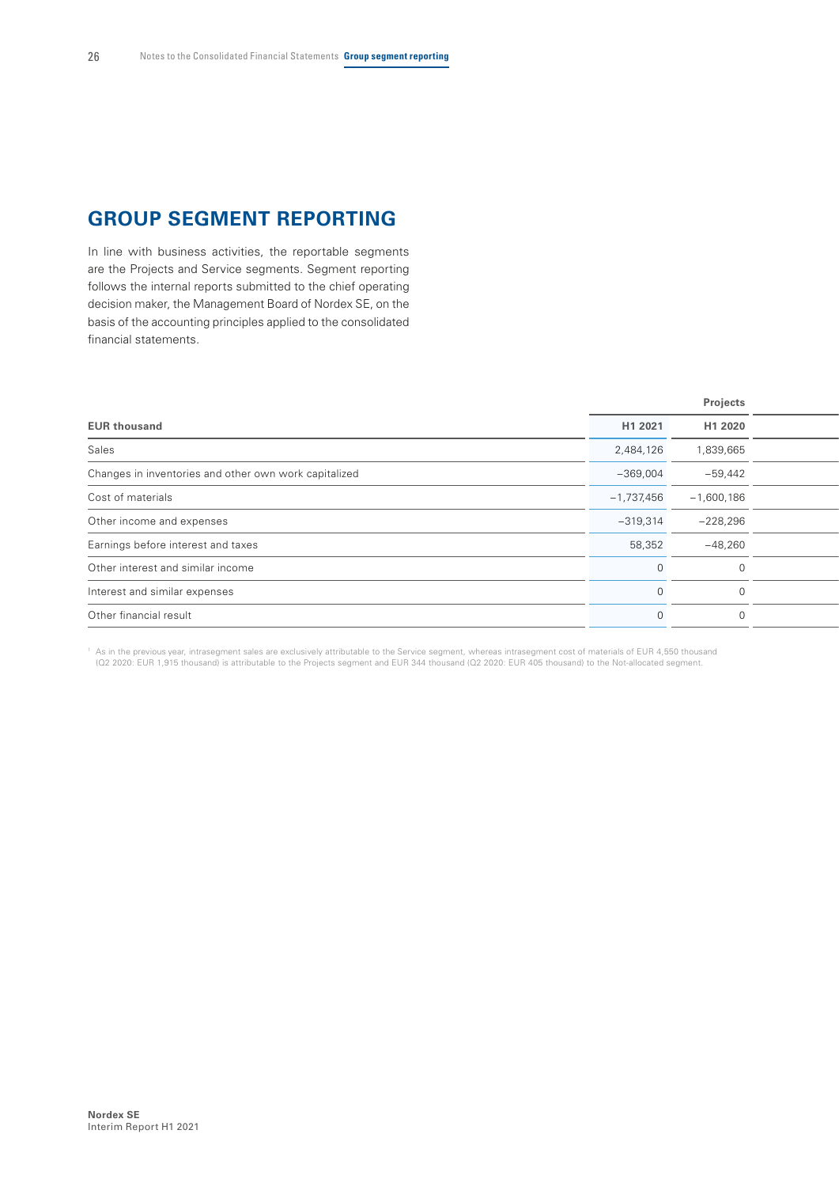# GROUP SEGMENT REPORTING

In line with business activities, the reportable segments are the Projects and Service segments. Segment reporting follows the internal reports submitted to the chief operating decision maker, the Management Board of Nordex SE, on the basis of the accounting principles applied to the consolidated financial statements.

| | Projects | |
|---|---|---|
| EUR thousand | H1 2021 | H1 2020 |
| Sales | 2,484,126 | 1,839,665 |
| Changes in inventories and other own work capitalized | −369,004 | −59,442 |
| Cost of materials | −1,737,456 | −1,600,186 |
| Other income and expenses | −319,314 | −228,296 |
| Earnings before interest and taxes | 58,352 | −48,260 |
| Other interest and similar income | 0 | 0 |
| Interest and similar expenses | 0 | 0 |
| Other financial result | 0 | 0 |

[1] As in the previous year, intrasegment sales are exclusively attributable to the Service segment, whereas intrasegment cost of materials of EUR 4,550 thousand (Q2 2020: EUR 1,915 thousand) is attributable to the Projects segment and EUR 344 thousand (Q2 2020: EUR 405 thousand) to the Not-allocated segment.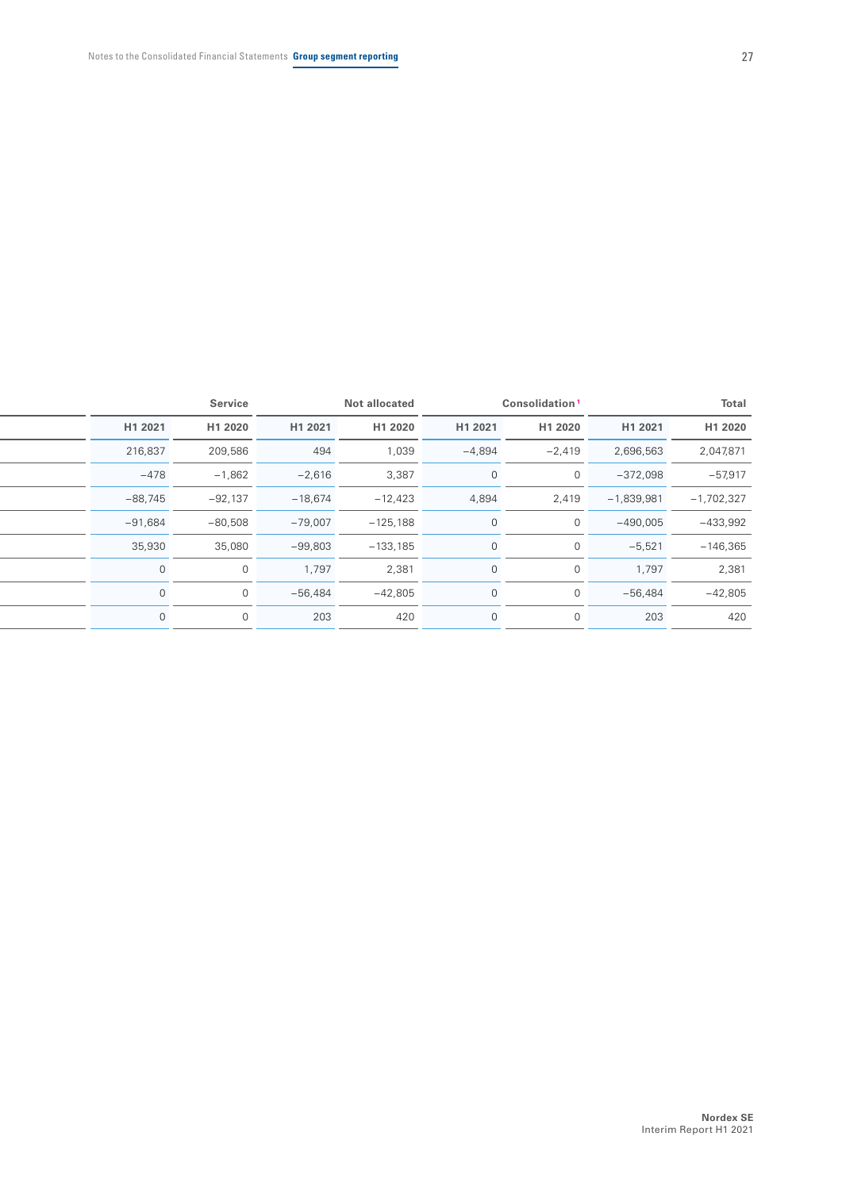| | Service | | Not allocated | | Consolidation[1] | | Total | |
|---|---|---|---|---|---|---|---|---|
| | H1 2021 | H1 2020 | H1 2021 | H1 2020 | H1 2021 | H1 2020 | H1 2021 | H1 2020 |
| | 216,837 | 209,586 | 494 | 1,039 | −4,894 | −2,419 | 2,696,563 | 2,047,871 |
| | −478 | −1,862 | −2,616 | 3,387 | 0 | 0 | −372,098 | −57,917 |
| | −88,745 | −92,137 | −18,674 | −12,423 | 4,894 | 2,419 | −1,839,981 | −1,702,327 |
| | −91,684 | −80,508 | −79,007 | −125,188 | 0 | 0 | −490,005 | −433,992 |
| | 35,930 | 35,080 | −99,803 | −133,185 | 0 | 0 | −5,521 | −146,365 |
| | 0 | 0 | 1,797 | 2,381 | 0 | 0 | 1,797 | 2,381 |
| | 0 | 0 | −56,484 | −42,805 | 0 | 0 | −56,484 | −42,805 |
| | 0 | 0 | 203 | 420 | 0 | 0 | 203 | 420 |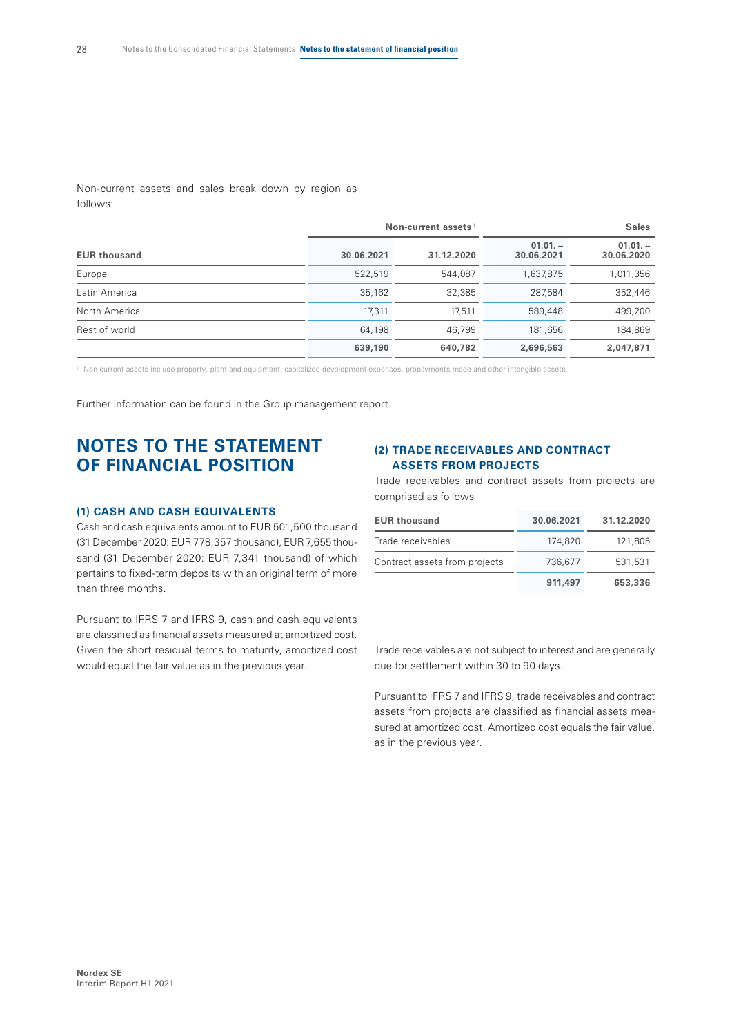Non-current assets and sales break down by region as follows:

| EUR thousand | Non-current assets[1] | | Sales | |
|---|---|---|---|---|
| | 30.06.2021 | 31.12.2020 | 01.01. – 30.06.2021 | 01.01. – 30.06.2020 |
| Europe | 522,519 | 544,087 | 1,637,875 | 1,011,356 |
| Latin America | 35,162 | 32,385 | 287,584 | 352,446 |
| North America | 17,311 | 17,511 | 589,448 | 499,200 |
| Rest of world | 64,198 | 46,799 | 181,656 | 184,869 |
| | **639,190** | **640,782** | **2,696,563** | **2,047,871** |

[1] Non-current assets include property, plant and equipment, capitalized development expenses, prepayments made and other intangible assets.

Further information can be found in the Group management report.

# NOTES TO THE STATEMENT OF FINANCIAL POSITION

### (1) CASH AND CASH EQUIVALENTS

Cash and cash equivalents amount to EUR 501,500 thousand (31 December 2020: EUR 778,357 thousand), EUR 7,655 thousand (31 December 2020: EUR 7,341 thousand) of which pertains to fixed-term deposits with an original term of more than three months.

Pursuant to IFRS 7 and IFRS 9, cash and cash equivalents are classified as financial assets measured at amortized cost. Given the short residual terms to maturity, amortized cost would equal the fair value as in the previous year.

### (2) TRADE RECEIVABLES AND CONTRACT ASSETS FROM PROJECTS

Trade receivables and contract assets from projects are comprised as follows

| EUR thousand | 30.06.2021 | 31.12.2020 |
|---|---|---|
| Trade receivables | 174,820 | 121,805 |
| Contract assets from projects | 736,677 | 531,531 |
| | **911,497** | **653,336** |

Trade receivables are not subject to interest and are generally due for settlement within 30 to 90 days.

Pursuant to IFRS 7 and IFRS 9, trade receivables and contract assets from projects are classified as financial assets measured at amortized cost. Amortized cost equals the fair value, as in the previous year.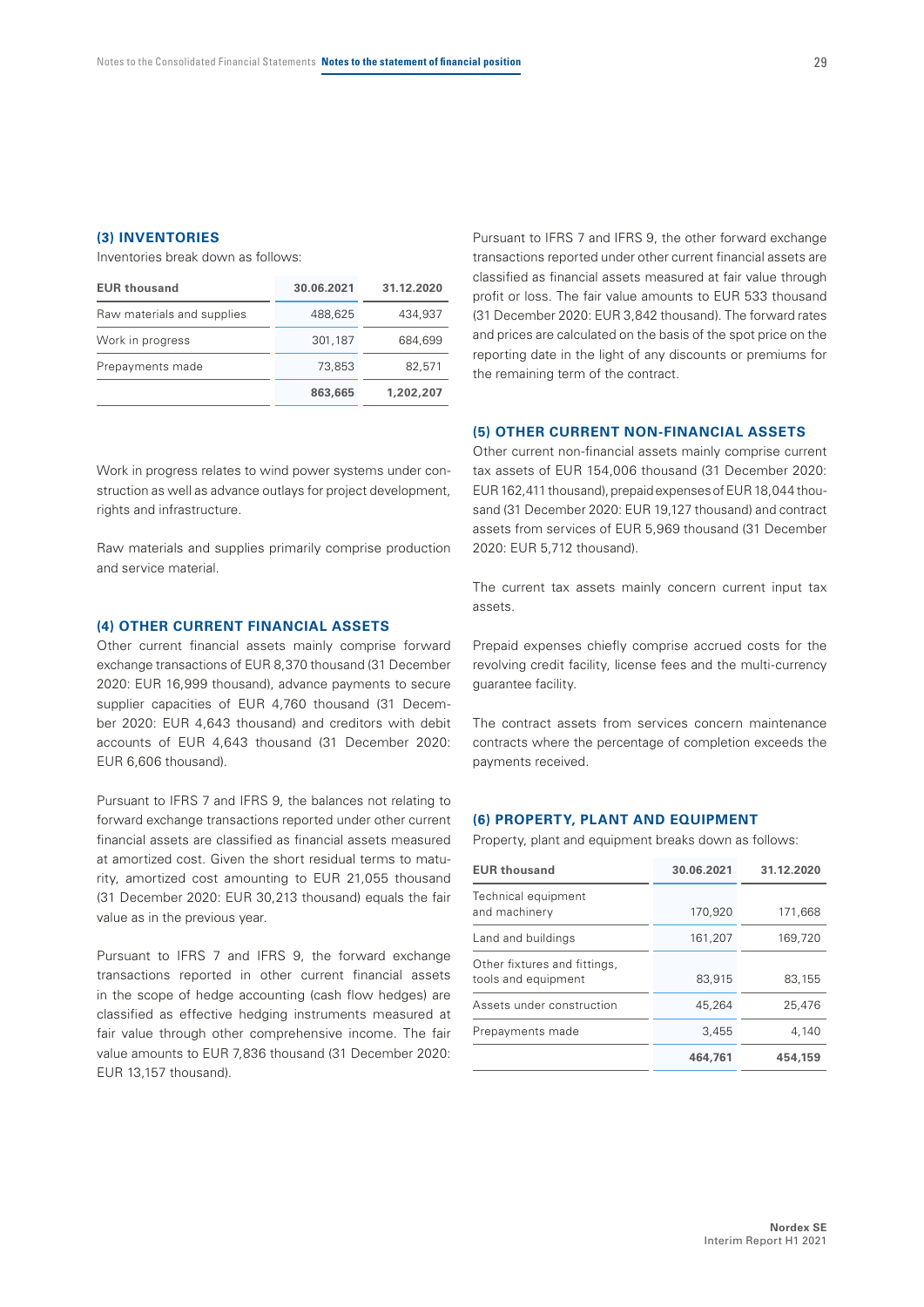### (3) INVENTORIES

Inventories break down as follows:

| EUR thousand | 30.06.2021 | 31.12.2020 |
|---|---|---|
| Raw materials and supplies | 488,625 | 434,937 |
| Work in progress | 301,187 | 684,699 |
| Prepayments made | 73,853 | 82,571 |
| | **863,665** | **1,202,207** |

Work in progress relates to wind power systems under construction as well as advance outlays for project development, rights and infrastructure.

Raw materials and supplies primarily comprise production and service material.

### (4) OTHER CURRENT FINANCIAL ASSETS

Other current financial assets mainly comprise forward exchange transactions of EUR 8,370 thousand (31 December 2020: EUR 16,999 thousand), advance payments to secure supplier capacities of EUR 4,760 thousand (31 December 2020: EUR 4,643 thousand) and creditors with debit accounts of EUR 4,643 thousand (31 December 2020: EUR 6,606 thousand).

Pursuant to IFRS 7 and IFRS 9, the balances not relating to forward exchange transactions reported under other current financial assets are classified as financial assets measured at amortized cost. Given the short residual terms to maturity, amortized cost amounting to EUR 21,055 thousand (31 December 2020: EUR 30,213 thousand) equals the fair value as in the previous year.

Pursuant to IFRS 7 and IFRS 9, the forward exchange transactions reported in other current financial assets in the scope of hedge accounting (cash flow hedges) are classified as effective hedging instruments measured at fair value through other comprehensive income. The fair value amounts to EUR 7,836 thousand (31 December 2020: EUR 13,157 thousand).

Pursuant to IFRS 7 and IFRS 9, the other forward exchange transactions reported under other current financial assets are classified as financial assets measured at fair value through profit or loss. The fair value amounts to EUR 533 thousand (31 December 2020: EUR 3,842 thousand). The forward rates and prices are calculated on the basis of the spot price on the reporting date in the light of any discounts or premiums for the remaining term of the contract.

### (5) OTHER CURRENT NON-FINANCIAL ASSETS

Other current non-financial assets mainly comprise current tax assets of EUR 154,006 thousand (31 December 2020: EUR 162,411 thousand), prepaid expenses of EUR 18,044 thousand (31 December 2020: EUR 19,127 thousand) and contract assets from services of EUR 5,969 thousand (31 December 2020: EUR 5,712 thousand).

The current tax assets mainly concern current input tax assets.

Prepaid expenses chiefly comprise accrued costs for the revolving credit facility, license fees and the multi-currency guarantee facility.

The contract assets from services concern maintenance contracts where the percentage of completion exceeds the payments received.

### (6) PROPERTY, PLANT AND EQUIPMENT

Property, plant and equipment breaks down as follows:

| EUR thousand | 30.06.2021 | 31.12.2020 |
|---|---|---|
| Technical equipment and machinery | 170,920 | 171,668 |
| Land and buildings | 161,207 | 169,720 |
| Other fixtures and fittings, tools and equipment | 83,915 | 83,155 |
| Assets under construction | 45,264 | 25,476 |
| Prepayments made | 3,455 | 4,140 |
| | **464,761** | **454,159** |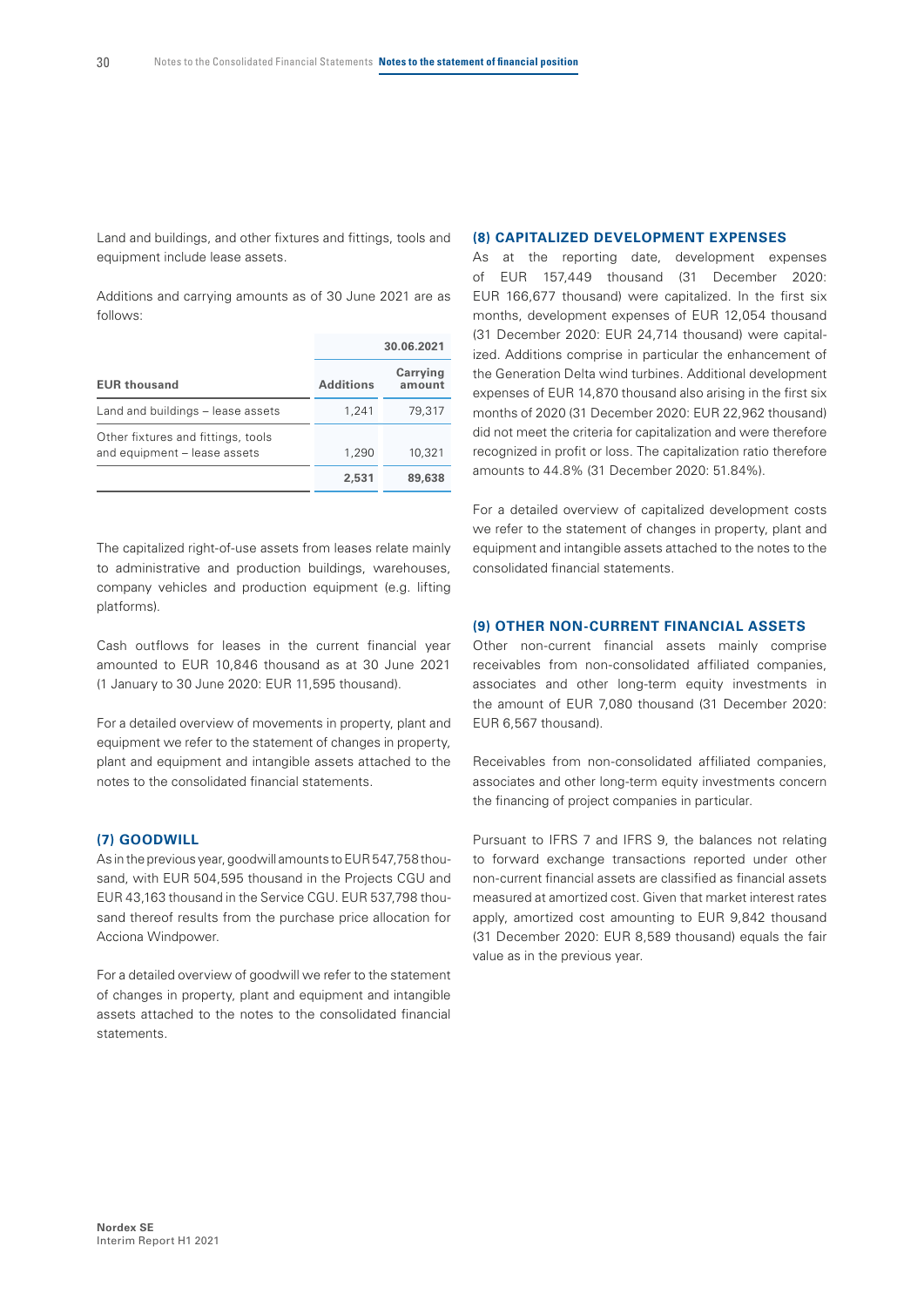Land and buildings, and other fixtures and fittings, tools and equipment include lease assets.

Additions and carrying amounts as of 30 June 2021 are as follows:

| | 30.06.2021 | |
|---|---|---|
| **EUR thousand** | **Additions** | **Carrying amount** |
| Land and buildings – lease assets | 1,241 | 79,317 |
| Other fixtures and fittings, tools and equipment – lease assets | 1,290 | 10,321 |
| | **2,531** | **89,638** |

The capitalized right-of-use assets from leases relate mainly to administrative and production buildings, warehouses, company vehicles and production equipment (e.g. lifting platforms).

Cash outflows for leases in the current financial year amounted to EUR 10,846 thousand as at 30 June 2021 (1 January to 30 June 2020: EUR 11,595 thousand).

For a detailed overview of movements in property, plant and equipment we refer to the statement of changes in property, plant and equipment and intangible assets attached to the notes to the consolidated financial statements.

## (7) GOODWILL

As in the previous year, goodwill amounts to EUR 547,758 thousand, with EUR 504,595 thousand in the Projects CGU and EUR 43,163 thousand in the Service CGU. EUR 537,798 thousand thereof results from the purchase price allocation for Acciona Windpower.

For a detailed overview of goodwill we refer to the statement of changes in property, plant and equipment and intangible assets attached to the notes to the consolidated financial statements.

## (8) CAPITALIZED DEVELOPMENT EXPENSES

As at the reporting date, development expenses of EUR 157,449 thousand (31 December 2020: EUR 166,677 thousand) were capitalized. In the first six months, development expenses of EUR 12,054 thousand (31 December 2020: EUR 24,714 thousand) were capitalized. Additions comprise in particular the enhancement of the Generation Delta wind turbines. Additional development expenses of EUR 14,870 thousand also arising in the first six months of 2020 (31 December 2020: EUR 22,962 thousand) did not meet the criteria for capitalization and were therefore recognized in profit or loss. The capitalization ratio therefore amounts to 44.8% (31 December 2020: 51.84%).

For a detailed overview of capitalized development costs we refer to the statement of changes in property, plant and equipment and intangible assets attached to the notes to the consolidated financial statements.

## (9) OTHER NON-CURRENT FINANCIAL ASSETS

Other non-current financial assets mainly comprise receivables from non-consolidated affiliated companies, associates and other long-term equity investments in the amount of EUR 7,080 thousand (31 December 2020: EUR 6,567 thousand).

Receivables from non-consolidated affiliated companies, associates and other long-term equity investments concern the financing of project companies in particular.

Pursuant to IFRS 7 and IFRS 9, the balances not relating to forward exchange transactions reported under other non-current financial assets are classified as financial assets measured at amortized cost. Given that market interest rates apply, amortized cost amounting to EUR 9,842 thousand (31 December 2020: EUR 8,589 thousand) equals the fair value as in the previous year.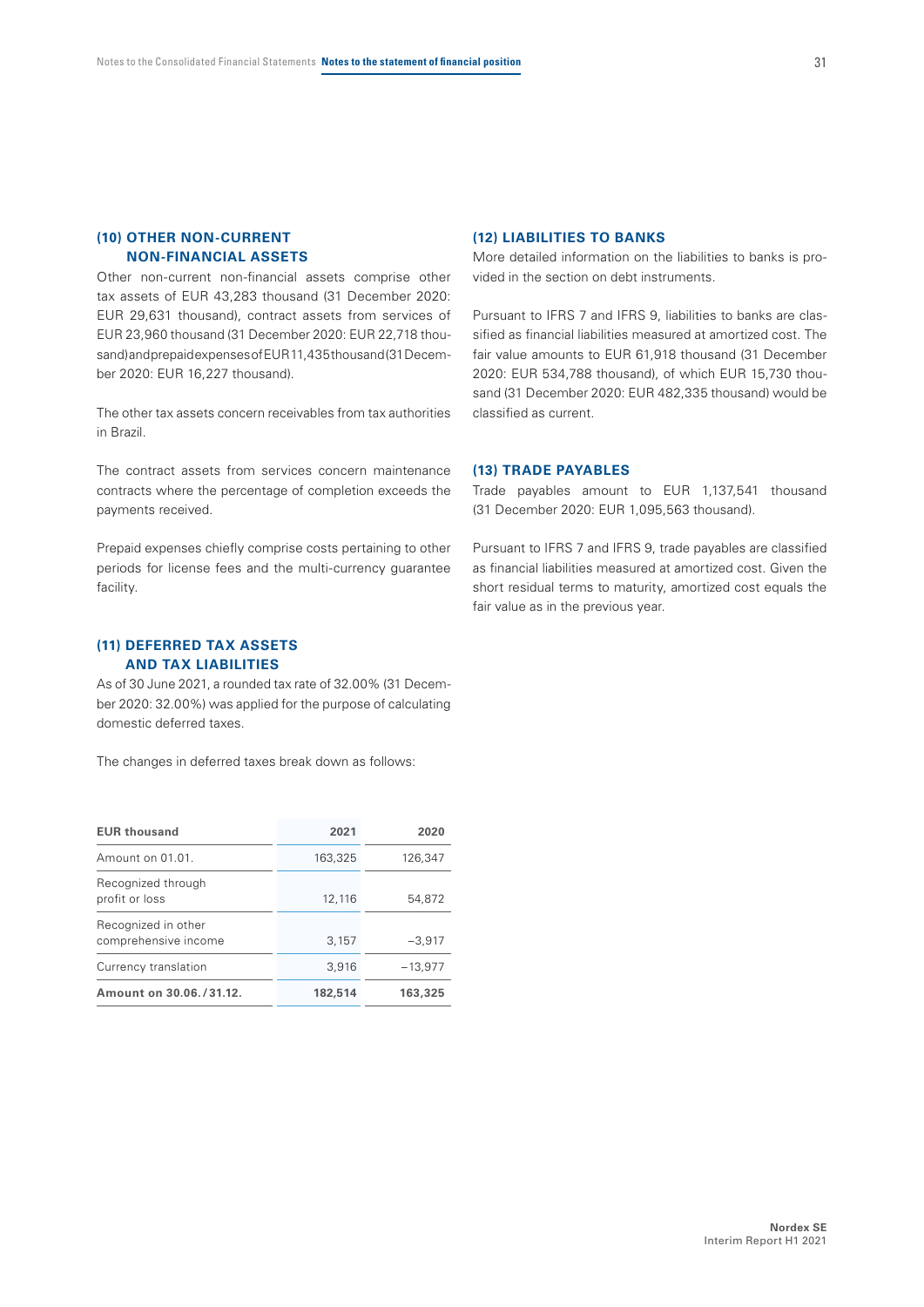## (10) OTHER NON-CURRENT NON-FINANCIAL ASSETS

Other non-current non-financial assets comprise other tax assets of EUR 43,283 thousand (31 December 2020: EUR 29,631 thousand), contract assets from services of EUR 23,960 thousand (31 December 2020: EUR 22,718 thousand) and prepaid expenses of EUR 11,435 thousand (31 December 2020: EUR 16,227 thousand).

The other tax assets concern receivables from tax authorities in Brazil.

The contract assets from services concern maintenance contracts where the percentage of completion exceeds the payments received.

Prepaid expenses chiefly comprise costs pertaining to other periods for license fees and the multi-currency guarantee facility.

## (11) DEFERRED TAX ASSETS AND TAX LIABILITIES

As of 30 June 2021, a rounded tax rate of 32.00% (31 December 2020: 32.00%) was applied for the purpose of calculating domestic deferred taxes.

The changes in deferred taxes break down as follows:

| EUR thousand | 2021 | 2020 |
|---|---|---|
| Amount on 01.01. | 163,325 | 126,347 |
| Recognized through profit or loss | 12,116 | 54,872 |
| Recognized in other comprehensive income | 3,157 | −3,917 |
| Currency translation | 3,916 | −13,977 |
| **Amount on 30.06./31.12.** | **182,514** | **163,325** |

## (12) LIABILITIES TO BANKS

More detailed information on the liabilities to banks is provided in the section on debt instruments.

Pursuant to IFRS 7 and IFRS 9, liabilities to banks are classified as financial liabilities measured at amortized cost. The fair value amounts to EUR 61,918 thousand (31 December 2020: EUR 534,788 thousand), of which EUR 15,730 thousand (31 December 2020: EUR 482,335 thousand) would be classified as current.

## (13) TRADE PAYABLES

Trade payables amount to EUR 1,137,541 thousand (31 December 2020: EUR 1,095,563 thousand).

Pursuant to IFRS 7 and IFRS 9, trade payables are classified as financial liabilities measured at amortized cost. Given the short residual terms to maturity, amortized cost equals the fair value as in the previous year.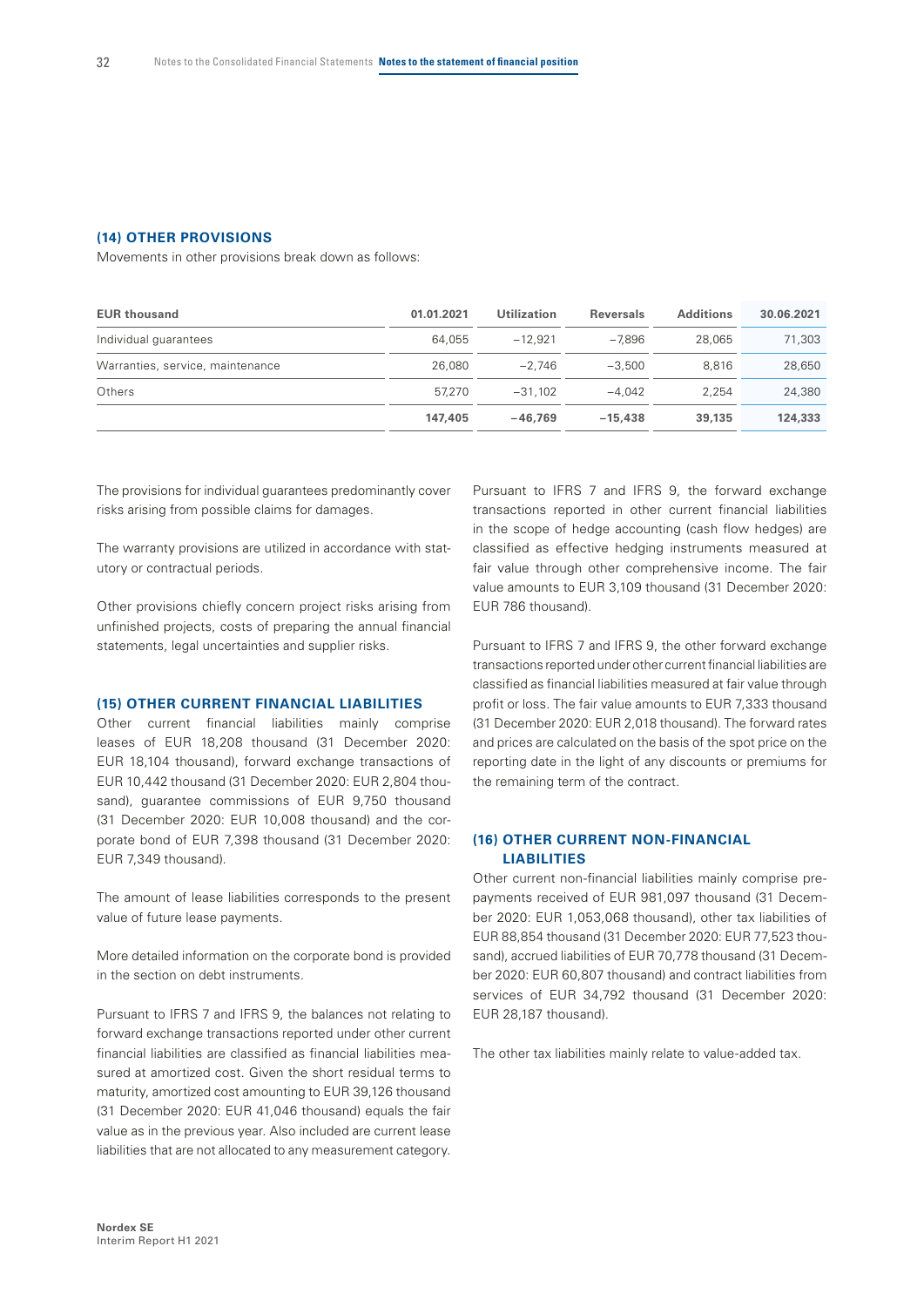## (14) OTHER PROVISIONS

Movements in other provisions break down as follows:

| EUR thousand | 01.01.2021 | Utilization | Reversals | Additions | 30.06.2021 |
|---|---|---|---|---|---|
| Individual guarantees | 64,055 | −12,921 | −7,896 | 28,065 | 71,303 |
| Warranties, service, maintenance | 26,080 | −2,746 | −3,500 | 8,816 | 28,650 |
| Others | 57,270 | −31,102 | −4,042 | 2,254 | 24,380 |
| | **147,405** | **−46,769** | **−15,438** | **39,135** | **124,333** |

The provisions for individual guarantees predominantly cover risks arising from possible claims for damages.

The warranty provisions are utilized in accordance with statutory or contractual periods.

Other provisions chiefly concern project risks arising from unfinished projects, costs of preparing the annual financial statements, legal uncertainties and supplier risks.

## (15) OTHER CURRENT FINANCIAL LIABILITIES

Other current financial liabilities mainly comprise leases of EUR 18,208 thousand (31 December 2020: EUR 18,104 thousand), forward exchange transactions of EUR 10,442 thousand (31 December 2020: EUR 2,804 thousand), guarantee commissions of EUR 9,750 thousand (31 December 2020: EUR 10,008 thousand) and the corporate bond of EUR 7,398 thousand (31 December 2020: EUR 7,349 thousand).

The amount of lease liabilities corresponds to the present value of future lease payments.

More detailed information on the corporate bond is provided in the section on debt instruments.

Pursuant to IFRS 7 and IFRS 9, the balances not relating to forward exchange transactions reported under other current financial liabilities are classified as financial liabilities measured at amortized cost. Given the short residual terms to maturity, amortized cost amounting to EUR 39,126 thousand (31 December 2020: EUR 41,046 thousand) equals the fair value as in the previous year. Also included are current lease liabilities that are not allocated to any measurement category.

Pursuant to IFRS 7 and IFRS 9, the forward exchange transactions reported in other current financial liabilities in the scope of hedge accounting (cash flow hedges) are classified as effective hedging instruments measured at fair value through other comprehensive income. The fair value amounts to EUR 3,109 thousand (31 December 2020: EUR 786 thousand).

Pursuant to IFRS 7 and IFRS 9, the other forward exchange transactions reported under other current financial liabilities are classified as financial liabilities measured at fair value through profit or loss. The fair value amounts to EUR 7,333 thousand (31 December 2020: EUR 2,018 thousand). The forward rates and prices are calculated on the basis of the spot price on the reporting date in the light of any discounts or premiums for the remaining term of the contract.

## (16) OTHER CURRENT NON-FINANCIAL LIABILITIES

Other current non-financial liabilities mainly comprise prepayments received of EUR 981,097 thousand (31 December 2020: EUR 1,053,068 thousand), other tax liabilities of EUR 88,854 thousand (31 December 2020: EUR 77,523 thousand), accrued liabilities of EUR 70,778 thousand (31 December 2020: EUR 60,807 thousand) and contract liabilities from services of EUR 34,792 thousand (31 December 2020: EUR 28,187 thousand).

The other tax liabilities mainly relate to value-added tax.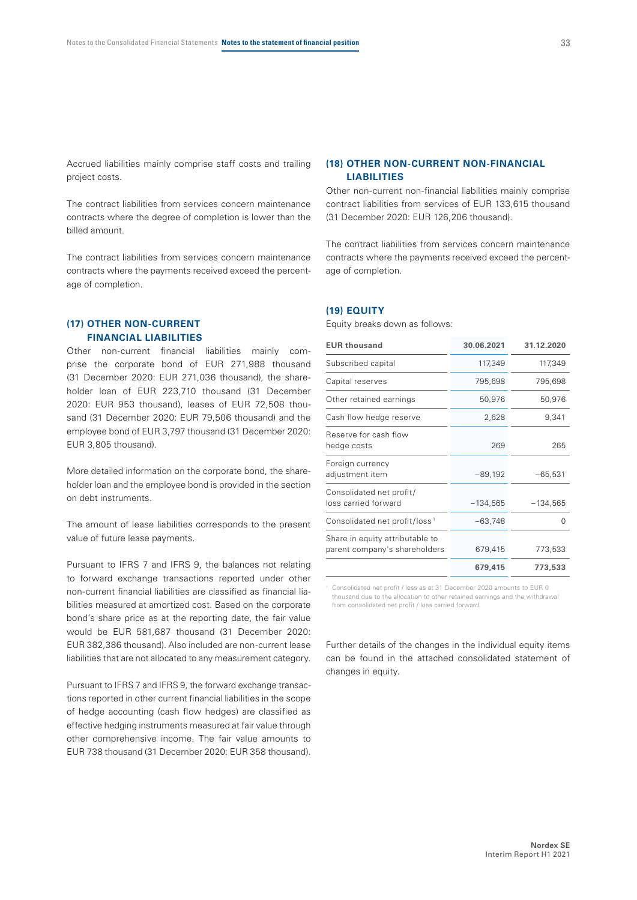Accrued liabilities mainly comprise staff costs and trailing project costs.

The contract liabilities from services concern maintenance contracts where the degree of completion is lower than the billed amount.

The contract liabilities from services concern maintenance contracts where the payments received exceed the percentage of completion.

## (17) OTHER NON-CURRENT FINANCIAL LIABILITIES

Other non-current financial liabilities mainly comprise the corporate bond of EUR 271,988 thousand (31 December 2020: EUR 271,036 thousand), the shareholder loan of EUR 223,710 thousand (31 December 2020: EUR 953 thousand), leases of EUR 72,508 thousand (31 December 2020: EUR 79,506 thousand) and the employee bond of EUR 3,797 thousand (31 December 2020: EUR 3,805 thousand).

More detailed information on the corporate bond, the shareholder loan and the employee bond is provided in the section on debt instruments.

The amount of lease liabilities corresponds to the present value of future lease payments.

Pursuant to IFRS 7 and IFRS 9, the balances not relating to forward exchange transactions reported under other non-current financial liabilities are classified as financial liabilities measured at amortized cost. Based on the corporate bond's share price as at the reporting date, the fair value would be EUR 581,687 thousand (31 December 2020: EUR 382,386 thousand). Also included are non-current lease liabilities that are not allocated to any measurement category.

Pursuant to IFRS 7 and IFRS 9, the forward exchange transactions reported in other current financial liabilities in the scope of hedge accounting (cash flow hedges) are classified as effective hedging instruments measured at fair value through other comprehensive income. The fair value amounts to EUR 738 thousand (31 December 2020: EUR 358 thousand).

## (18) OTHER NON-CURRENT NON-FINANCIAL LIABILITIES

Other non-current non-financial liabilities mainly comprise contract liabilities from services of EUR 133,615 thousand (31 December 2020: EUR 126,206 thousand).

The contract liabilities from services concern maintenance contracts where the payments received exceed the percentage of completion.

## (19) EQUITY

Equity breaks down as follows:

| EUR thousand | 30.06.2021 | 31.12.2020 |
|---|---|---|
| Subscribed capital | 117,349 | 117,349 |
| Capital reserves | 795,698 | 795,698 |
| Other retained earnings | 50,976 | 50,976 |
| Cash flow hedge reserve | 2,628 | 9,341 |
| Reserve for cash flow hedge costs | 269 | 265 |
| Foreign currency adjustment item | −89,192 | −65,531 |
| Consolidated net profit/ loss carried forward | −134,565 | −134,565 |
| Consolidated net profit/loss [1] | −63,748 | 0 |
| Share in equity attributable to parent company's shareholders | 679,415 | 773,533 |
| | **679,415** | **773,533** |

[1] Consolidated net profit / loss as at 31 December 2020 amounts to EUR 0 thousand due to the allocation to other retained earnings and the withdrawal from consolidated net profit / loss carried forward.

Further details of the changes in the individual equity items can be found in the attached consolidated statement of changes in equity.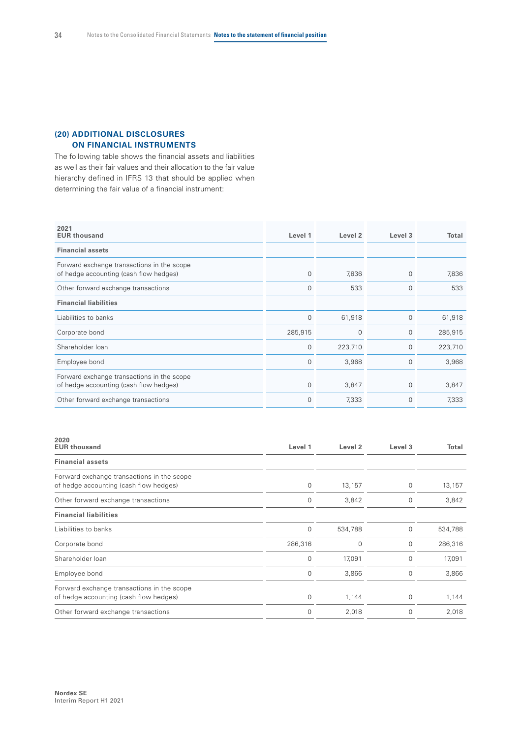## (20) ADDITIONAL DISCLOSURES ON FINANCIAL INSTRUMENTS

The following table shows the financial assets and liabilities as well as their fair values and their allocation to the fair value hierarchy defined in IFRS 13 that should be applied when determining the fair value of a financial instrument:

| 2021<br>EUR thousand | Level 1 | Level 2 | Level 3 | Total |
|---|---|---|---|---|
| **Financial assets** | | | | |
| Forward exchange transactions in the scope of hedge accounting (cash flow hedges) | 0 | 7,836 | 0 | 7,836 |
| Other forward exchange transactions | 0 | 533 | 0 | 533 |
| **Financial liabilities** | | | | |
| Liabilities to banks | 0 | 61,918 | 0 | 61,918 |
| Corporate bond | 285,915 | 0 | 0 | 285,915 |
| Shareholder loan | 0 | 223,710 | 0 | 223,710 |
| Employee bond | 0 | 3,968 | 0 | 3,968 |
| Forward exchange transactions in the scope of hedge accounting (cash flow hedges) | 0 | 3,847 | 0 | 3,847 |
| Other forward exchange transactions | 0 | 7,333 | 0 | 7,333 |

| 2020<br>EUR thousand | Level 1 | Level 2 | Level 3 | Total |
|---|---|---|---|---|
| **Financial assets** | | | | |
| Forward exchange transactions in the scope of hedge accounting (cash flow hedges) | 0 | 13,157 | 0 | 13,157 |
| Other forward exchange transactions | 0 | 3,842 | 0 | 3,842 |
| **Financial liabilities** | | | | |
| Liabilities to banks | 0 | 534,788 | 0 | 534,788 |
| Corporate bond | 286,316 | 0 | 0 | 286,316 |
| Shareholder loan | 0 | 17,091 | 0 | 17,091 |
| Employee bond | 0 | 3,866 | 0 | 3,866 |
| Forward exchange transactions in the scope of hedge accounting (cash flow hedges) | 0 | 1,144 | 0 | 1,144 |
| Other forward exchange transactions | 0 | 2,018 | 0 | 2,018 |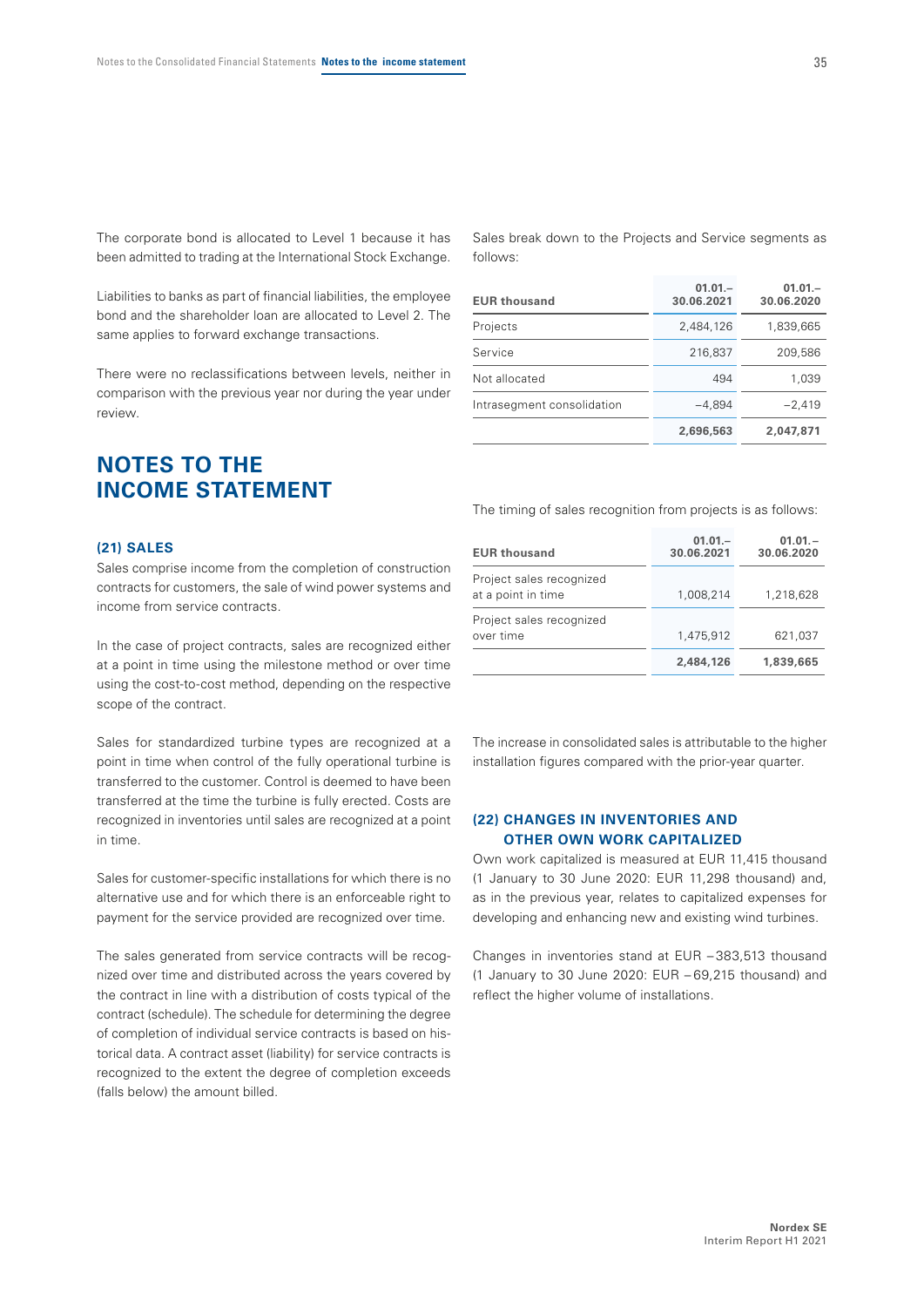The corporate bond is allocated to Level 1 because it has been admitted to trading at the International Stock Exchange.

Liabilities to banks as part of financial liabilities, the employee bond and the shareholder loan are allocated to Level 2. The same applies to forward exchange transactions.

There were no reclassifications between levels, neither in comparison with the previous year nor during the year under review.

# NOTES TO THE INCOME STATEMENT

### (21) SALES

Sales comprise income from the completion of construction contracts for customers, the sale of wind power systems and income from service contracts.

In the case of project contracts, sales are recognized either at a point in time using the milestone method or over time using the cost-to-cost method, depending on the respective scope of the contract.

Sales for standardized turbine types are recognized at a point in time when control of the fully operational turbine is transferred to the customer. Control is deemed to have been transferred at the time the turbine is fully erected. Costs are recognized in inventories until sales are recognized at a point in time.

Sales for customer-specific installations for which there is no alternative use and for which there is an enforceable right to payment for the service provided are recognized over time.

The sales generated from service contracts will be recognized over time and distributed across the years covered by the contract in line with a distribution of costs typical of the contract (schedule). The schedule for determining the degree of completion of individual service contracts is based on historical data. A contract asset (liability) for service contracts is recognized to the extent the degree of completion exceeds (falls below) the amount billed.

Sales break down to the Projects and Service segments as follows:

| EUR thousand | 01.01.–30.06.2021 | 01.01.–30.06.2020 |
|---|---|---|
| Projects | 2,484,126 | 1,839,665 |
| Service | 216,837 | 209,586 |
| Not allocated | 494 | 1,039 |
| Intrasegment consolidation | −4,894 | −2,419 |
| | **2,696,563** | **2,047,871** |

The timing of sales recognition from projects is as follows:

| EUR thousand | 01.01.–30.06.2021 | 01.01.–30.06.2020 |
|---|---|---|
| Project sales recognized at a point in time | 1,008,214 | 1,218,628 |
| Project sales recognized over time | 1,475,912 | 621,037 |
| | **2,484,126** | **1,839,665** |

The increase in consolidated sales is attributable to the higher installation figures compared with the prior-year quarter.

### (22) CHANGES IN INVENTORIES AND OTHER OWN WORK CAPITALIZED

Own work capitalized is measured at EUR 11,415 thousand (1 January to 30 June 2020: EUR 11,298 thousand) and, as in the previous year, relates to capitalized expenses for developing and enhancing new and existing wind turbines.

Changes in inventories stand at EUR −383,513 thousand (1 January to 30 June 2020: EUR −69,215 thousand) and reflect the higher volume of installations.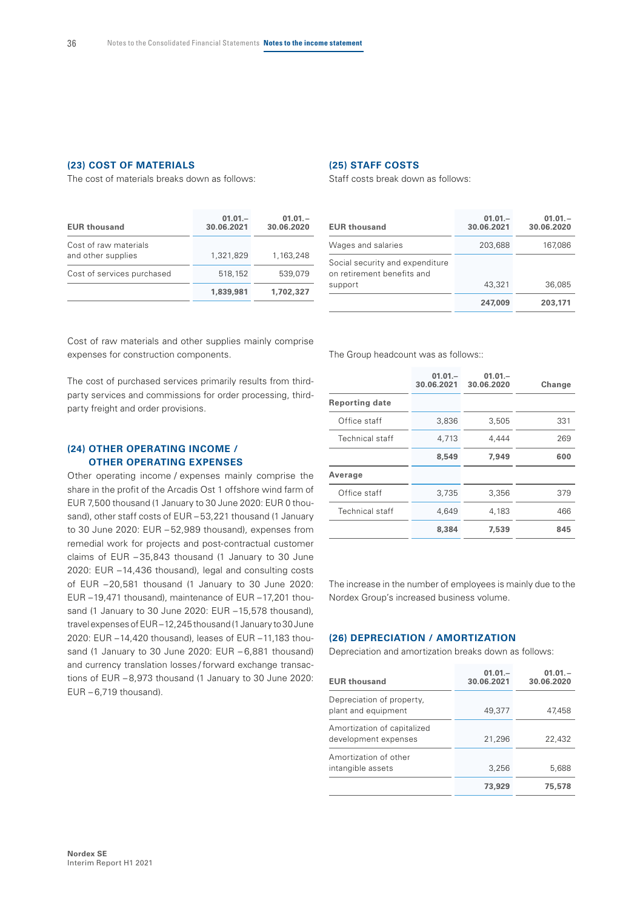## (23) COST OF MATERIALS

The cost of materials breaks down as follows:

| EUR thousand | 01.01.–30.06.2021 | 01.01.–30.06.2020 |
|---|---|---|
| Cost of raw materials and other supplies | 1,321,829 | 1,163,248 |
| Cost of services purchased | 518,152 | 539,079 |
| | **1,839,981** | **1,702,327** |

Cost of raw materials and other supplies mainly comprise expenses for construction components.

The cost of purchased services primarily results from third-party services and commissions for order processing, third-party freight and order provisions.

## (24) OTHER OPERATING INCOME / OTHER OPERATING EXPENSES

Other operating income / expenses mainly comprise the share in the profit of the Arcadis Ost 1 offshore wind farm of EUR 7,500 thousand (1 January to 30 June 2020: EUR 0 thousand), other staff costs of EUR –53,221 thousand (1 January to 30 June 2020: EUR –52,989 thousand), expenses from remedial work for projects and post-contractual customer claims of EUR –35,843 thousand (1 January to 30 June 2020: EUR –14,436 thousand), legal and consulting costs of EUR –20,581 thousand (1 January to 30 June 2020: EUR –19,471 thousand), maintenance of EUR –17,201 thousand (1 January to 30 June 2020: EUR –15,578 thousand), travel expenses of EUR –12,245 thousand (1 January to 30 June 2020: EUR –14,420 thousand), leases of EUR –11,183 thousand (1 January to 30 June 2020: EUR –6,881 thousand) and currency translation losses / forward exchange transactions of EUR –8,973 thousand (1 January to 30 June 2020: EUR –6,719 thousand).

## (25) STAFF COSTS

Staff costs break down as follows:

| EUR thousand | 01.01.–30.06.2021 | 01.01.–30.06.2020 |
|---|---|---|
| Wages and salaries | 203,688 | 167,086 |
| Social security and expenditure on retirement benefits and support | 43,321 | 36,085 |
| | **247,009** | **203,171** |

The Group headcount was as follows::

| | 01.01.–30.06.2021 | 01.01.–30.06.2020 | Change |
|---|---|---|---|
| **Reporting date** | | | |
| Office staff | 3,836 | 3,505 | 331 |
| Technical staff | 4,713 | 4,444 | 269 |
| | **8,549** | **7,949** | **600** |
| **Average** | | | |
| Office staff | 3,735 | 3,356 | 379 |
| Technical staff | 4,649 | 4,183 | 466 |
| | **8,384** | **7,539** | **845** |

The increase in the number of employees is mainly due to the Nordex Group's increased business volume.

## (26) DEPRECIATION / AMORTIZATION

Depreciation and amortization breaks down as follows:

| EUR thousand | 01.01.–30.06.2021 | 01.01.–30.06.2020 |
|---|---|---|
| Depreciation of property, plant and equipment | 49,377 | 47,458 |
| Amortization of capitalized development expenses | 21,296 | 22,432 |
| Amortization of other intangible assets | 3,256 | 5,688 |
| | **73,929** | **75,578** |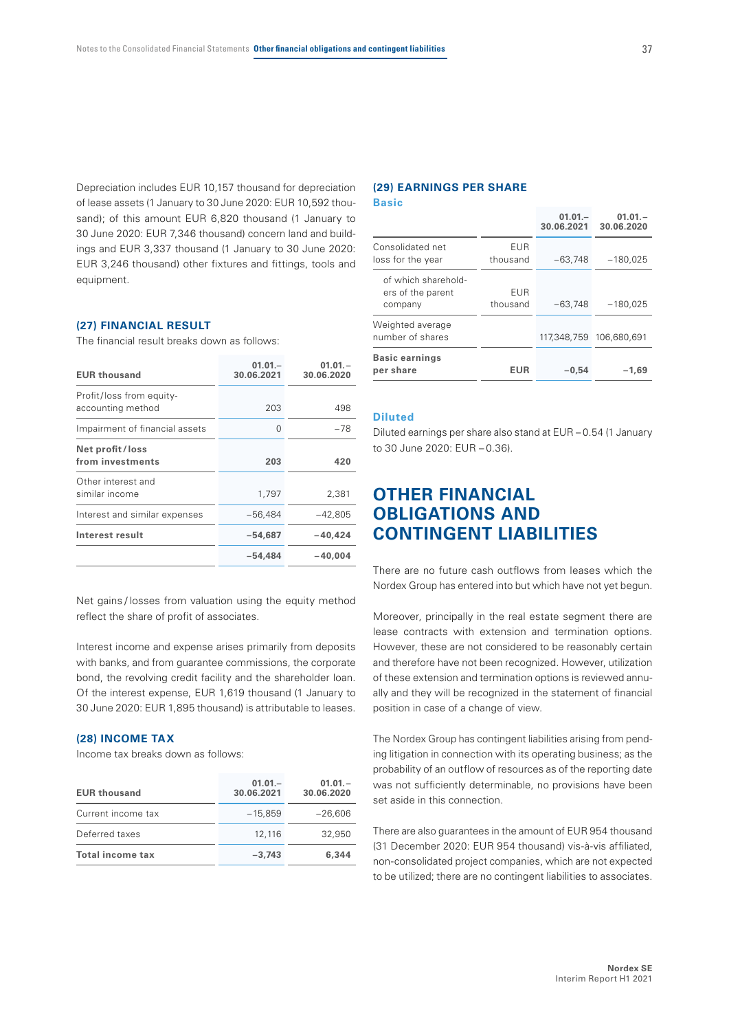Depreciation includes EUR 10,157 thousand for depreciation of lease assets (1 January to 30 June 2020: EUR 10,592 thousand); of this amount EUR 6,820 thousand (1 January to 30 June 2020: EUR 7,346 thousand) concern land and buildings and EUR 3,337 thousand (1 January to 30 June 2020: EUR 3,246 thousand) other fixtures and fittings, tools and equipment.

### (27) FINANCIAL RESULT

The financial result breaks down as follows:

| EUR thousand | 01.01.–30.06.2021 | 01.01.–30.06.2020 |
|---|---|---|
| Profit/loss from equity-accounting method | 203 | 498 |
| Impairment of financial assets | 0 | −78 |
| **Net profit/loss from investments** | **203** | **420** |
| Other interest and similar income | 1,797 | 2,381 |
| Interest and similar expenses | −56,484 | −42,805 |
| **Interest result** | **−54,687** | **−40,424** |
| | **−54,484** | **−40,004** |

Net gains/losses from valuation using the equity method reflect the share of profit of associates.

Interest income and expense arises primarily from deposits with banks, and from guarantee commissions, the corporate bond, the revolving credit facility and the shareholder loan. Of the interest expense, EUR 1,619 thousand (1 January to 30 June 2020: EUR 1,895 thousand) is attributable to leases.

### (28) INCOME TAX

Income tax breaks down as follows:

| EUR thousand | 01.01.–30.06.2021 | 01.01.–30.06.2020 |
|---|---|---|
| Current income tax | −15,859 | −26,606 |
| Deferred taxes | 12,116 | 32,950 |
| **Total income tax** | **−3,743** | **6,344** |

### (29) EARNINGS PER SHARE

#### Basic

| | | 01.01.–30.06.2021 | 01.01.–30.06.2020 |
|---|---|---|---|
| Consolidated net loss for the year | EUR thousand | −63,748 | −180,025 |
| of which shareholders of the parent company | EUR thousand | −63,748 | −180,025 |
| Weighted average number of shares | | 117,348,759 | 106,680,691 |
| **Basic earnings per share** | **EUR** | **−0,54** | **−1,69** |

#### Diluted

Diluted earnings per share also stand at EUR −0.54 (1 January to 30 June 2020: EUR −0.36).

## OTHER FINANCIAL OBLIGATIONS AND CONTINGENT LIABILITIES

There are no future cash outflows from leases which the Nordex Group has entered into but which have not yet begun.

Moreover, principally in the real estate segment there are lease contracts with extension and termination options. However, these are not considered to be reasonably certain and therefore have not been recognized. However, utilization of these extension and termination options is reviewed annually and they will be recognized in the statement of financial position in case of a change of view.

The Nordex Group has contingent liabilities arising from pending litigation in connection with its operating business; as the probability of an outflow of resources as of the reporting date was not sufficiently determinable, no provisions have been set aside in this connection.

There are also guarantees in the amount of EUR 954 thousand (31 December 2020: EUR 954 thousand) vis-à-vis affiliated, non-consolidated project companies, which are not expected to be utilized; there are no contingent liabilities to associates.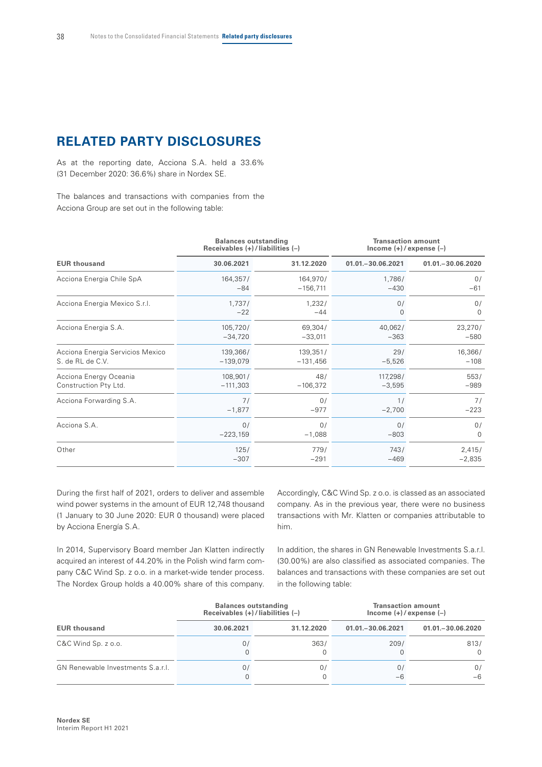# RELATED PARTY DISCLOSURES

As at the reporting date, Acciona S.A. held a 33.6% (31 December 2020: 36.6%) share in Nordex SE.

The balances and transactions with companies from the Acciona Group are set out in the following table:

| | Balances outstanding Receivables (+)/liabilities (–) | | Transaction amount Income (+)/expense (–) | |
|---|---|---|---|---|
| EUR thousand | 30.06.2021 | 31.12.2020 | 01.01.–30.06.2021 | 01.01.–30.06.2020 |
| Acciona Energia Chile SpA | 164,357/ −84 | 164,970/ −156,711 | 1,786/ −430 | 0/ −61 |
| Acciona Energia Mexico S.r.l. | 1,737/ −22 | 1,232/ −44 | 0/ 0 | 0/ 0 |
| Acciona Energia S.A. | 105,720/ −34,720 | 69,304/ −33,011 | 40,062/ −363 | 23,270/ −580 |
| Acciona Energia Servicios Mexico S. de RL de C.V. | 139,366/ −139,079 | 139,351/ −131,456 | 29/ −5,526 | 16,366/ −108 |
| Acciona Energy Oceania Construction Pty Ltd. | 108,901/ −111,303 | 48/ −106,372 | 117,298/ −3,595 | 553/ −989 |
| Acciona Forwarding S.A. | 7/ −1,877 | 0/ −977 | 1/ −2,700 | 7/ −223 |
| Acciona S.A. | 0/ −223,159 | 0/ −1,088 | 0/ −803 | 0/ 0 |
| Other | 125/ −307 | 779/ −291 | 743/ −469 | 2,415/ −2,835 |

During the first half of 2021, orders to deliver and assemble wind power systems in the amount of EUR 12,748 thousand (1 January to 30 June 2020: EUR 0 thousand) were placed by Acciona Energía S.A.

In 2014, Supervisory Board member Jan Klatten indirectly acquired an interest of 44.20% in the Polish wind farm company C&C Wind Sp. z o.o. in a market-wide tender process. The Nordex Group holds a 40.00% share of this company. Accordingly, C&C Wind Sp. z o.o. is classed as an associated company. As in the previous year, there were no business transactions with Mr. Klatten or companies attributable to him.

In addition, the shares in GN Renewable Investments S.a.r.l. (30.00%) are also classified as associated companies. The balances and transactions with these companies are set out in the following table:

| | Balances outstanding Receivables (+)/liabilities (–) | | Transaction amount Income (+)/expense (–) | |
|---|---|---|---|---|
| EUR thousand | 30.06.2021 | 31.12.2020 | 01.01.–30.06.2021 | 01.01.–30.06.2020 |
| C&C Wind Sp. z o.o. | 0/ 0 | 363/ 0 | 209/ 0 | 813/ 0 |
| GN Renewable Investments S.a.r.l. | 0/ 0 | 0/ 0 | 0/ −6 | 0/ −6 |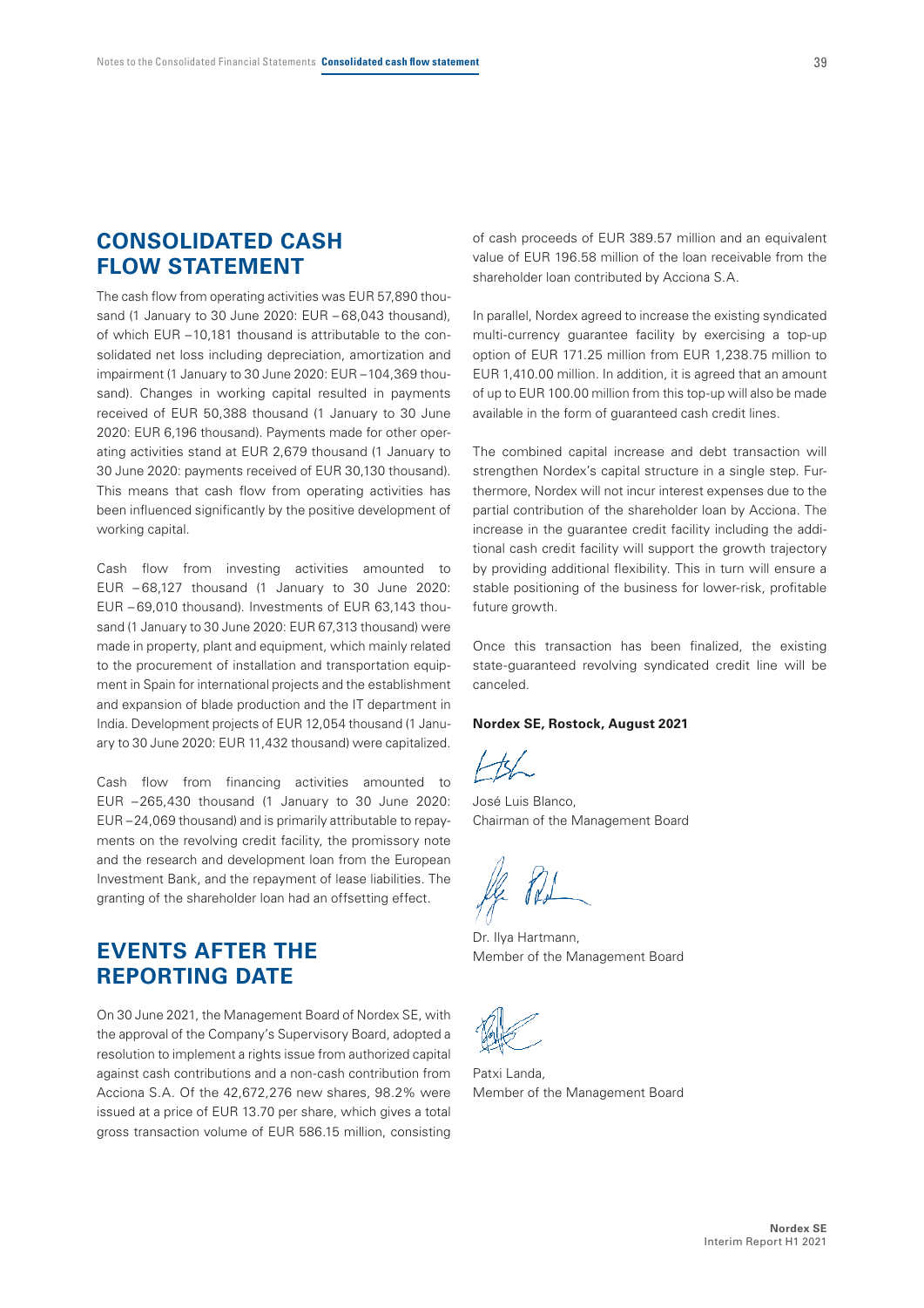## CONSOLIDATED CASH FLOW STATEMENT

The cash flow from operating activities was EUR 57,890 thousand (1 January to 30 June 2020: EUR −68,043 thousand), of which EUR −10,181 thousand is attributable to the consolidated net loss including depreciation, amortization and impairment (1 January to 30 June 2020: EUR −104,369 thousand). Changes in working capital resulted in payments received of EUR 50,388 thousand (1 January to 30 June 2020: EUR 6,196 thousand). Payments made for other operating activities stand at EUR 2,679 thousand (1 January to 30 June 2020: payments received of EUR 30,130 thousand). This means that cash flow from operating activities has been influenced significantly by the positive development of working capital.

Cash flow from investing activities amounted to EUR −68,127 thousand (1 January to 30 June 2020: EUR −69,010 thousand). Investments of EUR 63,143 thousand (1 January to 30 June 2020: EUR 67,313 thousand) were made in property, plant and equipment, which mainly related to the procurement of installation and transportation equipment in Spain for international projects and the establishment and expansion of blade production and the IT department in India. Development projects of EUR 12,054 thousand (1 January to 30 June 2020: EUR 11,432 thousand) were capitalized.

Cash flow from financing activities amounted to EUR −265,430 thousand (1 January to 30 June 2020: EUR −24,069 thousand) and is primarily attributable to repayments on the revolving credit facility, the promissory note and the research and development loan from the European Investment Bank, and the repayment of lease liabilities. The granting of the shareholder loan had an offsetting effect.

## EVENTS AFTER THE REPORTING DATE

On 30 June 2021, the Management Board of Nordex SE, with the approval of the Company's Supervisory Board, adopted a resolution to implement a rights issue from authorized capital against cash contributions and a non-cash contribution from Acciona S.A. Of the 42,672,276 new shares, 98.2% were issued at a price of EUR 13.70 per share, which gives a total gross transaction volume of EUR 586.15 million, consisting of cash proceeds of EUR 389.57 million and an equivalent value of EUR 196.58 million of the loan receivable from the shareholder loan contributed by Acciona S.A.

In parallel, Nordex agreed to increase the existing syndicated multi-currency guarantee facility by exercising a top-up option of EUR 171.25 million from EUR 1,238.75 million to EUR 1,410.00 million. In addition, it is agreed that an amount of up to EUR 100.00 million from this top-up will also be made available in the form of guaranteed cash credit lines.

The combined capital increase and debt transaction will strengthen Nordex's capital structure in a single step. Furthermore, Nordex will not incur interest expenses due to the partial contribution of the shareholder loan by Acciona. The increase in the guarantee credit facility including the additional cash credit facility will support the growth trajectory by providing additional flexibility. This in turn will ensure a stable positioning of the business for lower-risk, profitable future growth.

Once this transaction has been finalized, the existing state-guaranteed revolving syndicated credit line will be canceled.

**Nordex SE, Rostock, August 2021**

José Luis Blanco,
Chairman of the Management Board

Dr. Ilya Hartmann,
Member of the Management Board

Patxi Landa,
Member of the Management Board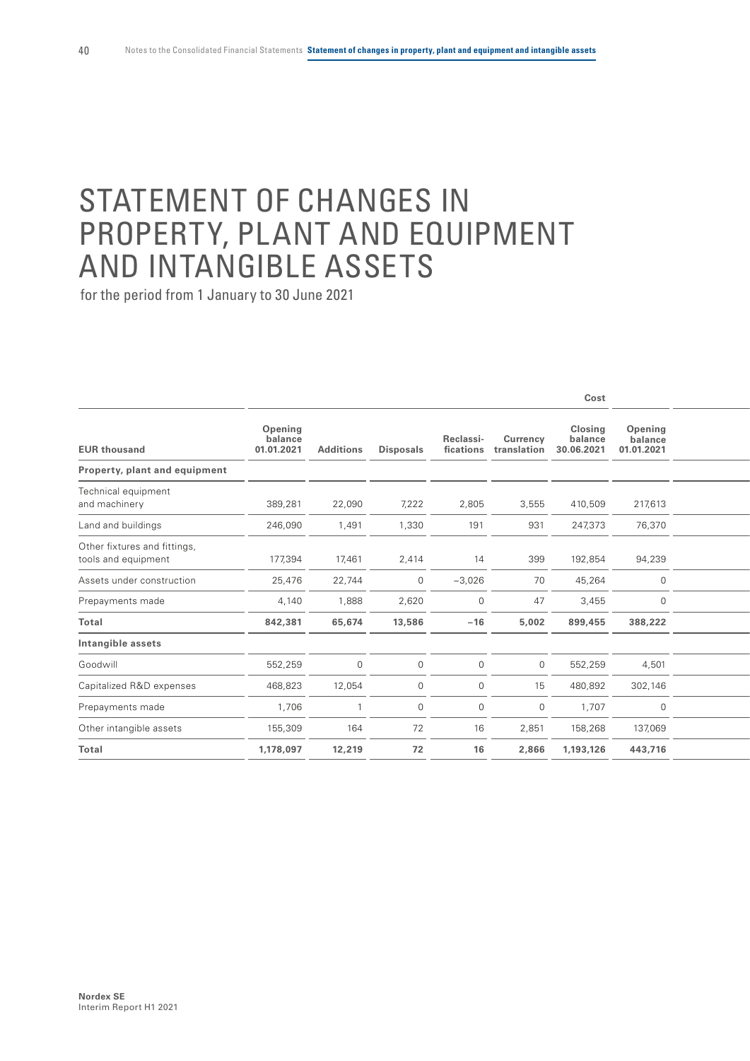# STATEMENT OF CHANGES IN PROPERTY, PLANT AND EQUIPMENT AND INTANGIBLE ASSETS

for the period from 1 January to 30 June 2021

| | Cost | | | | | | |
|---|---|---|---|---|---|---|---|
| EUR thousand | Opening balance 01.01.2021 | Additions | Disposals | Reclassi-fications | Currency translation | Closing balance 30.06.2021 | Opening balance 01.01.2021 |
| **Property, plant and equipment** | | | | | | | |
| Technical equipment and machinery | 389,281 | 22,090 | 7,222 | 2,805 | 3,555 | 410,509 | 217,613 |
| Land and buildings | 246,090 | 1,491 | 1,330 | 191 | 931 | 247,373 | 76,370 |
| Other fixtures and fittings, tools and equipment | 177,394 | 17,461 | 2,414 | 14 | 399 | 192,854 | 94,239 |
| Assets under construction | 25,476 | 22,744 | 0 | −3,026 | 70 | 45,264 | 0 |
| Prepayments made | 4,140 | 1,888 | 2,620 | 0 | 47 | 3,455 | 0 |
| **Total** | **842,381** | **65,674** | **13,586** | **−16** | **5,002** | **899,455** | **388,222** |
| **Intangible assets** | | | | | | | |
| Goodwill | 552,259 | 0 | 0 | 0 | 0 | 552,259 | 4,501 |
| Capitalized R&D expenses | 468,823 | 12,054 | 0 | 0 | 15 | 480,892 | 302,146 |
| Prepayments made | 1,706 | 1 | 0 | 0 | 0 | 1,707 | 0 |
| Other intangible assets | 155,309 | 164 | 72 | 16 | 2,851 | 158,268 | 137,069 |
| **Total** | **1,178,097** | **12,219** | **72** | **16** | **2,866** | **1,193,126** | **443,716** |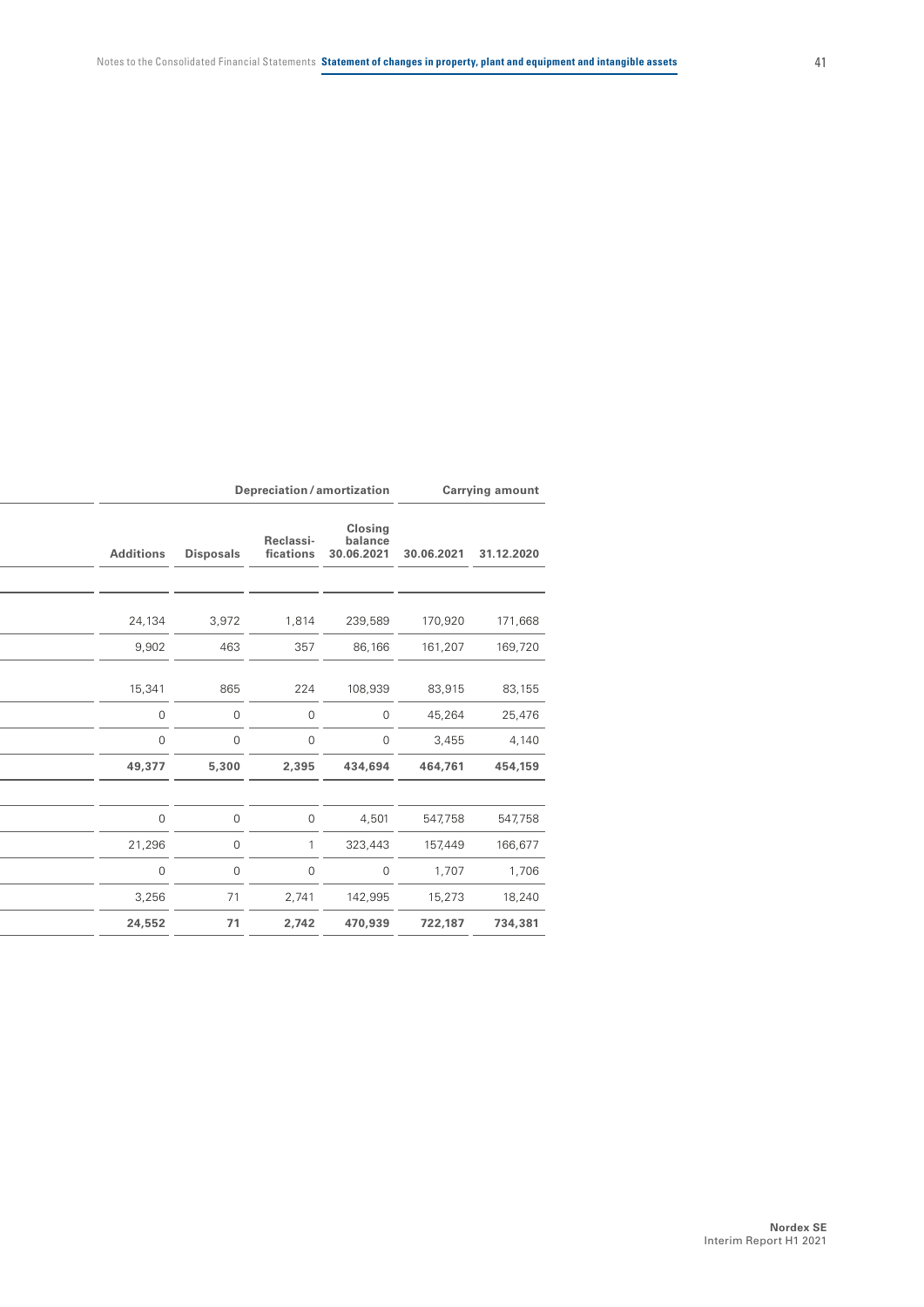| Depreciation / amortization | | | | Carrying amount | |
|---|---|---|---|---|---|
| Additions | Disposals | Reclassi-fications | Closing balance 30.06.2021 | 30.06.2021 | 31.12.2020 |
| | | | | | |
| 24,134 | 3,972 | 1,814 | 239,589 | 170,920 | 171,668 |
| 9,902 | 463 | 357 | 86,166 | 161,207 | 169,720 |
| 15,341 | 865 | 224 | 108,939 | 83,915 | 83,155 |
| 0 | 0 | 0 | 0 | 45,264 | 25,476 |
| 0 | 0 | 0 | 0 | 3,455 | 4,140 |
| **49,377** | **5,300** | **2,395** | **434,694** | **464,761** | **454,159** |
| | | | | | |
| 0 | 0 | 0 | 4,501 | 547,758 | 547,758 |
| 21,296 | 0 | 1 | 323,443 | 157,449 | 166,677 |
| 0 | 0 | 0 | 0 | 1,707 | 1,706 |
| 3,256 | 71 | 2,741 | 142,995 | 15,273 | 18,240 |
| **24,552** | **71** | **2,742** | **470,939** | **722,187** | **734,381** |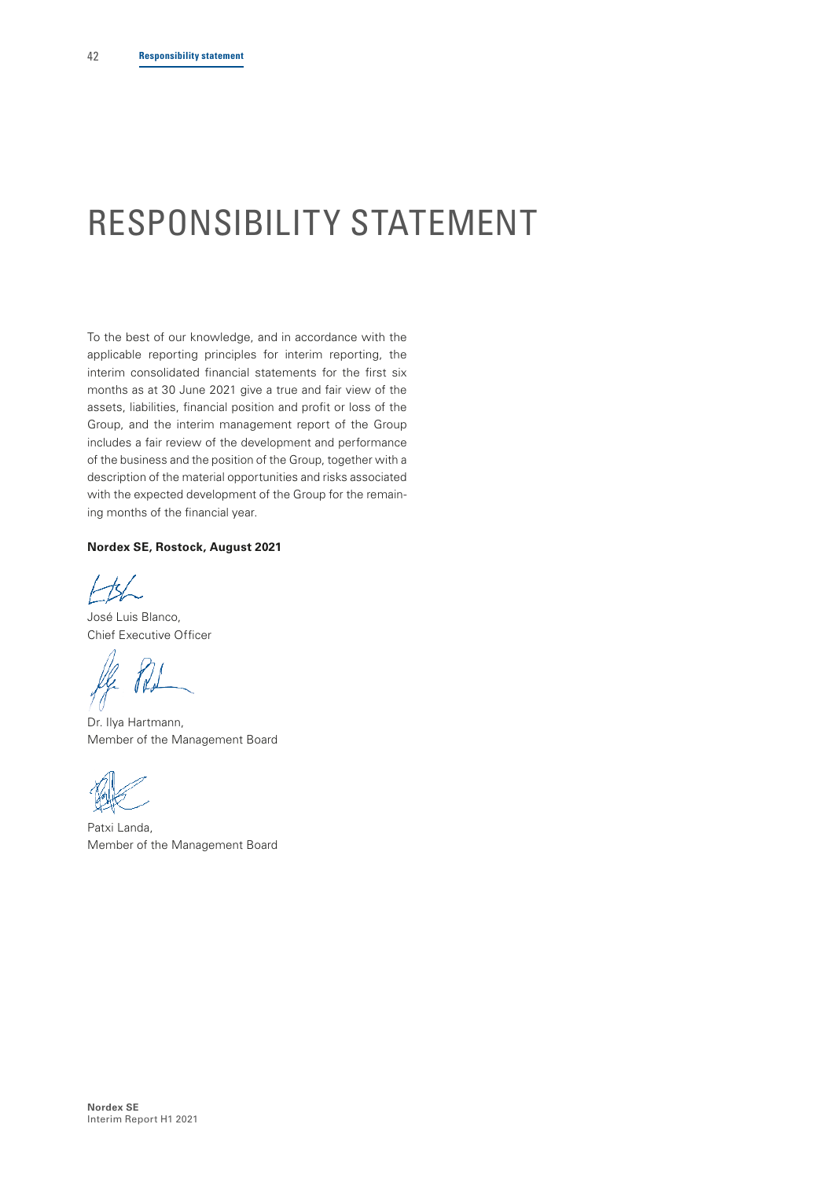# RESPONSIBILITY STATEMENT

To the best of our knowledge, and in accordance with the applicable reporting principles for interim reporting, the interim consolidated financial statements for the first six months as at 30 June 2021 give a true and fair view of the assets, liabilities, financial position and profit or loss of the Group, and the interim management report of the Group includes a fair review of the development and performance of the business and the position of the Group, together with a description of the material opportunities and risks associated with the expected development of the Group for the remaining months of the financial year.

**Nordex SE, Rostock, August 2021**

José Luis Blanco,
Chief Executive Officer

Dr. Ilya Hartmann,
Member of the Management Board

Patxi Landa,
Member of the Management Board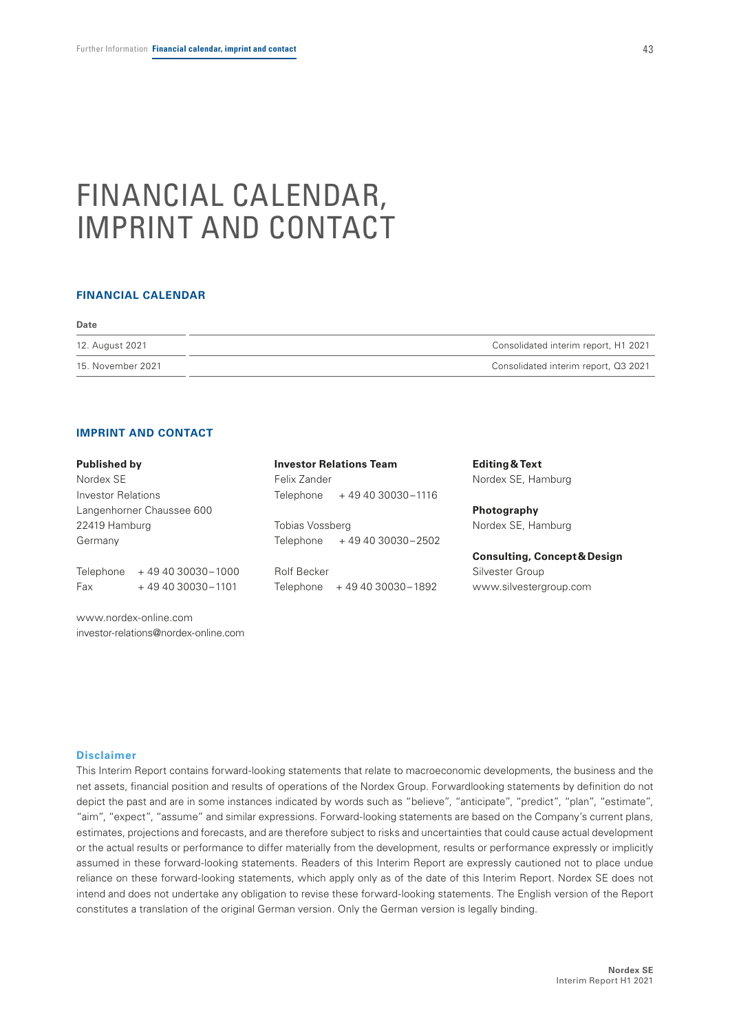# FINANCIAL CALENDAR, IMPRINT AND CONTACT

## FINANCIAL CALENDAR

| Date | |
|---|---|
| 12. August 2021 | Consolidated interim report, H1 2021 |
| 15. November 2021 | Consolidated interim report, Q3 2021 |

## IMPRINT AND CONTACT

**Published by**
Nordex SE
Investor Relations
Langenhorner Chaussee 600
22419 Hamburg
Germany

Telephone + 49 40 30030 – 1000
Fax + 49 40 30030 – 1101

www.nordex-online.com
investor-relations@nordex-online.com

**Investor Relations Team**
Felix Zander
Telephone + 49 40 30030 – 1116

Tobias Vossberg
Telephone + 49 40 30030 – 2502

Rolf Becker
Telephone + 49 40 30030 – 1892

**Editing & Text**
Nordex SE, Hamburg

**Photography**
Nordex SE, Hamburg

**Consulting, Concept & Design**
Silvester Group
www.silvestergroup.com

**Disclaimer**

This Interim Report contains forward-looking statements that relate to macroeconomic developments, the business and the net assets, financial position and results of operations of the Nordex Group. Forwardlooking statements by definition do not depict the past and are in some instances indicated by words such as "believe", "anticipate", "predict", "plan", "estimate", "aim", "expect", "assume" and similar expressions. Forward-looking statements are based on the Company's current plans, estimates, projections and forecasts, and are therefore subject to risks and uncertainties that could cause actual development or the actual results or performance to differ materially from the development, results or performance expressly or implicitly assumed in these forward-looking statements. Readers of this Interim Report are expressly cautioned not to place undue reliance on these forward-looking statements, which apply only as of the date of this Interim Report. Nordex SE does not intend and does not undertake any obligation to revise these forward-looking statements. The English version of the Report constitutes a translation of the original German version. Only the German version is legally binding.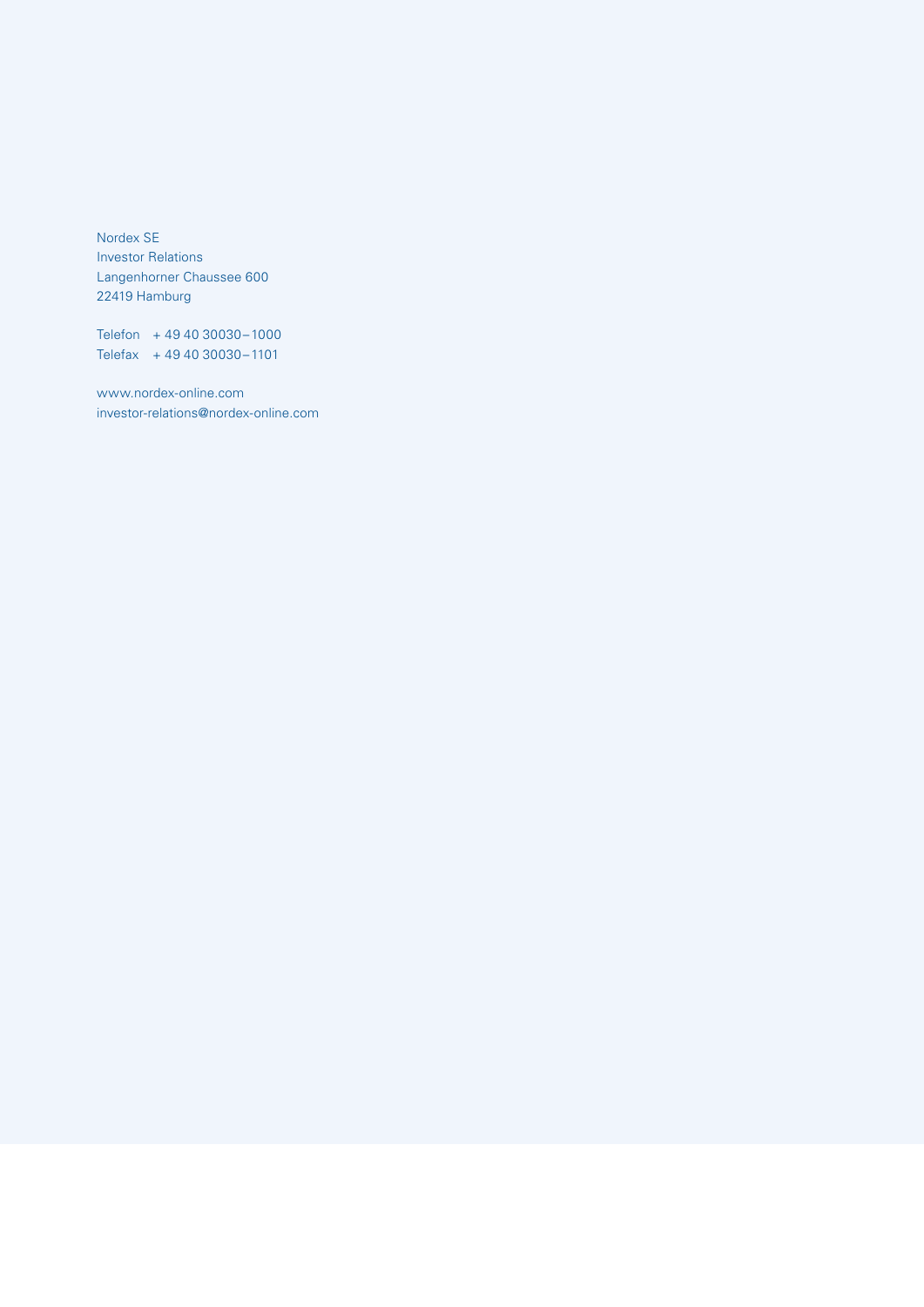Nordex SE
Investor Relations
Langenhorner Chaussee 600
22419 Hamburg

Telefon + 49 40 30030 – 1000
Telefax + 49 40 30030 – 1101

www.nordex-online.com
investor-relations@nordex-online.com